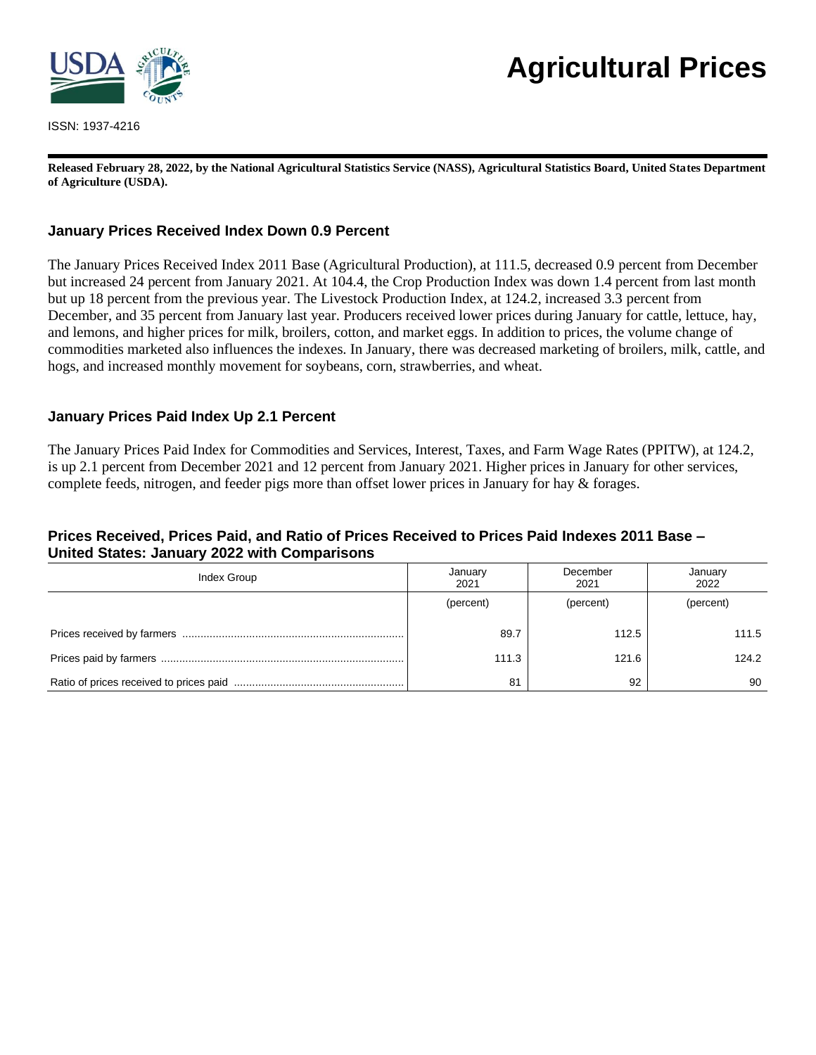# Agricultural Prices

ISSN: 1937-4216

**Released February 28, 2022, by the National Agricultural Statistics Service (NASS), Agricultural Statistics Board, United States Department of Agriculture (USDA).**

## January Prices Received Index Down 0.9 Percent

The January Prices Received Index 2011 Base (Agricultural Production), at 111.5, decreased 0.9 percent from December but increased 24 percent from January 2021. At 104.4, the Crop Production Index was down 1.4 percent from last month but up 18 percent from the previous year. The Livestock Production Index, at 124.2, increased 3.3 percent from December, and 35 percent from January last year. Producers received lower prices during January for cattle, lettuce, hay, and lemons, and higher prices for milk, broilers, cotton, and market eggs. In addition to prices, the volume change of commodities marketed also influences the indexes. In January, there was decreased marketing of broilers, milk, cattle, and hogs, and increased monthly movement for soybeans, corn, strawberries, and wheat.

## January Prices Paid Index Up 2.1 Percent

The January Prices Paid Index for Commodities and Services, Interest, Taxes, and Farm Wage Rates (PPITW), at 124.2, is up 2.1 percent from December 2021 and 12 percent from January 2021. Higher prices in January for other services, complete feeds, nitrogen, and feeder pigs more than offset lower prices in January for hay & forages.

## Prices Received, Prices Paid, and Ratio of Prices Received to Prices Paid Indexes 2011 Base – United States: January 2022 with Comparisons

| Index Group | January 2021 | December 2021 | January 2022 |
|---|---|---|---|
| | (percent) | (percent) | (percent) |
| Prices received by farmers | 89.7 | 112.5 | 111.5 |
| Prices paid by farmers | 111.3 | 121.6 | 124.2 |
| Ratio of prices received to prices paid | 81 | 92 | 90 |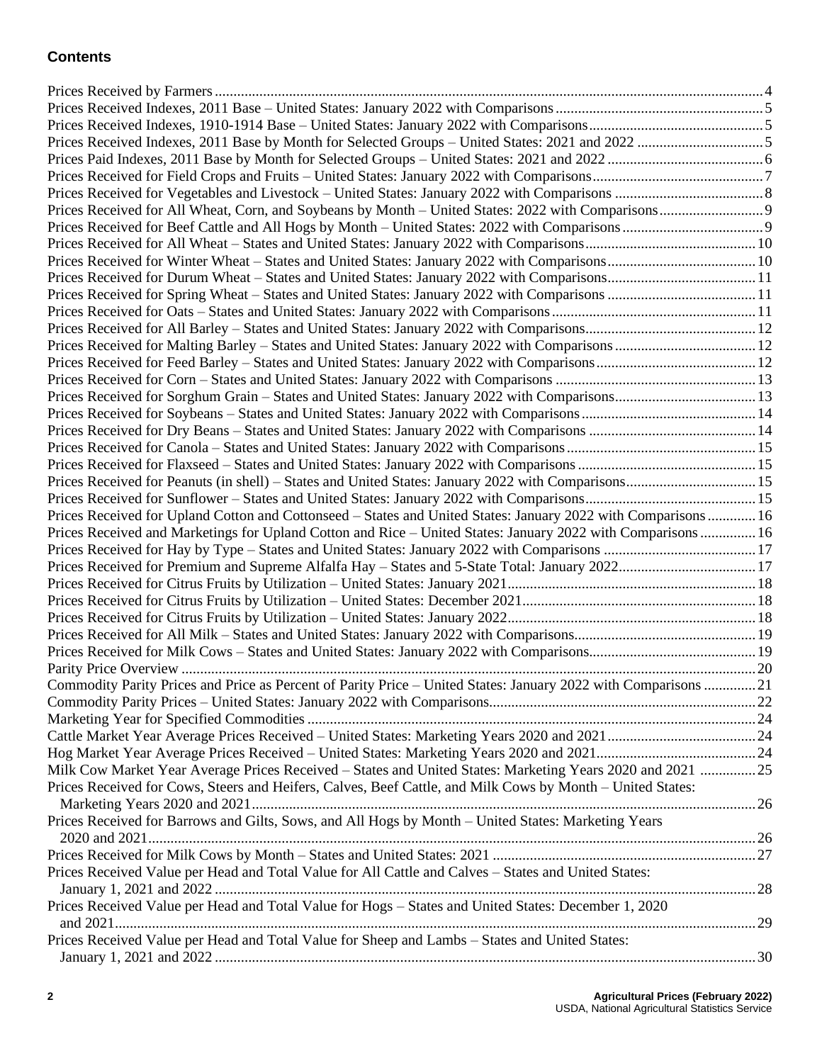## Contents

Prices Received by Farmers .......... 4
Prices Received Indexes, 2011 Base – United States: January 2022 with Comparisons .......... 5
Prices Received Indexes, 1910-1914 Base – United States: January 2022 with Comparisons .......... 5
Prices Received Indexes, 2011 Base by Month for Selected Groups – United States: 2021 and 2022 .......... 5
Prices Paid Indexes, 2011 Base by Month for Selected Groups – United States: 2021 and 2022 .......... 6
Prices Received for Field Crops and Fruits – United States: January 2022 with Comparisons .......... 7
Prices Received for Vegetables and Livestock – United States: January 2022 with Comparisons .......... 8
Prices Received for All Wheat, Corn, and Soybeans by Month – United States: 2022 with Comparisons .......... 9
Prices Received for Beef Cattle and All Hogs by Month – United States: 2022 with Comparisons .......... 9
Prices Received for All Wheat – States and United States: January 2022 with Comparisons .......... 10
Prices Received for Winter Wheat – States and United States: January 2022 with Comparisons .......... 10
Prices Received for Durum Wheat – States and United States: January 2022 with Comparisons .......... 11
Prices Received for Spring Wheat – States and United States: January 2022 with Comparisons .......... 11
Prices Received for Oats – States and United States: January 2022 with Comparisons .......... 11
Prices Received for All Barley – States and United States: January 2022 with Comparisons .......... 12
Prices Received for Malting Barley – States and United States: January 2022 with Comparisons .......... 12
Prices Received for Feed Barley – States and United States: January 2022 with Comparisons .......... 12
Prices Received for Corn – States and United States: January 2022 with Comparisons .......... 13
Prices Received for Sorghum Grain – States and United States: January 2022 with Comparisons .......... 13
Prices Received for Soybeans – States and United States: January 2022 with Comparisons .......... 14
Prices Received for Dry Beans – States and United States: January 2022 with Comparisons .......... 14
Prices Received for Canola – States and United States: January 2022 with Comparisons .......... 15
Prices Received for Flaxseed – States and United States: January 2022 with Comparisons .......... 15
Prices Received for Peanuts (in shell) – States and United States: January 2022 with Comparisons .......... 15
Prices Received for Sunflower – States and United States: January 2022 with Comparisons .......... 15
Prices Received for Upland Cotton and Cottonseed – States and United States: January 2022 with Comparisons .......... 16
Prices Received and Marketings for Upland Cotton and Rice – United States: January 2022 with Comparisons .......... 16
Prices Received for Hay by Type – States and United States: January 2022 with Comparisons .......... 17
Prices Received for Premium and Supreme Alfalfa Hay – States and 5-State Total: January 2022 .......... 17
Prices Received for Citrus Fruits by Utilization – United States: January 2021 .......... 18
Prices Received for Citrus Fruits by Utilization – United States: December 2021 .......... 18
Prices Received for Citrus Fruits by Utilization – United States: January 2022 .......... 18
Prices Received for All Milk – States and United States: January 2022 with Comparisons .......... 19
Prices Received for Milk Cows – States and United States: January 2022 with Comparisons .......... 19
Parity Price Overview .......... 20
Commodity Parity Prices and Price as Percent of Parity Price – United States: January 2022 with Comparisons .......... 21
Commodity Parity Prices – United States: January 2022 with Comparisons .......... 22
Marketing Year for Specified Commodities .......... 24
Cattle Market Year Average Prices Received – United States: Marketing Years 2020 and 2021 .......... 24
Hog Market Year Average Prices Received – United States: Marketing Years 2020 and 2021 .......... 24
Milk Cow Market Year Average Prices Received – States and United States: Marketing Years 2020 and 2021 .......... 25
Prices Received for Cows, Steers and Heifers, Calves, Beef Cattle, and Milk Cows by Month – United States: Marketing Years 2020 and 2021 .......... 26
Prices Received for Barrows and Gilts, Sows, and All Hogs by Month – United States: Marketing Years 2020 and 2021 .......... 26
Prices Received for Milk Cows by Month – States and United States: 2021 .......... 27
Prices Received Value per Head and Total Value for All Cattle and Calves – States and United States: January 1, 2021 and 2022 .......... 28
Prices Received Value per Head and Total Value for Hogs – States and United States: December 1, 2020 and 2021 .......... 29
Prices Received Value per Head and Total Value for Sheep and Lambs – States and United States: January 1, 2021 and 2022 .......... 30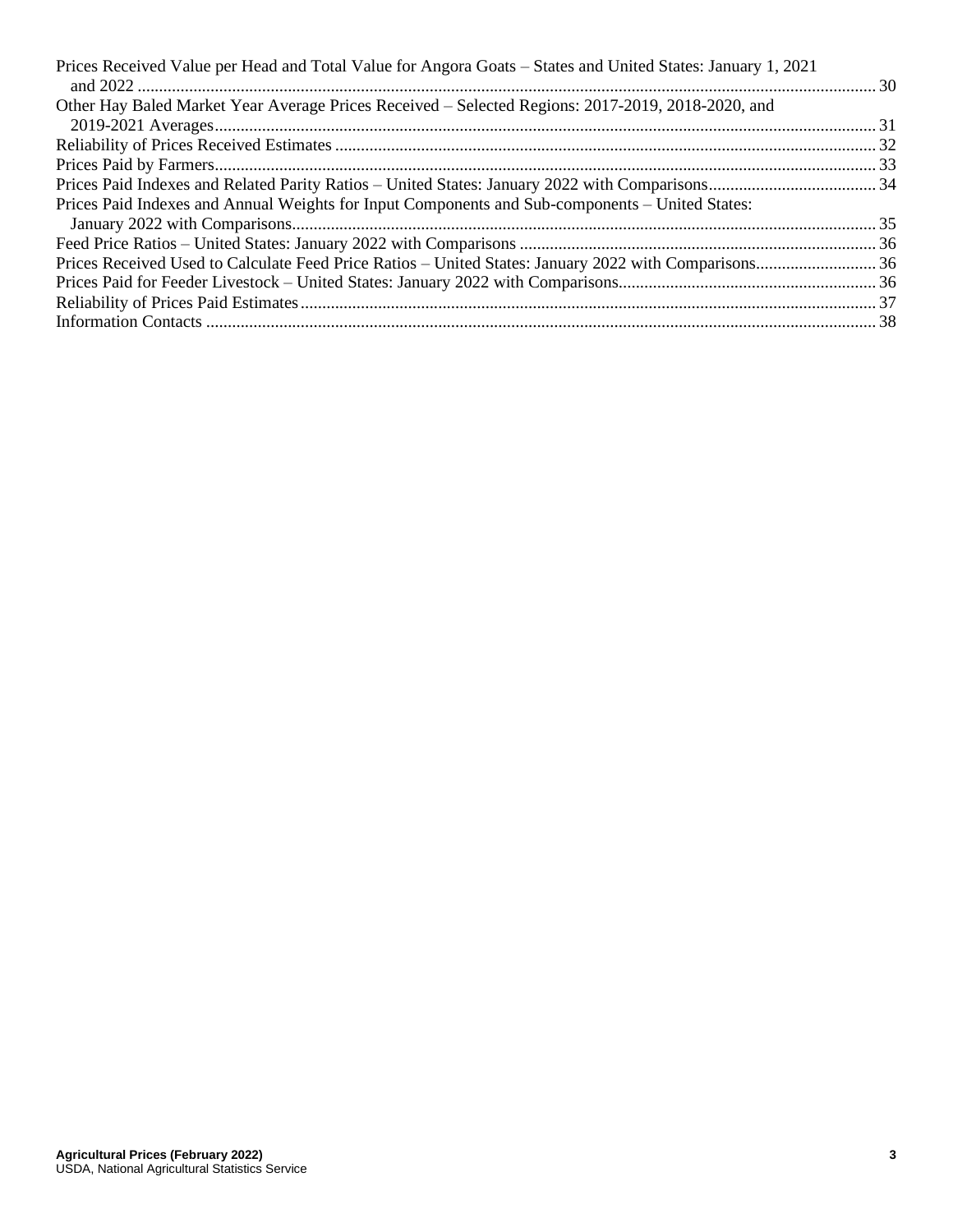Prices Received Value per Head and Total Value for Angora Goats – States and United States: January 1, 2021 and 2022 ........................................................................................................................................................ 30

Other Hay Baled Market Year Average Prices Received – Selected Regions: 2017-2019, 2018-2020, and 2019-2021 Averages........................................................................................................................................ 31

Reliability of Prices Received Estimates ............................................................................................................ 32

Prices Paid by Farmers........................................................................................................................................ 33

Prices Paid Indexes and Related Parity Ratios – United States: January 2022 with Comparisons...................................... 34

Prices Paid Indexes and Annual Weights for Input Components and Sub-components – United States: January 2022 with Comparisons....................................................................................................................... 35

Feed Price Ratios – United States: January 2022 with Comparisons .................................................................. 36

Prices Received Used to Calculate Feed Price Ratios – United States: January 2022 with Comparisons............................ 36

Prices Paid for Feeder Livestock – United States: January 2022 with Comparisons............................................................ 36

Reliability of Prices Paid Estimates..................................................................................................................... 37

Information Contacts .......................................................................................................................................... 38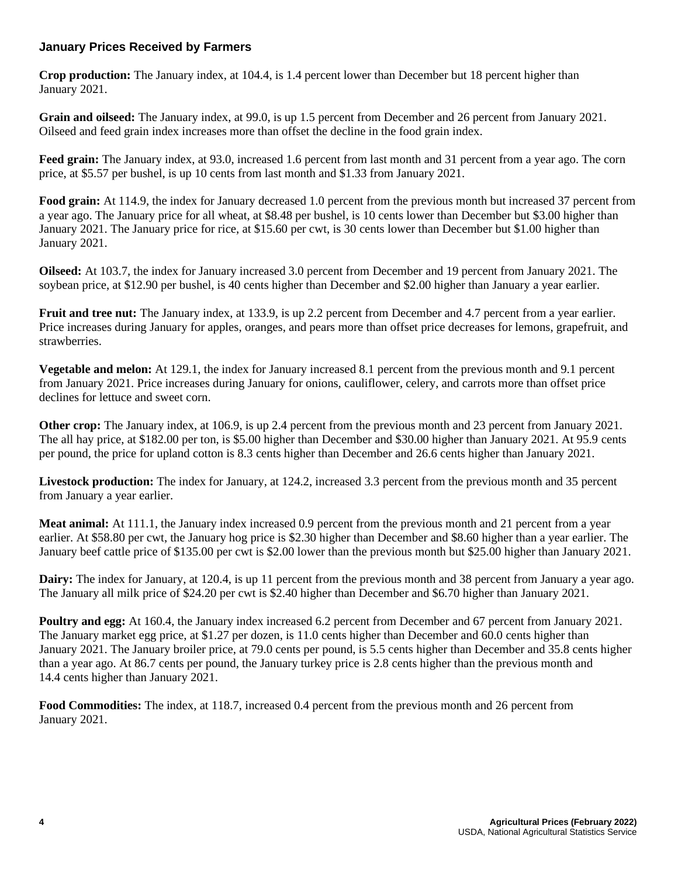## January Prices Received by Farmers

**Crop production:** The January index, at 104.4, is 1.4 percent lower than December but 18 percent higher than January 2021.

**Grain and oilseed:** The January index, at 99.0, is up 1.5 percent from December and 26 percent from January 2021. Oilseed and feed grain index increases more than offset the decline in the food grain index.

**Feed grain:** The January index, at 93.0, increased 1.6 percent from last month and 31 percent from a year ago. The corn price, at $5.57 per bushel, is up 10 cents from last month and $1.33 from January 2021.

**Food grain:** At 114.9, the index for January decreased 1.0 percent from the previous month but increased 37 percent from a year ago. The January price for all wheat, at $8.48 per bushel, is 10 cents lower than December but $3.00 higher than January 2021. The January price for rice, at $15.60 per cwt, is 30 cents lower than December but $1.00 higher than January 2021.

**Oilseed:** At 103.7, the index for January increased 3.0 percent from December and 19 percent from January 2021. The soybean price, at $12.90 per bushel, is 40 cents higher than December and $2.00 higher than January a year earlier.

**Fruit and tree nut:** The January index, at 133.9, is up 2.2 percent from December and 4.7 percent from a year earlier. Price increases during January for apples, oranges, and pears more than offset price decreases for lemons, grapefruit, and strawberries.

**Vegetable and melon:** At 129.1, the index for January increased 8.1 percent from the previous month and 9.1 percent from January 2021. Price increases during January for onions, cauliflower, celery, and carrots more than offset price declines for lettuce and sweet corn.

**Other crop:** The January index, at 106.9, is up 2.4 percent from the previous month and 23 percent from January 2021. The all hay price, at $182.00 per ton, is $5.00 higher than December and $30.00 higher than January 2021. At 95.9 cents per pound, the price for upland cotton is 8.3 cents higher than December and 26.6 cents higher than January 2021.

**Livestock production:** The index for January, at 124.2, increased 3.3 percent from the previous month and 35 percent from January a year earlier.

**Meat animal:** At 111.1, the January index increased 0.9 percent from the previous month and 21 percent from a year earlier. At $58.80 per cwt, the January hog price is $2.30 higher than December and $8.60 higher than a year earlier. The January beef cattle price of $135.00 per cwt is $2.00 lower than the previous month but $25.00 higher than January 2021.

**Dairy:** The index for January, at 120.4, is up 11 percent from the previous month and 38 percent from January a year ago. The January all milk price of $24.20 per cwt is $2.40 higher than December and $6.70 higher than January 2021.

**Poultry and egg:** At 160.4, the January index increased 6.2 percent from December and 67 percent from January 2021. The January market egg price, at $1.27 per dozen, is 11.0 cents higher than December and 60.0 cents higher than January 2021. The January broiler price, at 79.0 cents per pound, is 5.5 cents higher than December and 35.8 cents higher than a year ago. At 86.7 cents per pound, the January turkey price is 2.8 cents higher than the previous month and 14.4 cents higher than January 2021.

**Food Commodities:** The index, at 118.7, increased 0.4 percent from the previous month and 26 percent from January 2021.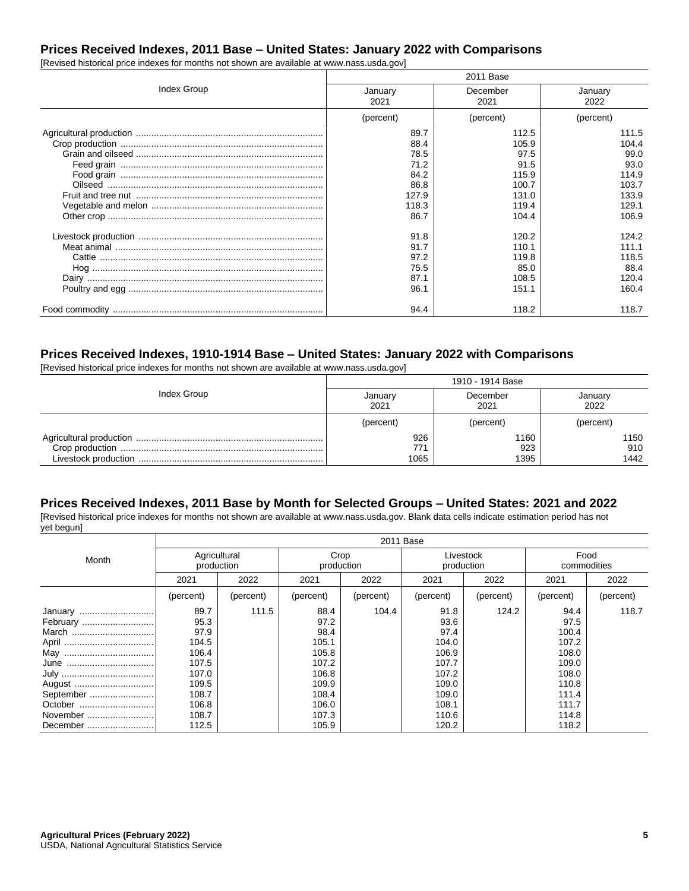## Prices Received Indexes, 2011 Base – United States: January 2022 with Comparisons

[Revised historical price indexes for months not shown are available at www.nass.usda.gov]

| Index Group | 2011 Base | | |
|---|---|---|---|
| | January 2021 | December 2021 | January 2022 |
| | (percent) | (percent) | (percent) |
| Agricultural production | 89.7 | 112.5 | 111.5 |
| Crop production | 88.4 | 105.9 | 104.4 |
| Grain and oilseed | 78.5 | 97.5 | 99.0 |
| Feed grain | 71.2 | 91.5 | 93.0 |
| Food grain | 84.2 | 115.9 | 114.9 |
| Oilseed | 86.8 | 100.7 | 103.7 |
| Fruit and tree nut | 127.9 | 131.0 | 133.9 |
| Vegetable and melon | 118.3 | 119.4 | 129.1 |
| Other crop | 86.7 | 104.4 | 106.9 |
| | | | |
| Livestock production | 91.8 | 120.2 | 124.2 |
| Meat animal | 91.7 | 110.1 | 111.1 |
| Cattle | 97.2 | 119.8 | 118.5 |
| Hog | 75.5 | 85.0 | 88.4 |
| Dairy | 87.1 | 108.5 | 120.4 |
| Poultry and egg | 96.1 | 151.1 | 160.4 |
| | | | |
| Food commodity | 94.4 | 118.2 | 118.7 |

## Prices Received Indexes, 1910-1914 Base – United States: January 2022 with Comparisons

[Revised historical price indexes for months not shown are available at www.nass.usda.gov]

| Index Group | 1910 - 1914 Base | | |
|---|---|---|---|
| | January 2021 | December 2021 | January 2022 |
| | (percent) | (percent) | (percent) |
| Agricultural production | 926 | 1160 | 1150 |
| Crop production | 771 | 923 | 910 |
| Livestock production | 1065 | 1395 | 1442 |

## Prices Received Indexes, 2011 Base by Month for Selected Groups – United States: 2021 and 2022

[Revised historical price indexes for months not shown are available at www.nass.usda.gov. Blank data cells indicate estimation period has not yet begun]

| Month | 2011 Base | | | | | | | |
|---|---|---|---|---|---|---|---|---|
| | Agricultural production | | Crop production | | Livestock production | | Food commodities | |
| | 2021 | 2022 | 2021 | 2022 | 2021 | 2022 | 2021 | 2022 |
| | (percent) | (percent) | (percent) | (percent) | (percent) | (percent) | (percent) | (percent) |
| January | 89.7 | 111.5 | 88.4 | 104.4 | 91.8 | 124.2 | 94.4 | 118.7 |
| February | 95.3 | | 97.2 | | 93.6 | | 97.5 | |
| March | 97.9 | | 98.4 | | 97.4 | | 100.4 | |
| April | 104.5 | | 105.1 | | 104.0 | | 107.2 | |
| May | 106.4 | | 105.8 | | 106.9 | | 108.0 | |
| June | 107.5 | | 107.2 | | 107.7 | | 109.0 | |
| July | 107.0 | | 106.8 | | 107.2 | | 108.0 | |
| August | 109.5 | | 109.9 | | 109.0 | | 110.8 | |
| September | 108.7 | | 108.4 | | 109.0 | | 111.4 | |
| October | 106.8 | | 106.0 | | 108.1 | | 111.7 | |
| November | 108.7 | | 107.3 | | 110.6 | | 114.8 | |
| December | 112.5 | | 105.9 | | 120.2 | | 118.2 | |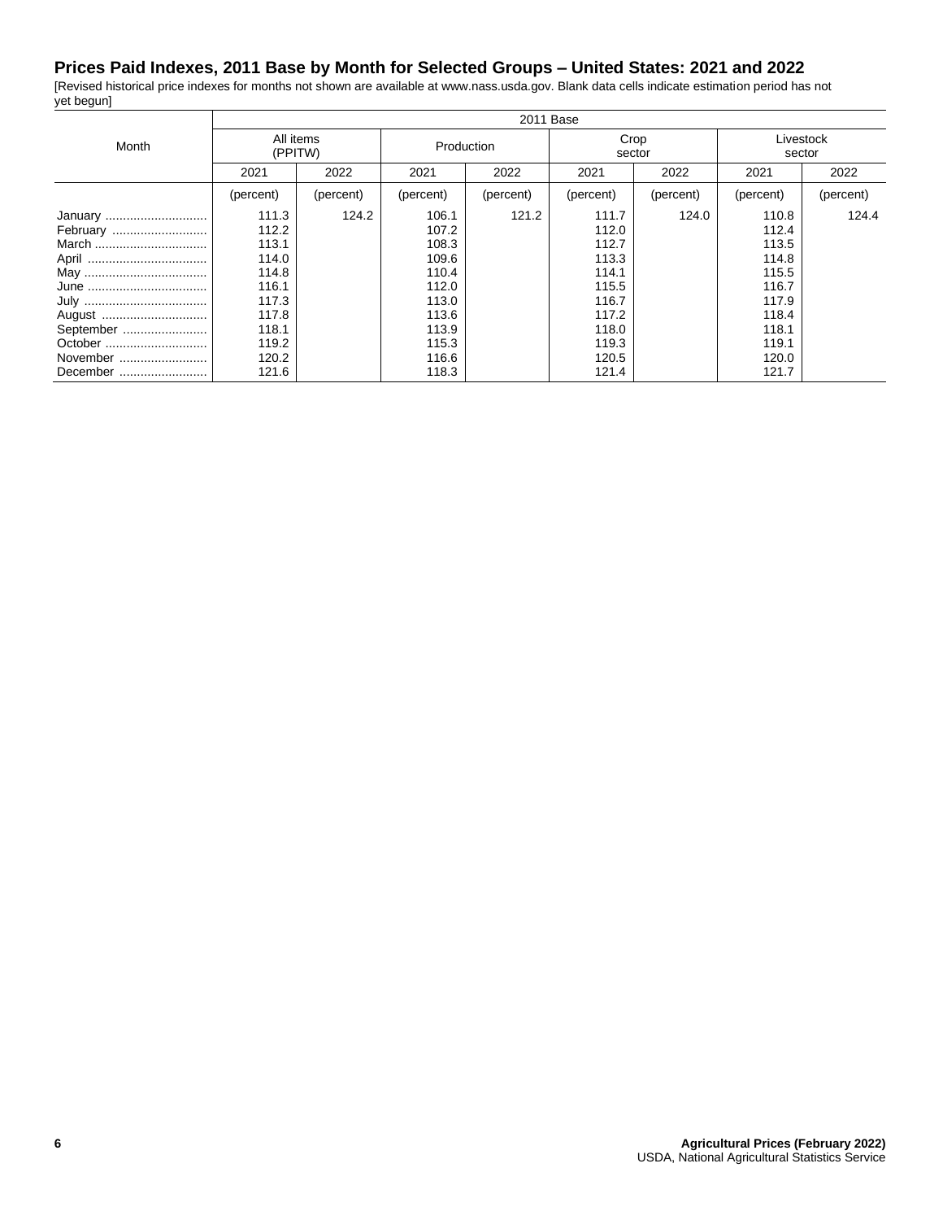## Prices Paid Indexes, 2011 Base by Month for Selected Groups – United States: 2021 and 2022

[Revised historical price indexes for months not shown are available at www.nass.usda.gov. Blank data cells indicate estimation period has not yet begun]

| Month | 2011 Base | | | | | | | |
|---|---|---|---|---|---|---|---|---|
| | All items (PPITW) | | Production | | Crop sector | | Livestock sector | |
| | 2021 | 2022 | 2021 | 2022 | 2021 | 2022 | 2021 | 2022 |
| | (percent) | (percent) | (percent) | (percent) | (percent) | (percent) | (percent) | (percent) |
| January | 111.3 | 124.2 | 106.1 | 121.2 | 111.7 | 124.0 | 110.8 | 124.4 |
| February | 112.2 | | 107.2 | | 112.0 | | 112.4 | |
| March | 113.1 | | 108.3 | | 112.7 | | 113.5 | |
| April | 114.0 | | 109.6 | | 113.3 | | 114.8 | |
| May | 114.8 | | 110.4 | | 114.1 | | 115.5 | |
| June | 116.1 | | 112.0 | | 115.5 | | 116.7 | |
| July | 117.3 | | 113.0 | | 116.7 | | 117.9 | |
| August | 117.8 | | 113.6 | | 117.2 | | 118.4 | |
| September | 118.1 | | 113.9 | | 118.0 | | 118.1 | |
| October | 119.2 | | 115.3 | | 119.3 | | 119.1 | |
| November | 120.2 | | 116.6 | | 120.5 | | 120.0 | |
| December | 121.6 | | 118.3 | | 121.4 | | 121.7 | |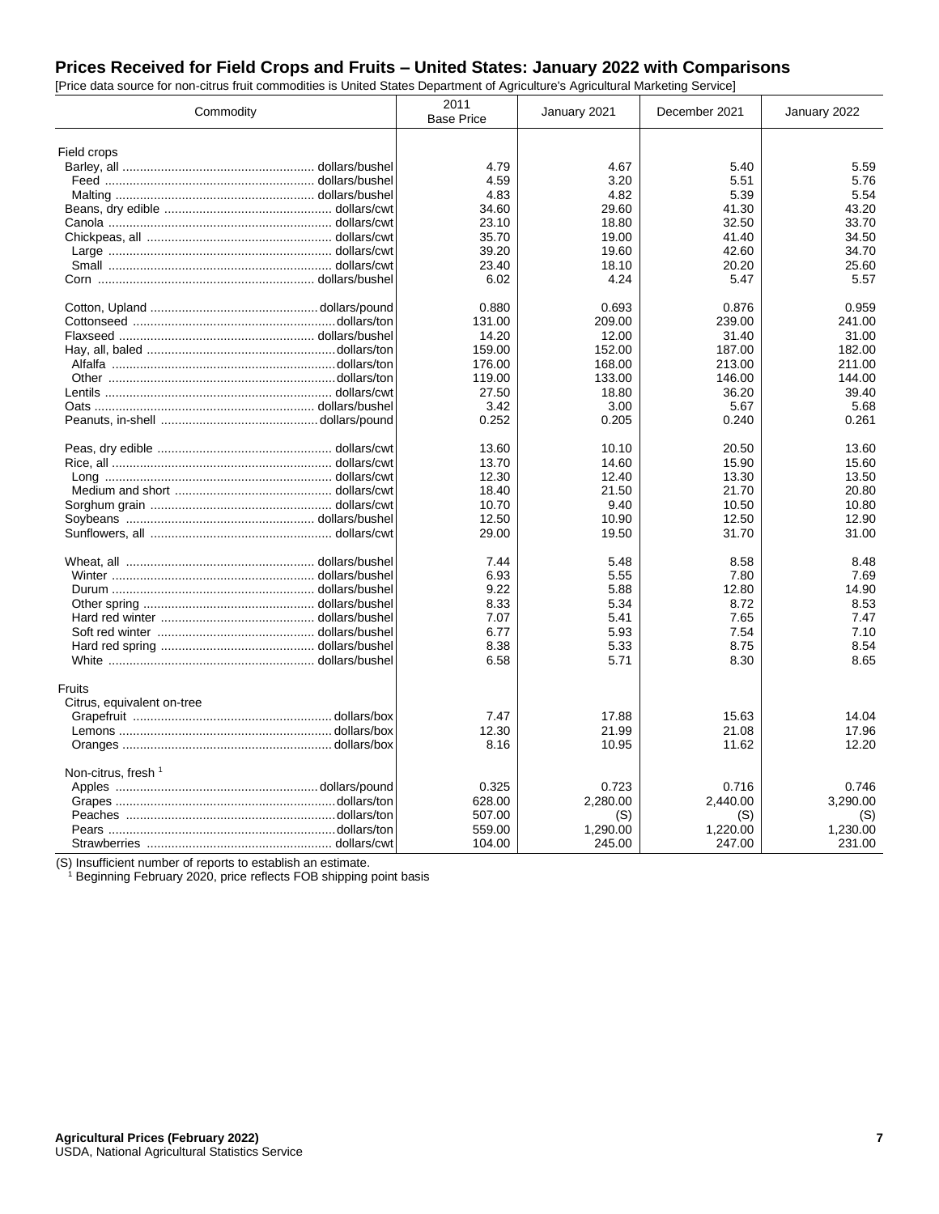## Prices Received for Field Crops and Fruits – United States: January 2022 with Comparisons

[Price data source for non-citrus fruit commodities is United States Department of Agriculture's Agricultural Marketing Service]

| Commodity | 2011 Base Price | January 2021 | December 2021 | January 2022 |
|---|---|---|---|---|
| Field crops | | | | |
| Barley, all ... dollars/bushel | 4.79 | 4.67 | 5.40 | 5.59 |
| Feed ... dollars/bushel | 4.59 | 3.20 | 5.51 | 5.76 |
| Malting ... dollars/bushel | 4.83 | 4.82 | 5.39 | 5.54 |
| Beans, dry edible ... dollars/cwt | 34.60 | 29.60 | 41.30 | 43.20 |
| Canola ... dollars/cwt | 23.10 | 18.80 | 32.50 | 33.70 |
| Chickpeas, all ... dollars/cwt | 35.70 | 19.00 | 41.40 | 34.50 |
| Large ... dollars/cwt | 39.20 | 19.60 | 42.60 | 34.70 |
| Small ... dollars/cwt | 23.40 | 18.10 | 20.20 | 25.60 |
| Corn ... dollars/bushel | 6.02 | 4.24 | 5.47 | 5.57 |
| Cotton, Upland ... dollars/pound | 0.880 | 0.693 | 0.876 | 0.959 |
| Cottonseed ... dollars/ton | 131.00 | 209.00 | 239.00 | 241.00 |
| Flaxseed ... dollars/bushel | 14.20 | 12.00 | 31.40 | 31.00 |
| Hay, all, baled ... dollars/ton | 159.00 | 152.00 | 187.00 | 182.00 |
| Alfalfa ... dollars/ton | 176.00 | 168.00 | 213.00 | 211.00 |
| Other ... dollars/ton | 119.00 | 133.00 | 146.00 | 144.00 |
| Lentils ... dollars/cwt | 27.50 | 18.80 | 36.20 | 39.40 |
| Oats ... dollars/bushel | 3.42 | 3.00 | 5.67 | 5.68 |
| Peanuts, in-shell ... dollars/pound | 0.252 | 0.205 | 0.240 | 0.261 |
| Peas, dry edible ... dollars/cwt | 13.60 | 10.10 | 20.50 | 13.60 |
| Rice, all ... dollars/cwt | 13.70 | 14.60 | 15.90 | 15.60 |
| Long ... dollars/cwt | 12.30 | 12.40 | 13.30 | 13.50 |
| Medium and short ... dollars/cwt | 18.40 | 21.50 | 21.70 | 20.80 |
| Sorghum grain ... dollars/cwt | 10.70 | 9.40 | 10.50 | 10.80 |
| Soybeans ... dollars/bushel | 12.50 | 10.90 | 12.50 | 12.90 |
| Sunflowers, all ... dollars/cwt | 29.00 | 19.50 | 31.70 | 31.00 |
| Wheat, all ... dollars/bushel | 7.44 | 5.48 | 8.58 | 8.48 |
| Winter ... dollars/bushel | 6.93 | 5.55 | 7.80 | 7.69 |
| Durum ... dollars/bushel | 9.22 | 5.88 | 12.80 | 14.90 |
| Other spring ... dollars/bushel | 8.33 | 5.34 | 8.72 | 8.53 |
| Hard red winter ... dollars/bushel | 7.07 | 5.41 | 7.65 | 7.47 |
| Soft red winter ... dollars/bushel | 6.77 | 5.93 | 7.54 | 7.10 |
| Hard red spring ... dollars/bushel | 8.38 | 5.33 | 8.75 | 8.54 |
| White ... dollars/bushel | 6.58 | 5.71 | 8.30 | 8.65 |
| Fruits | | | | |
| Citrus, equivalent on-tree | | | | |
| Grapefruit ... dollars/box | 7.47 | 17.88 | 15.63 | 14.04 |
| Lemons ... dollars/box | 12.30 | 21.99 | 21.08 | 17.96 |
| Oranges ... dollars/box | 8.16 | 10.95 | 11.62 | 12.20 |
| Non-citrus, fresh [1] | | | | |
| Apples ... dollars/pound | 0.325 | 0.723 | 0.716 | 0.746 |
| Grapes ... dollars/ton | 628.00 | 2,280.00 | 2,440.00 | 3,290.00 |
| Peaches ... dollars/ton | 507.00 | (S) | (S) | (S) |
| Pears ... dollars/ton | 559.00 | 1,290.00 | 1,220.00 | 1,230.00 |
| Strawberries ... dollars/cwt | 104.00 | 245.00 | 247.00 | 231.00 |

(S) Insufficient number of reports to establish an estimate.
[1] Beginning February 2020, price reflects FOB shipping point basis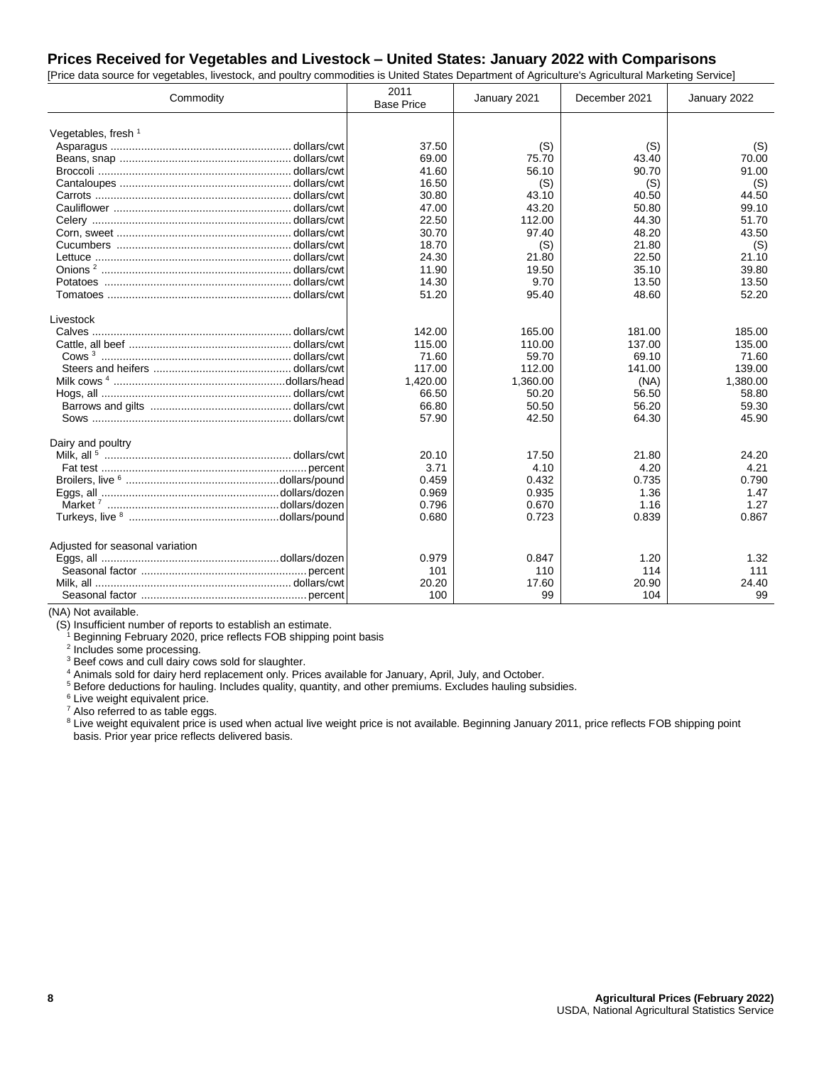## Prices Received for Vegetables and Livestock – United States: January 2022 with Comparisons

[Price data source for vegetables, livestock, and poultry commodities is United States Department of Agriculture's Agricultural Marketing Service]

| Commodity | 2011 Base Price | January 2021 | December 2021 | January 2022 |
|---|---|---|---|---|
| Vegetables, fresh [1] | | | | |
| Asparagus ........ dollars/cwt | 37.50 | (S) | (S) | (S) |
| Beans, snap ........ dollars/cwt | 69.00 | 75.70 | 43.40 | 70.00 |
| Broccoli ........ dollars/cwt | 41.60 | 56.10 | 90.70 | 91.00 |
| Cantaloupes ........ dollars/cwt | 16.50 | (S) | (S) | (S) |
| Carrots ........ dollars/cwt | 30.80 | 43.10 | 40.50 | 44.50 |
| Cauliflower ........ dollars/cwt | 47.00 | 43.20 | 50.80 | 99.10 |
| Celery ........ dollars/cwt | 22.50 | 112.00 | 44.30 | 51.70 |
| Corn, sweet ........ dollars/cwt | 30.70 | 97.40 | 48.20 | 43.50 |
| Cucumbers ........ dollars/cwt | 18.70 | (S) | 21.80 | (S) |
| Lettuce ........ dollars/cwt | 24.30 | 21.80 | 22.50 | 21.10 |
| Onions [2] ........ dollars/cwt | 11.90 | 19.50 | 35.10 | 39.80 |
| Potatoes ........ dollars/cwt | 14.30 | 9.70 | 13.50 | 13.50 |
| Tomatoes ........ dollars/cwt | 51.20 | 95.40 | 48.60 | 52.20 |
| Livestock | | | | |
| Calves ........ dollars/cwt | 142.00 | 165.00 | 181.00 | 185.00 |
| Cattle, all beef ........ dollars/cwt | 115.00 | 110.00 | 137.00 | 135.00 |
| Cows [3] ........ dollars/cwt | 71.60 | 59.70 | 69.10 | 71.60 |
| Steers and heifers ........ dollars/cwt | 117.00 | 112.00 | 141.00 | 139.00 |
| Milk cows [4] ........ dollars/head | 1,420.00 | 1,360.00 | (NA) | 1,380.00 |
| Hogs, all ........ dollars/cwt | 66.50 | 50.20 | 56.50 | 58.80 |
| Barrows and gilts ........ dollars/cwt | 66.80 | 50.50 | 56.20 | 59.30 |
| Sows ........ dollars/cwt | 57.90 | 42.50 | 64.30 | 45.90 |
| Dairy and poultry | | | | |
| Milk, all [5] ........ dollars/cwt | 20.10 | 17.50 | 21.80 | 24.20 |
| Fat test ........ percent | 3.71 | 4.10 | 4.20 | 4.21 |
| Broilers, live [6] ........ dollars/pound | 0.459 | 0.432 | 0.735 | 0.790 |
| Eggs, all ........ dollars/dozen | 0.969 | 0.935 | 1.36 | 1.47 |
| Market [7] ........ dollars/dozen | 0.796 | 0.670 | 1.16 | 1.27 |
| Turkeys, live [8] ........ dollars/pound | 0.680 | 0.723 | 0.839 | 0.867 |
| Adjusted for seasonal variation | | | | |
| Eggs, all ........ dollars/dozen | 0.979 | 0.847 | 1.20 | 1.32 |
| Seasonal factor ........ percent | 101 | 110 | 114 | 111 |
| Milk, all ........ dollars/cwt | 20.20 | 17.60 | 20.90 | 24.40 |
| Seasonal factor ........ percent | 100 | 99 | 104 | 99 |

(NA) Not available.

(S) Insufficient number of reports to establish an estimate.

[1] Beginning February 2020, price reflects FOB shipping point basis

[2] Includes some processing.

[3] Beef cows and cull dairy cows sold for slaughter.

[4] Animals sold for dairy herd replacement only. Prices available for January, April, July, and October.

[5] Before deductions for hauling. Includes quality, quantity, and other premiums. Excludes hauling subsidies.

[6] Live weight equivalent price.

[7] Also referred to as table eggs.

[8] Live weight equivalent price is used when actual live weight price is not available. Beginning January 2011, price reflects FOB shipping point basis. Prior year price reflects delivered basis.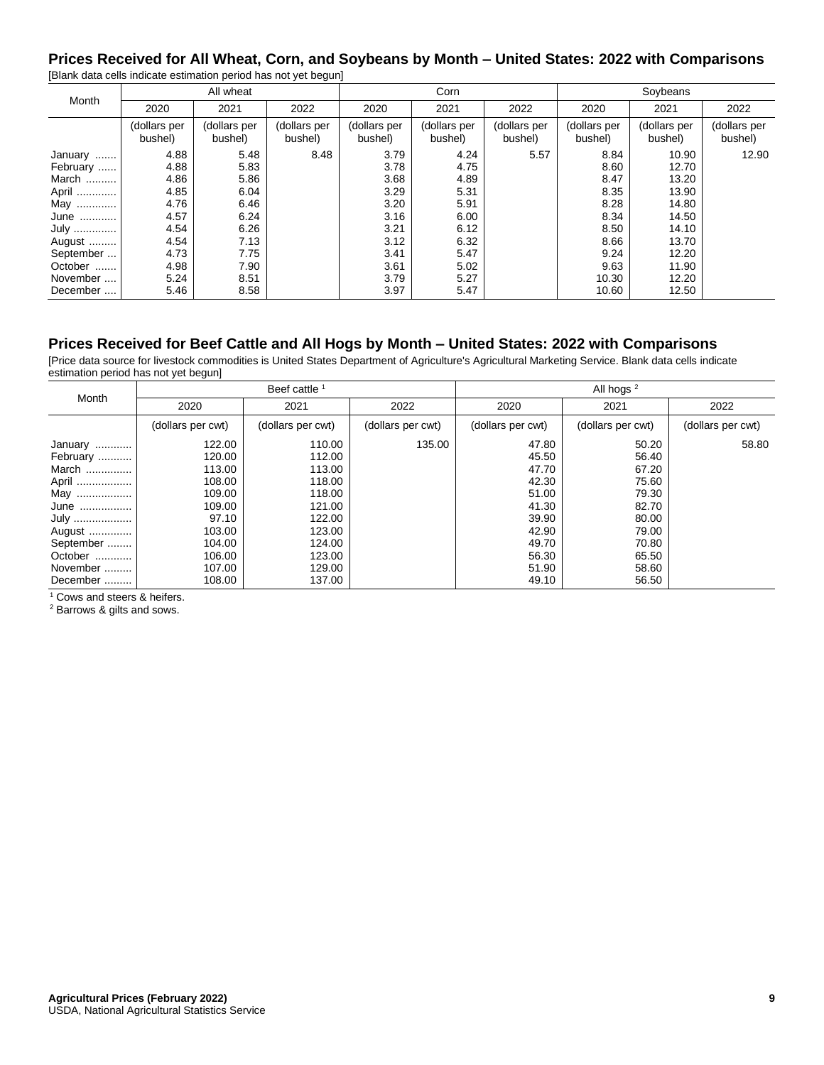## Prices Received for All Wheat, Corn, and Soybeans by Month – United States: 2022 with Comparisons

[Blank data cells indicate estimation period has not yet begun]

| Month | All wheat | | | Corn | | | Soybeans | | |
|---|---|---|---|---|---|---|---|---|---|
| | 2020 | 2021 | 2022 | 2020 | 2021 | 2022 | 2020 | 2021 | 2022 |
| | (dollars per bushel) | (dollars per bushel) | (dollars per bushel) | (dollars per bushel) | (dollars per bushel) | (dollars per bushel) | (dollars per bushel) | (dollars per bushel) | (dollars per bushel) |
| January | 4.88 | 5.48 | 8.48 | 3.79 | 4.24 | 5.57 | 8.84 | 10.90 | 12.90 |
| February | 4.88 | 5.83 | | 3.78 | 4.75 | | 8.60 | 12.70 | |
| March | 4.86 | 5.86 | | 3.68 | 4.89 | | 8.47 | 13.20 | |
| April | 4.85 | 6.04 | | 3.29 | 5.31 | | 8.35 | 13.90 | |
| May | 4.76 | 6.46 | | 3.20 | 5.91 | | 8.28 | 14.80 | |
| June | 4.57 | 6.24 | | 3.16 | 6.00 | | 8.34 | 14.50 | |
| July | 4.54 | 6.26 | | 3.21 | 6.12 | | 8.50 | 14.10 | |
| August | 4.54 | 7.13 | | 3.12 | 6.32 | | 8.66 | 13.70 | |
| September | 4.73 | 7.75 | | 3.41 | 5.47 | | 9.24 | 12.20 | |
| October | 4.98 | 7.90 | | 3.61 | 5.02 | | 9.63 | 11.90 | |
| November | 5.24 | 8.51 | | 3.79 | 5.27 | | 10.30 | 12.20 | |
| December | 5.46 | 8.58 | | 3.97 | 5.47 | | 10.60 | 12.50 | |

## Prices Received for Beef Cattle and All Hogs by Month – United States: 2022 with Comparisons

[Price data source for livestock commodities is United States Department of Agriculture's Agricultural Marketing Service. Blank data cells indicate estimation period has not yet begun]

| Month | Beef cattle [1] | | | All hogs [2] | | |
|---|---|---|---|---|---|---|
| | 2020 | 2021 | 2022 | 2020 | 2021 | 2022 |
| | (dollars per cwt) | (dollars per cwt) | (dollars per cwt) | (dollars per cwt) | (dollars per cwt) | (dollars per cwt) |
| January | 122.00 | 110.00 | 135.00 | 47.80 | 50.20 | 58.80 |
| February | 120.00 | 112.00 | | 45.50 | 56.40 | |
| March | 113.00 | 113.00 | | 47.70 | 67.20 | |
| April | 108.00 | 118.00 | | 42.30 | 75.60 | |
| May | 109.00 | 118.00 | | 51.00 | 79.30 | |
| June | 109.00 | 121.00 | | 41.30 | 82.70 | |
| July | 97.10 | 122.00 | | 39.90 | 80.00 | |
| August | 103.00 | 123.00 | | 42.90 | 79.00 | |
| September | 104.00 | 124.00 | | 49.70 | 70.80 | |
| October | 106.00 | 123.00 | | 56.30 | 65.50 | |
| November | 107.00 | 129.00 | | 51.90 | 58.60 | |
| December | 108.00 | 137.00 | | 49.10 | 56.50 | |

[1] Cows and steers & heifers.
[2] Barrows & gilts and sows.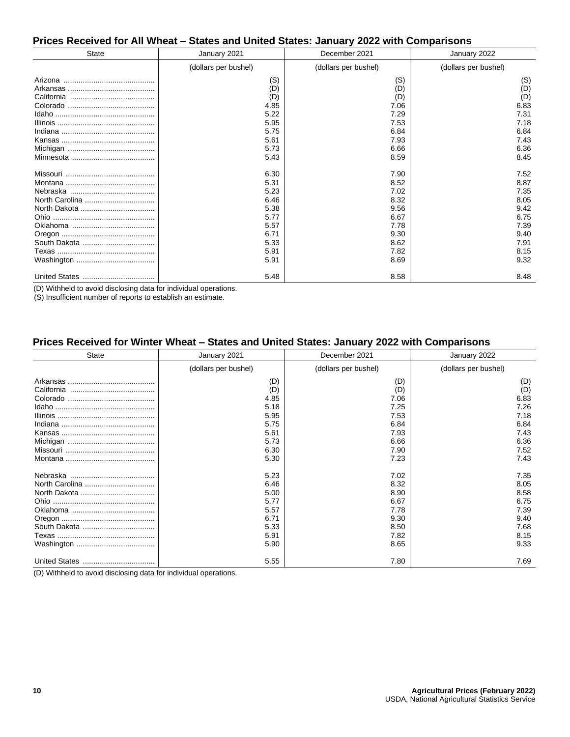## Prices Received for All Wheat – States and United States: January 2022 with Comparisons

| State | January 2021 | December 2021 | January 2022 |
|---|---|---|---|
| | (dollars per bushel) | (dollars per bushel) | (dollars per bushel) |
| Arizona | (S) | (S) | (S) |
| Arkansas | (D) | (D) | (D) |
| California | (D) | (D) | (D) |
| Colorado | 4.85 | 7.06 | 6.83 |
| Idaho | 5.22 | 7.29 | 7.31 |
| Illinois | 5.95 | 7.53 | 7.18 |
| Indiana | 5.75 | 6.84 | 6.84 |
| Kansas | 5.61 | 7.93 | 7.43 |
| Michigan | 5.73 | 6.66 | 6.36 |
| Minnesota | 5.43 | 8.59 | 8.45 |
| Missouri | 6.30 | 7.90 | 7.52 |
| Montana | 5.31 | 8.52 | 8.87 |
| Nebraska | 5.23 | 7.02 | 7.35 |
| North Carolina | 6.46 | 8.32 | 8.05 |
| North Dakota | 5.38 | 9.56 | 9.42 |
| Ohio | 5.77 | 6.67 | 6.75 |
| Oklahoma | 5.57 | 7.78 | 7.39 |
| Oregon | 6.71 | 9.30 | 9.40 |
| South Dakota | 5.33 | 8.62 | 7.91 |
| Texas | 5.91 | 7.82 | 8.15 |
| Washington | 5.91 | 8.69 | 9.32 |
| United States | 5.48 | 8.58 | 8.48 |

(D) Withheld to avoid disclosing data for individual operations.
(S) Insufficient number of reports to establish an estimate.

## Prices Received for Winter Wheat – States and United States: January 2022 with Comparisons

| State | January 2021 | December 2021 | January 2022 |
|---|---|---|---|
| | (dollars per bushel) | (dollars per bushel) | (dollars per bushel) |
| Arkansas | (D) | (D) | (D) |
| California | (D) | (D) | (D) |
| Colorado | 4.85 | 7.06 | 6.83 |
| Idaho | 5.18 | 7.25 | 7.26 |
| Illinois | 5.95 | 7.53 | 7.18 |
| Indiana | 5.75 | 6.84 | 6.84 |
| Kansas | 5.61 | 7.93 | 7.43 |
| Michigan | 5.73 | 6.66 | 6.36 |
| Missouri | 6.30 | 7.90 | 7.52 |
| Montana | 5.30 | 7.23 | 7.43 |
| Nebraska | 5.23 | 7.02 | 7.35 |
| North Carolina | 6.46 | 8.32 | 8.05 |
| North Dakota | 5.00 | 8.90 | 8.58 |
| Ohio | 5.77 | 6.67 | 6.75 |
| Oklahoma | 5.57 | 7.78 | 7.39 |
| Oregon | 6.71 | 9.30 | 9.40 |
| South Dakota | 5.33 | 8.50 | 7.68 |
| Texas | 5.91 | 7.82 | 8.15 |
| Washington | 5.90 | 8.65 | 9.33 |
| United States | 5.55 | 7.80 | 7.69 |

(D) Withheld to avoid disclosing data for individual operations.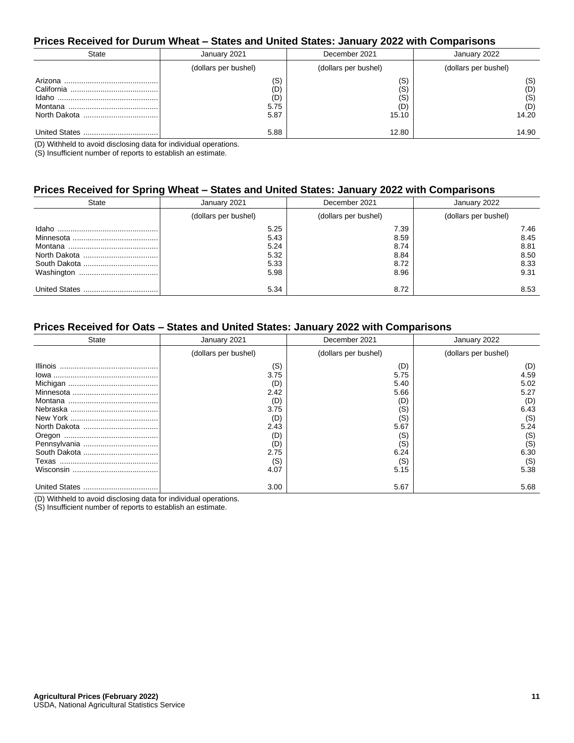## Prices Received for Durum Wheat – States and United States: January 2022 with Comparisons

| State | January 2021 | December 2021 | January 2022 |
|---|---|---|---|
| | (dollars per bushel) | (dollars per bushel) | (dollars per bushel) |
| Arizona | (S) | (S) | (S) |
| California | (D) | (S) | (D) |
| Idaho | (D) | (S) | (S) |
| Montana | 5.75 | (D) | (D) |
| North Dakota | 5.87 | 15.10 | 14.20 |
| | | | |
| United States | 5.88 | 12.80 | 14.90 |

(D) Withheld to avoid disclosing data for individual operations.
(S) Insufficient number of reports to establish an estimate.

## Prices Received for Spring Wheat – States and United States: January 2022 with Comparisons

| State | January 2021 | December 2021 | January 2022 |
|---|---|---|---|
| | (dollars per bushel) | (dollars per bushel) | (dollars per bushel) |
| Idaho | 5.25 | 7.39 | 7.46 |
| Minnesota | 5.43 | 8.59 | 8.45 |
| Montana | 5.24 | 8.74 | 8.81 |
| North Dakota | 5.32 | 8.84 | 8.50 |
| South Dakota | 5.33 | 8.72 | 8.33 |
| Washington | 5.98 | 8.96 | 9.31 |
| | | | |
| United States | 5.34 | 8.72 | 8.53 |

## Prices Received for Oats – States and United States: January 2022 with Comparisons

| State | January 2021 | December 2021 | January 2022 |
|---|---|---|---|
| | (dollars per bushel) | (dollars per bushel) | (dollars per bushel) |
| Illinois | (S) | (D) | (D) |
| Iowa | 3.75 | 5.75 | 4.59 |
| Michigan | (D) | 5.40 | 5.02 |
| Minnesota | 2.42 | 5.66 | 5.27 |
| Montana | (D) | (D) | (D) |
| Nebraska | 3.75 | (S) | 6.43 |
| New York | (D) | (S) | (S) |
| North Dakota | 2.43 | 5.67 | 5.24 |
| Oregon | (D) | (S) | (S) |
| Pennsylvania | (D) | (S) | (S) |
| South Dakota | 2.75 | 6.24 | 6.30 |
| Texas | (S) | (S) | (S) |
| Wisconsin | 4.07 | 5.15 | 5.38 |
| | | | |
| United States | 3.00 | 5.67 | 5.68 |

(D) Withheld to avoid disclosing data for individual operations.
(S) Insufficient number of reports to establish an estimate.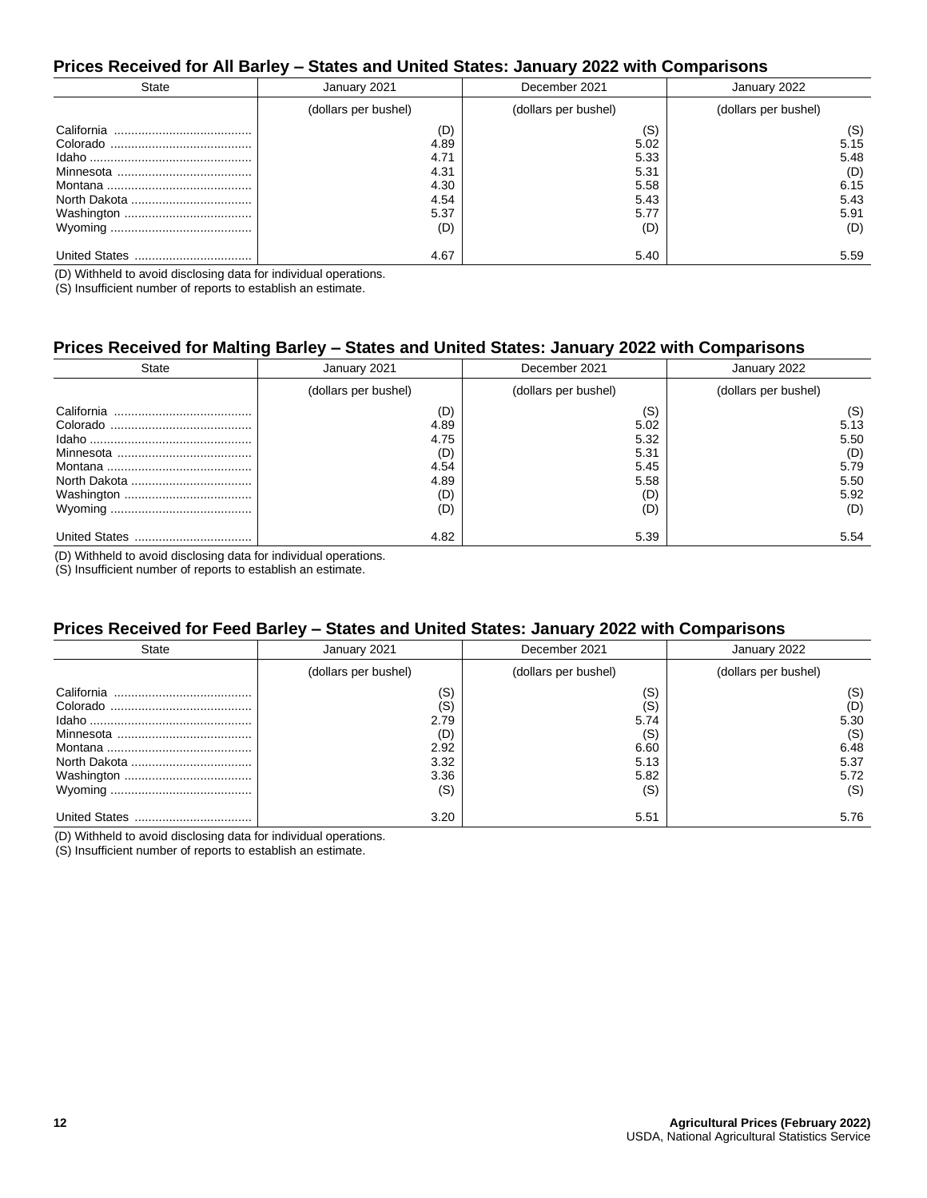## Prices Received for All Barley – States and United States: January 2022 with Comparisons

| State | January 2021 | December 2021 | January 2022 |
|---|---|---|---|
| | (dollars per bushel) | (dollars per bushel) | (dollars per bushel) |
| California | (D) | (S) | (S) |
| Colorado | 4.89 | 5.02 | 5.15 |
| Idaho | 4.71 | 5.33 | 5.48 |
| Minnesota | 4.31 | 5.31 | (D) |
| Montana | 4.30 | 5.58 | 6.15 |
| North Dakota | 4.54 | 5.43 | 5.43 |
| Washington | 5.37 | 5.77 | 5.91 |
| Wyoming | (D) | (D) | (D) |
| | | | |
| United States | 4.67 | 5.40 | 5.59 |

(D) Withheld to avoid disclosing data for individual operations.
(S) Insufficient number of reports to establish an estimate.

## Prices Received for Malting Barley – States and United States: January 2022 with Comparisons

| State | January 2021 | December 2021 | January 2022 |
|---|---|---|---|
| | (dollars per bushel) | (dollars per bushel) | (dollars per bushel) |
| California | (D) | (S) | (S) |
| Colorado | 4.89 | 5.02 | 5.13 |
| Idaho | 4.75 | 5.32 | 5.50 |
| Minnesota | (D) | 5.31 | (D) |
| Montana | 4.54 | 5.45 | 5.79 |
| North Dakota | 4.89 | 5.58 | 5.50 |
| Washington | (D) | (D) | 5.92 |
| Wyoming | (D) | (D) | (D) |
| | | | |
| United States | 4.82 | 5.39 | 5.54 |

(D) Withheld to avoid disclosing data for individual operations.
(S) Insufficient number of reports to establish an estimate.

## Prices Received for Feed Barley – States and United States: January 2022 with Comparisons

| State | January 2021 | December 2021 | January 2022 |
|---|---|---|---|
| | (dollars per bushel) | (dollars per bushel) | (dollars per bushel) |
| California | (S) | (S) | (S) |
| Colorado | (S) | (S) | (D) |
| Idaho | 2.79 | 5.74 | 5.30 |
| Minnesota | (D) | (S) | (S) |
| Montana | 2.92 | 6.60 | 6.48 |
| North Dakota | 3.32 | 5.13 | 5.37 |
| Washington | 3.36 | 5.82 | 5.72 |
| Wyoming | (S) | (S) | (S) |
| | | | |
| United States | 3.20 | 5.51 | 5.76 |

(D) Withheld to avoid disclosing data for individual operations.
(S) Insufficient number of reports to establish an estimate.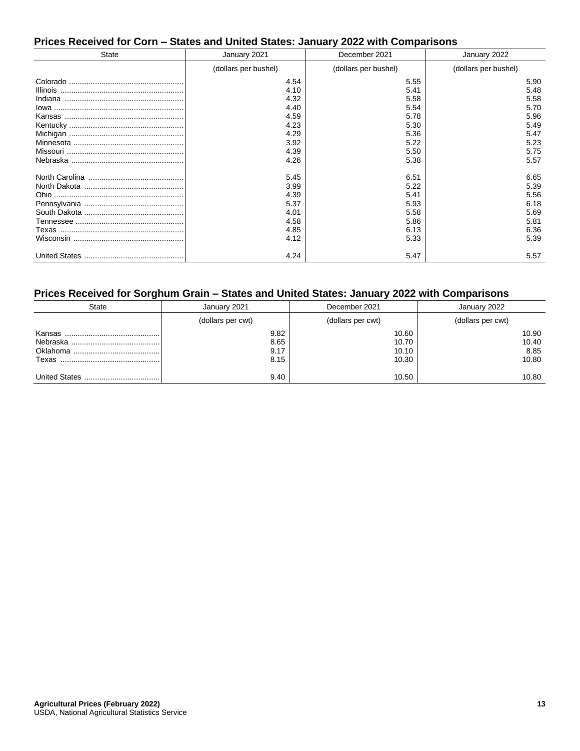## Prices Received for Corn – States and United States: January 2022 with Comparisons

| State | January 2021 | December 2021 | January 2022 |
|---|---|---|---|
| | (dollars per bushel) | (dollars per bushel) | (dollars per bushel) |
| Colorado | 4.54 | 5.55 | 5.90 |
| Illinois | 4.10 | 5.41 | 5.48 |
| Indiana | 4.32 | 5.58 | 5.58 |
| Iowa | 4.40 | 5.54 | 5.70 |
| Kansas | 4.59 | 5.78 | 5.96 |
| Kentucky | 4.23 | 5.30 | 5.49 |
| Michigan | 4.29 | 5.36 | 5.47 |
| Minnesota | 3.92 | 5.22 | 5.23 |
| Missouri | 4.39 | 5.50 | 5.75 |
| Nebraska | 4.26 | 5.38 | 5.57 |
| North Carolina | 5.45 | 6.51 | 6.65 |
| North Dakota | 3.99 | 5.22 | 5.39 |
| Ohio | 4.39 | 5.41 | 5.56 |
| Pennsylvania | 5.37 | 5.93 | 6.18 |
| South Dakota | 4.01 | 5.58 | 5.69 |
| Tennessee | 4.58 | 5.86 | 5.81 |
| Texas | 4.85 | 6.13 | 6.36 |
| Wisconsin | 4.12 | 5.33 | 5.39 |
| United States | 4.24 | 5.47 | 5.57 |

## Prices Received for Sorghum Grain – States and United States: January 2022 with Comparisons

| State | January 2021 | December 2021 | January 2022 |
|---|---|---|---|
| | (dollars per cwt) | (dollars per cwt) | (dollars per cwt) |
| Kansas | 9.82 | 10.60 | 10.90 |
| Nebraska | 8.65 | 10.70 | 10.40 |
| Oklahoma | 9.17 | 10.10 | 8.85 |
| Texas | 8.15 | 10.30 | 10.80 |
| United States | 9.40 | 10.50 | 10.80 |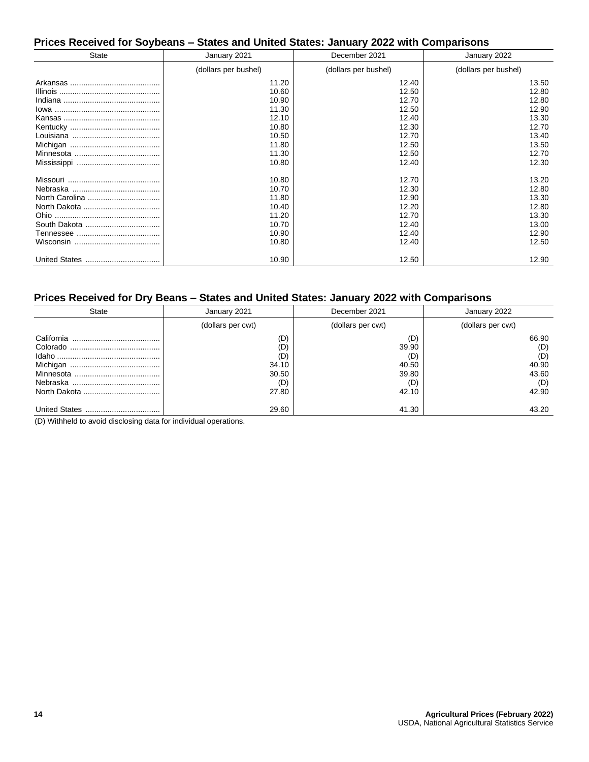## Prices Received for Soybeans – States and United States: January 2022 with Comparisons

| State | January 2021 | December 2021 | January 2022 |
|---|---|---|---|
| | (dollars per bushel) | (dollars per bushel) | (dollars per bushel) |
| Arkansas | 11.20 | 12.40 | 13.50 |
| Illinois | 10.60 | 12.50 | 12.80 |
| Indiana | 10.90 | 12.70 | 12.80 |
| Iowa | 11.30 | 12.50 | 12.90 |
| Kansas | 12.10 | 12.40 | 13.30 |
| Kentucky | 10.80 | 12.30 | 12.70 |
| Louisiana | 10.50 | 12.70 | 13.40 |
| Michigan | 11.80 | 12.50 | 13.50 |
| Minnesota | 11.30 | 12.50 | 12.70 |
| Mississippi | 10.80 | 12.40 | 12.30 |
| Missouri | 10.80 | 12.70 | 13.20 |
| Nebraska | 10.70 | 12.30 | 12.80 |
| North Carolina | 11.80 | 12.90 | 13.30 |
| North Dakota | 10.40 | 12.20 | 12.80 |
| Ohio | 11.20 | 12.70 | 13.30 |
| South Dakota | 10.70 | 12.40 | 13.00 |
| Tennessee | 10.90 | 12.40 | 12.90 |
| Wisconsin | 10.80 | 12.40 | 12.50 |
| United States | 10.90 | 12.50 | 12.90 |

## Prices Received for Dry Beans – States and United States: January 2022 with Comparisons

| State | January 2021 | December 2021 | January 2022 |
|---|---|---|---|
| | (dollars per cwt) | (dollars per cwt) | (dollars per cwt) |
| California | (D) | (D) | 66.90 |
| Colorado | (D) | 39.90 | (D) |
| Idaho | (D) | (D) | (D) |
| Michigan | 34.10 | 40.50 | 40.90 |
| Minnesota | 30.50 | 39.80 | 43.60 |
| Nebraska | (D) | (D) | (D) |
| North Dakota | 27.80 | 42.10 | 42.90 |
| United States | 29.60 | 41.30 | 43.20 |

(D) Withheld to avoid disclosing data for individual operations.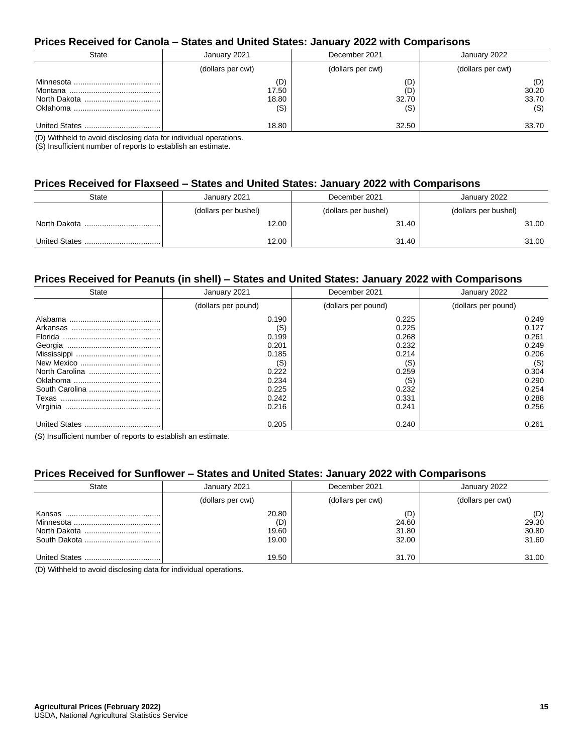## Prices Received for Canola – States and United States: January 2022 with Comparisons

| State | January 2021 | December 2021 | January 2022 |
|---|---|---|---|
| | (dollars per cwt) | (dollars per cwt) | (dollars per cwt) |
| Minnesota | (D) | (D) | (D) |
| Montana | 17.50 | (D) | 30.20 |
| North Dakota | 18.80 | 32.70 | 33.70 |
| Oklahoma | (S) | (S) | (S) |
| United States | 18.80 | 32.50 | 33.70 |

(D) Withheld to avoid disclosing data for individual operations.
(S) Insufficient number of reports to establish an estimate.

## Prices Received for Flaxseed – States and United States: January 2022 with Comparisons

| State | January 2021 | December 2021 | January 2022 |
|---|---|---|---|
| | (dollars per bushel) | (dollars per bushel) | (dollars per bushel) |
| North Dakota | 12.00 | 31.40 | 31.00 |
| United States | 12.00 | 31.40 | 31.00 |

## Prices Received for Peanuts (in shell) – States and United States: January 2022 with Comparisons

| State | January 2021 | December 2021 | January 2022 |
|---|---|---|---|
| | (dollars per pound) | (dollars per pound) | (dollars per pound) |
| Alabama | 0.190 | 0.225 | 0.249 |
| Arkansas | (S) | 0.225 | 0.127 |
| Florida | 0.199 | 0.268 | 0.261 |
| Georgia | 0.201 | 0.232 | 0.249 |
| Mississippi | 0.185 | 0.214 | 0.206 |
| New Mexico | (S) | (S) | (S) |
| North Carolina | 0.222 | 0.259 | 0.304 |
| Oklahoma | 0.234 | (S) | 0.290 |
| South Carolina | 0.225 | 0.232 | 0.254 |
| Texas | 0.242 | 0.331 | 0.288 |
| Virginia | 0.216 | 0.241 | 0.256 |
| United States | 0.205 | 0.240 | 0.261 |

(S) Insufficient number of reports to establish an estimate.

## Prices Received for Sunflower – States and United States: January 2022 with Comparisons

| State | January 2021 | December 2021 | January 2022 |
|---|---|---|---|
| | (dollars per cwt) | (dollars per cwt) | (dollars per cwt) |
| Kansas | 20.80 | (D) | (D) |
| Minnesota | (D) | 24.60 | 29.30 |
| North Dakota | 19.60 | 31.80 | 30.80 |
| South Dakota | 19.00 | 32.00 | 31.60 |
| United States | 19.50 | 31.70 | 31.00 |

(D) Withheld to avoid disclosing data for individual operations.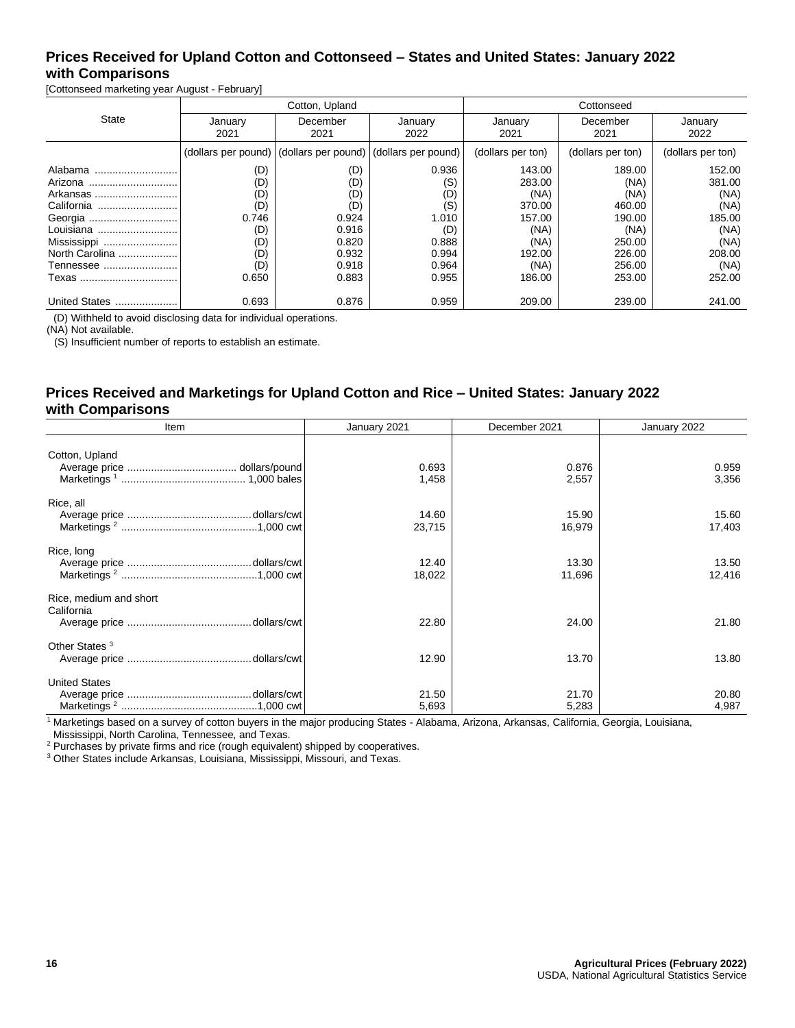## Prices Received for Upland Cotton and Cottonseed – States and United States: January 2022 with Comparisons

[Cottonseed marketing year August - February]

| State | Cotton, Upland | | | Cottonseed | | |
|---|---|---|---|---|---|---|
| | January 2021 | December 2021 | January 2022 | January 2021 | December 2021 | January 2022 |
| | (dollars per pound) | (dollars per pound) | (dollars per pound) | (dollars per ton) | (dollars per ton) | (dollars per ton) |
| Alabama | (D) | (D) | 0.936 | 143.00 | 189.00 | 152.00 |
| Arizona | (D) | (D) | (S) | 283.00 | (NA) | 381.00 |
| Arkansas | (D) | (D) | (D) | (NA) | (NA) | (NA) |
| California | (D) | (D) | (S) | 370.00 | 460.00 | (NA) |
| Georgia | 0.746 | 0.924 | 1.010 | 157.00 | 190.00 | 185.00 |
| Louisiana | (D) | 0.916 | (D) | (NA) | (NA) | (NA) |
| Mississippi | (D) | 0.820 | 0.888 | (NA) | 250.00 | (NA) |
| North Carolina | (D) | 0.932 | 0.994 | 192.00 | 226.00 | 208.00 |
| Tennessee | (D) | 0.918 | 0.964 | (NA) | 256.00 | (NA) |
| Texas | 0.650 | 0.883 | 0.955 | 186.00 | 253.00 | 252.00 |
| United States | 0.693 | 0.876 | 0.959 | 209.00 | 239.00 | 241.00 |

(D) Withheld to avoid disclosing data for individual operations.
(NA) Not available.
(S) Insufficient number of reports to establish an estimate.

## Prices Received and Marketings for Upland Cotton and Rice – United States: January 2022 with Comparisons

| Item | January 2021 | December 2021 | January 2022 |
|---|---|---|---|
| Cotton, Upland | | | |
| Average price ........ dollars/pound | 0.693 | 0.876 | 0.959 |
| Marketings [1] ........ 1,000 bales | 1,458 | 2,557 | 3,356 |
| Rice, all | | | |
| Average price ........ dollars/cwt | 14.60 | 15.90 | 15.60 |
| Marketings [2] ........ 1,000 cwt | 23,715 | 16,979 | 17,403 |
| Rice, long | | | |
| Average price ........ dollars/cwt | 12.40 | 13.30 | 13.50 |
| Marketings [2] ........ 1,000 cwt | 18,022 | 11,696 | 12,416 |
| Rice, medium and short | | | |
| California | | | |
| Average price ........ dollars/cwt | 22.80 | 24.00 | 21.80 |
| Other States [3] | | | |
| Average price ........ dollars/cwt | 12.90 | 13.70 | 13.80 |
| United States | | | |
| Average price ........ dollars/cwt | 21.50 | 21.70 | 20.80 |
| Marketings [2] ........ 1,000 cwt | 5,693 | 5,283 | 4,987 |

[1] Marketings based on a survey of cotton buyers in the major producing States - Alabama, Arizona, Arkansas, California, Georgia, Louisiana, Mississippi, North Carolina, Tennessee, and Texas.
[2] Purchases by private firms and rice (rough equivalent) shipped by cooperatives.
[3] Other States include Arkansas, Louisiana, Mississippi, Missouri, and Texas.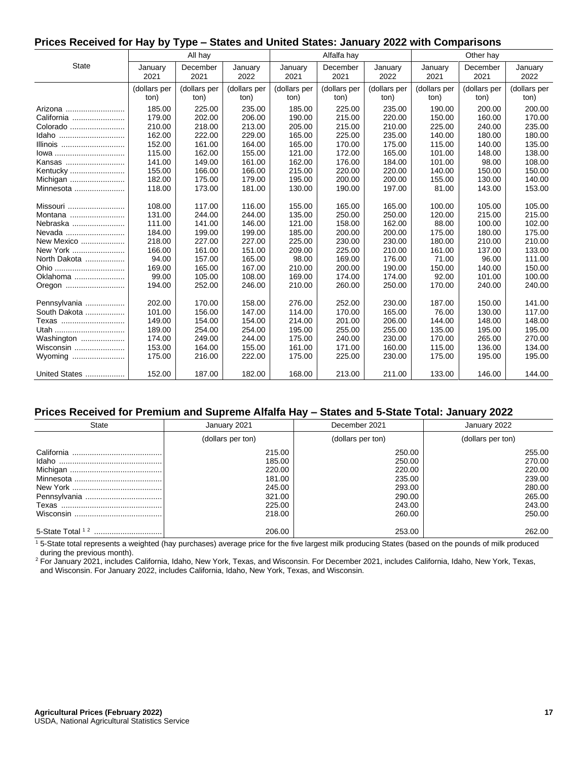## Prices Received for Hay by Type – States and United States: January 2022 with Comparisons

| State | All hay | | | Alfalfa hay | | | Other hay | | |
|---|---|---|---|---|---|---|---|---|---|
| | January 2021 | December 2021 | January 2022 | January 2021 | December 2021 | January 2022 | January 2021 | December 2021 | January 2022 |
| | (dollars per ton) | (dollars per ton) | (dollars per ton) | (dollars per ton) | (dollars per ton) | (dollars per ton) | (dollars per ton) | (dollars per ton) | (dollars per ton) |
| Arizona | 185.00 | 225.00 | 235.00 | 185.00 | 225.00 | 235.00 | 190.00 | 200.00 | 200.00 |
| California | 179.00 | 202.00 | 206.00 | 190.00 | 215.00 | 220.00 | 150.00 | 160.00 | 170.00 |
| Colorado | 210.00 | 218.00 | 213.00 | 205.00 | 215.00 | 210.00 | 225.00 | 240.00 | 235.00 |
| Idaho | 162.00 | 222.00 | 229.00 | 165.00 | 225.00 | 235.00 | 140.00 | 180.00 | 180.00 |
| Illinois | 152.00 | 161.00 | 164.00 | 165.00 | 170.00 | 175.00 | 115.00 | 140.00 | 135.00 |
| Iowa | 115.00 | 162.00 | 155.00 | 121.00 | 172.00 | 165.00 | 101.00 | 148.00 | 138.00 |
| Kansas | 141.00 | 149.00 | 161.00 | 162.00 | 176.00 | 184.00 | 101.00 | 98.00 | 108.00 |
| Kentucky | 155.00 | 166.00 | 166.00 | 215.00 | 220.00 | 220.00 | 140.00 | 150.00 | 150.00 |
| Michigan | 182.00 | 175.00 | 179.00 | 195.00 | 200.00 | 200.00 | 155.00 | 130.00 | 140.00 |
| Minnesota | 118.00 | 173.00 | 181.00 | 130.00 | 190.00 | 197.00 | 81.00 | 143.00 | 153.00 |
| Missouri | 108.00 | 117.00 | 116.00 | 155.00 | 165.00 | 165.00 | 100.00 | 105.00 | 105.00 |
| Montana | 131.00 | 244.00 | 244.00 | 135.00 | 250.00 | 250.00 | 120.00 | 215.00 | 215.00 |
| Nebraska | 111.00 | 141.00 | 146.00 | 121.00 | 158.00 | 162.00 | 88.00 | 100.00 | 102.00 |
| Nevada | 184.00 | 199.00 | 199.00 | 185.00 | 200.00 | 200.00 | 175.00 | 180.00 | 175.00 |
| New Mexico | 218.00 | 227.00 | 227.00 | 225.00 | 230.00 | 230.00 | 180.00 | 210.00 | 210.00 |
| New York | 166.00 | 161.00 | 151.00 | 209.00 | 225.00 | 210.00 | 161.00 | 137.00 | 133.00 |
| North Dakota | 94.00 | 157.00 | 165.00 | 98.00 | 169.00 | 176.00 | 71.00 | 96.00 | 111.00 |
| Ohio | 169.00 | 165.00 | 167.00 | 210.00 | 200.00 | 190.00 | 150.00 | 140.00 | 150.00 |
| Oklahoma | 99.00 | 105.00 | 108.00 | 169.00 | 174.00 | 174.00 | 92.00 | 101.00 | 100.00 |
| Oregon | 194.00 | 252.00 | 246.00 | 210.00 | 260.00 | 250.00 | 170.00 | 240.00 | 240.00 |
| Pennsylvania | 202.00 | 170.00 | 158.00 | 276.00 | 252.00 | 230.00 | 187.00 | 150.00 | 141.00 |
| South Dakota | 101.00 | 156.00 | 147.00 | 114.00 | 170.00 | 165.00 | 76.00 | 130.00 | 117.00 |
| Texas | 149.00 | 154.00 | 154.00 | 214.00 | 201.00 | 206.00 | 144.00 | 148.00 | 148.00 |
| Utah | 189.00 | 254.00 | 254.00 | 195.00 | 255.00 | 255.00 | 135.00 | 195.00 | 195.00 |
| Washington | 174.00 | 249.00 | 244.00 | 175.00 | 240.00 | 230.00 | 170.00 | 265.00 | 270.00 |
| Wisconsin | 153.00 | 164.00 | 155.00 | 161.00 | 171.00 | 160.00 | 115.00 | 136.00 | 134.00 |
| Wyoming | 175.00 | 216.00 | 222.00 | 175.00 | 225.00 | 230.00 | 175.00 | 195.00 | 195.00 |
| United States | 152.00 | 187.00 | 182.00 | 168.00 | 213.00 | 211.00 | 133.00 | 146.00 | 144.00 |

## Prices Received for Premium and Supreme Alfalfa Hay – States and 5-State Total: January 2022

| State | January 2021 | December 2021 | January 2022 |
|---|---|---|---|
| | (dollars per ton) | (dollars per ton) | (dollars per ton) |
| California | 215.00 | 250.00 | 255.00 |
| Idaho | 185.00 | 250.00 | 270.00 |
| Michigan | 220.00 | 220.00 | 220.00 |
| Minnesota | 181.00 | 235.00 | 239.00 |
| New York | 245.00 | 293.00 | 280.00 |
| Pennsylvania | 321.00 | 290.00 | 265.00 |
| Texas | 225.00 | 243.00 | 243.00 |
| Wisconsin | 218.00 | 260.00 | 250.00 |
| 5-State Total [1] [2] | 206.00 | 253.00 | 262.00 |

[1] 5-State total represents a weighted (hay purchases) average price for the five largest milk producing States (based on the pounds of milk produced during the previous month).

[2] For January 2021, includes California, Idaho, New York, Texas, and Wisconsin. For December 2021, includes California, Idaho, New York, Texas, and Wisconsin. For January 2022, includes California, Idaho, New York, Texas, and Wisconsin.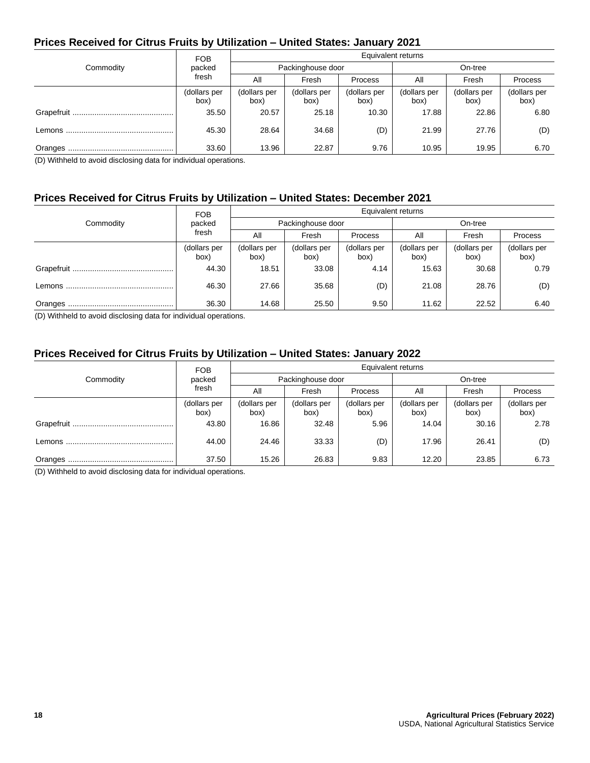## Prices Received for Citrus Fruits by Utilization – United States: January 2021

| Commodity | FOB packed fresh | Equivalent returns | | | | | |
|---|---|---|---|---|---|---|---|
| | | Packinghouse door | | | On-tree | | |
| | | All | Fresh | Process | All | Fresh | Process |
| | (dollars per box) | (dollars per box) | (dollars per box) | (dollars per box) | (dollars per box) | (dollars per box) | (dollars per box) |
| Grapefruit | 35.50 | 20.57 | 25.18 | 10.30 | 17.88 | 22.86 | 6.80 |
| Lemons | 45.30 | 28.64 | 34.68 | (D) | 21.99 | 27.76 | (D) |
| Oranges | 33.60 | 13.96 | 22.87 | 9.76 | 10.95 | 19.95 | 6.70 |

(D) Withheld to avoid disclosing data for individual operations.

## Prices Received for Citrus Fruits by Utilization – United States: December 2021

| Commodity | FOB packed fresh | Equivalent returns | | | | | |
|---|---|---|---|---|---|---|---|
| | | Packinghouse door | | | On-tree | | |
| | | All | Fresh | Process | All | Fresh | Process |
| | (dollars per box) | (dollars per box) | (dollars per box) | (dollars per box) | (dollars per box) | (dollars per box) | (dollars per box) |
| Grapefruit | 44.30 | 18.51 | 33.08 | 4.14 | 15.63 | 30.68 | 0.79 |
| Lemons | 46.30 | 27.66 | 35.68 | (D) | 21.08 | 28.76 | (D) |
| Oranges | 36.30 | 14.68 | 25.50 | 9.50 | 11.62 | 22.52 | 6.40 |

(D) Withheld to avoid disclosing data for individual operations.

## Prices Received for Citrus Fruits by Utilization – United States: January 2022

| Commodity | FOB packed fresh | Equivalent returns | | | | | |
|---|---|---|---|---|---|---|---|
| | | Packinghouse door | | | On-tree | | |
| | | All | Fresh | Process | All | Fresh | Process |
| | (dollars per box) | (dollars per box) | (dollars per box) | (dollars per box) | (dollars per box) | (dollars per box) | (dollars per box) |
| Grapefruit | 43.80 | 16.86 | 32.48 | 5.96 | 14.04 | 30.16 | 2.78 |
| Lemons | 44.00 | 24.46 | 33.33 | (D) | 17.96 | 26.41 | (D) |
| Oranges | 37.50 | 15.26 | 26.83 | 9.83 | 12.20 | 23.85 | 6.73 |

(D) Withheld to avoid disclosing data for individual operations.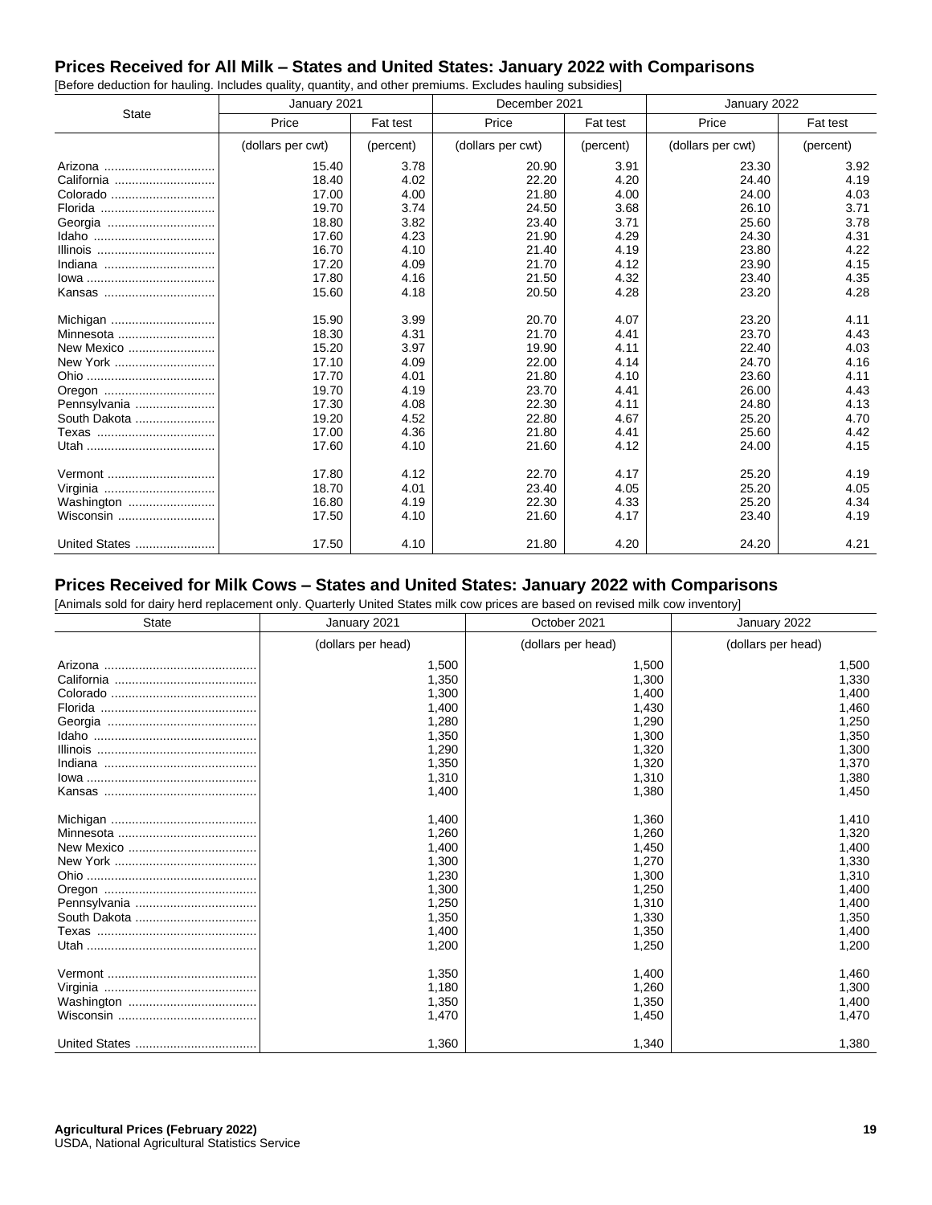## Prices Received for All Milk – States and United States: January 2022 with Comparisons

[Before deduction for hauling. Includes quality, quantity, and other premiums. Excludes hauling subsidies]

| State | January 2021 | | December 2021 | | January 2022 | |
|---|---|---|---|---|---|---|
| | Price | Fat test | Price | Fat test | Price | Fat test |
| | (dollars per cwt) | (percent) | (dollars per cwt) | (percent) | (dollars per cwt) | (percent) |
| Arizona | 15.40 | 3.78 | 20.90 | 3.91 | 23.30 | 3.92 |
| California | 18.40 | 4.02 | 22.20 | 4.20 | 24.40 | 4.19 |
| Colorado | 17.00 | 4.00 | 21.80 | 4.00 | 24.00 | 4.03 |
| Florida | 19.70 | 3.74 | 24.50 | 3.68 | 26.10 | 3.71 |
| Georgia | 18.80 | 3.82 | 23.40 | 3.71 | 25.60 | 3.78 |
| Idaho | 17.60 | 4.23 | 21.90 | 4.29 | 24.30 | 4.31 |
| Illinois | 16.70 | 4.10 | 21.40 | 4.19 | 23.80 | 4.22 |
| Indiana | 17.20 | 4.09 | 21.70 | 4.12 | 23.90 | 4.15 |
| Iowa | 17.80 | 4.16 | 21.50 | 4.32 | 23.40 | 4.35 |
| Kansas | 15.60 | 4.18 | 20.50 | 4.28 | 23.20 | 4.28 |
| Michigan | 15.90 | 3.99 | 20.70 | 4.07 | 23.20 | 4.11 |
| Minnesota | 18.30 | 4.31 | 21.70 | 4.41 | 23.70 | 4.43 |
| New Mexico | 15.20 | 3.97 | 19.90 | 4.11 | 22.40 | 4.03 |
| New York | 17.10 | 4.09 | 22.00 | 4.14 | 24.70 | 4.16 |
| Ohio | 17.70 | 4.01 | 21.80 | 4.10 | 23.60 | 4.11 |
| Oregon | 19.70 | 4.19 | 23.70 | 4.41 | 26.00 | 4.43 |
| Pennsylvania | 17.30 | 4.08 | 22.30 | 4.11 | 24.80 | 4.13 |
| South Dakota | 19.20 | 4.52 | 22.80 | 4.67 | 25.20 | 4.70 |
| Texas | 17.00 | 4.36 | 21.80 | 4.41 | 25.60 | 4.42 |
| Utah | 17.60 | 4.10 | 21.60 | 4.12 | 24.00 | 4.15 |
| Vermont | 17.80 | 4.12 | 22.70 | 4.17 | 25.20 | 4.19 |
| Virginia | 18.70 | 4.01 | 23.40 | 4.05 | 25.20 | 4.05 |
| Washington | 16.80 | 4.19 | 22.30 | 4.33 | 25.20 | 4.34 |
| Wisconsin | 17.50 | 4.10 | 21.60 | 4.17 | 23.40 | 4.19 |
| United States | 17.50 | 4.10 | 21.80 | 4.20 | 24.20 | 4.21 |

## Prices Received for Milk Cows – States and United States: January 2022 with Comparisons

[Animals sold for dairy herd replacement only. Quarterly United States milk cow prices are based on revised milk cow inventory]

| State | January 2021 | October 2021 | January 2022 |
|---|---|---|---|
| | (dollars per head) | (dollars per head) | (dollars per head) |
| Arizona | 1,500 | 1,500 | 1,500 |
| California | 1,350 | 1,300 | 1,330 |
| Colorado | 1,300 | 1,400 | 1,400 |
| Florida | 1,400 | 1,430 | 1,460 |
| Georgia | 1,280 | 1,290 | 1,250 |
| Idaho | 1,350 | 1,300 | 1,350 |
| Illinois | 1,290 | 1,320 | 1,300 |
| Indiana | 1,350 | 1,320 | 1,370 |
| Iowa | 1,310 | 1,310 | 1,380 |
| Kansas | 1,400 | 1,380 | 1,450 |
| Michigan | 1,400 | 1,360 | 1,410 |
| Minnesota | 1,260 | 1,260 | 1,320 |
| New Mexico | 1,400 | 1,450 | 1,400 |
| New York | 1,300 | 1,270 | 1,330 |
| Ohio | 1,230 | 1,300 | 1,310 |
| Oregon | 1,300 | 1,250 | 1,400 |
| Pennsylvania | 1,250 | 1,310 | 1,400 |
| South Dakota | 1,350 | 1,330 | 1,350 |
| Texas | 1,400 | 1,350 | 1,400 |
| Utah | 1,200 | 1,250 | 1,200 |
| Vermont | 1,350 | 1,400 | 1,460 |
| Virginia | 1,180 | 1,260 | 1,300 |
| Washington | 1,350 | 1,350 | 1,400 |
| Wisconsin | 1,470 | 1,450 | 1,470 |
| United States | 1,360 | 1,340 | 1,380 |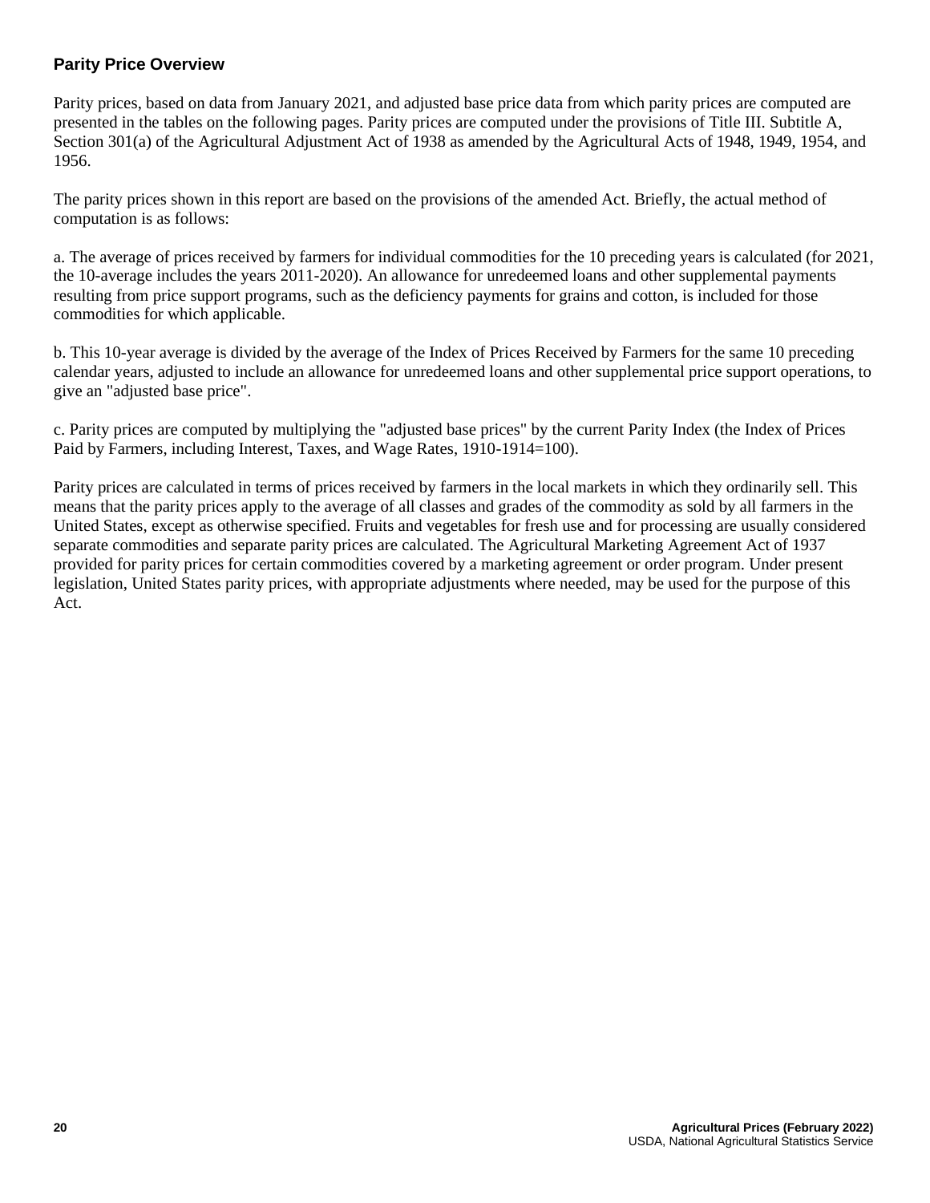## Parity Price Overview

Parity prices, based on data from January 2021, and adjusted base price data from which parity prices are computed are presented in the tables on the following pages. Parity prices are computed under the provisions of Title III. Subtitle A, Section 301(a) of the Agricultural Adjustment Act of 1938 as amended by the Agricultural Acts of 1948, 1949, 1954, and 1956.

The parity prices shown in this report are based on the provisions of the amended Act. Briefly, the actual method of computation is as follows:

a. The average of prices received by farmers for individual commodities for the 10 preceding years is calculated (for 2021, the 10-average includes the years 2011-2020). An allowance for unredeemed loans and other supplemental payments resulting from price support programs, such as the deficiency payments for grains and cotton, is included for those commodities for which applicable.

b. This 10-year average is divided by the average of the Index of Prices Received by Farmers for the same 10 preceding calendar years, adjusted to include an allowance for unredeemed loans and other supplemental price support operations, to give an "adjusted base price".

c. Parity prices are computed by multiplying the "adjusted base prices" by the current Parity Index (the Index of Prices Paid by Farmers, including Interest, Taxes, and Wage Rates, 1910-1914=100).

Parity prices are calculated in terms of prices received by farmers in the local markets in which they ordinarily sell. This means that the parity prices apply to the average of all classes and grades of the commodity as sold by all farmers in the United States, except as otherwise specified. Fruits and vegetables for fresh use and for processing are usually considered separate commodities and separate parity prices are calculated. The Agricultural Marketing Agreement Act of 1937 provided for parity prices for certain commodities covered by a marketing agreement or order program. Under present legislation, United States parity prices, with appropriate adjustments where needed, may be used for the purpose of this Act.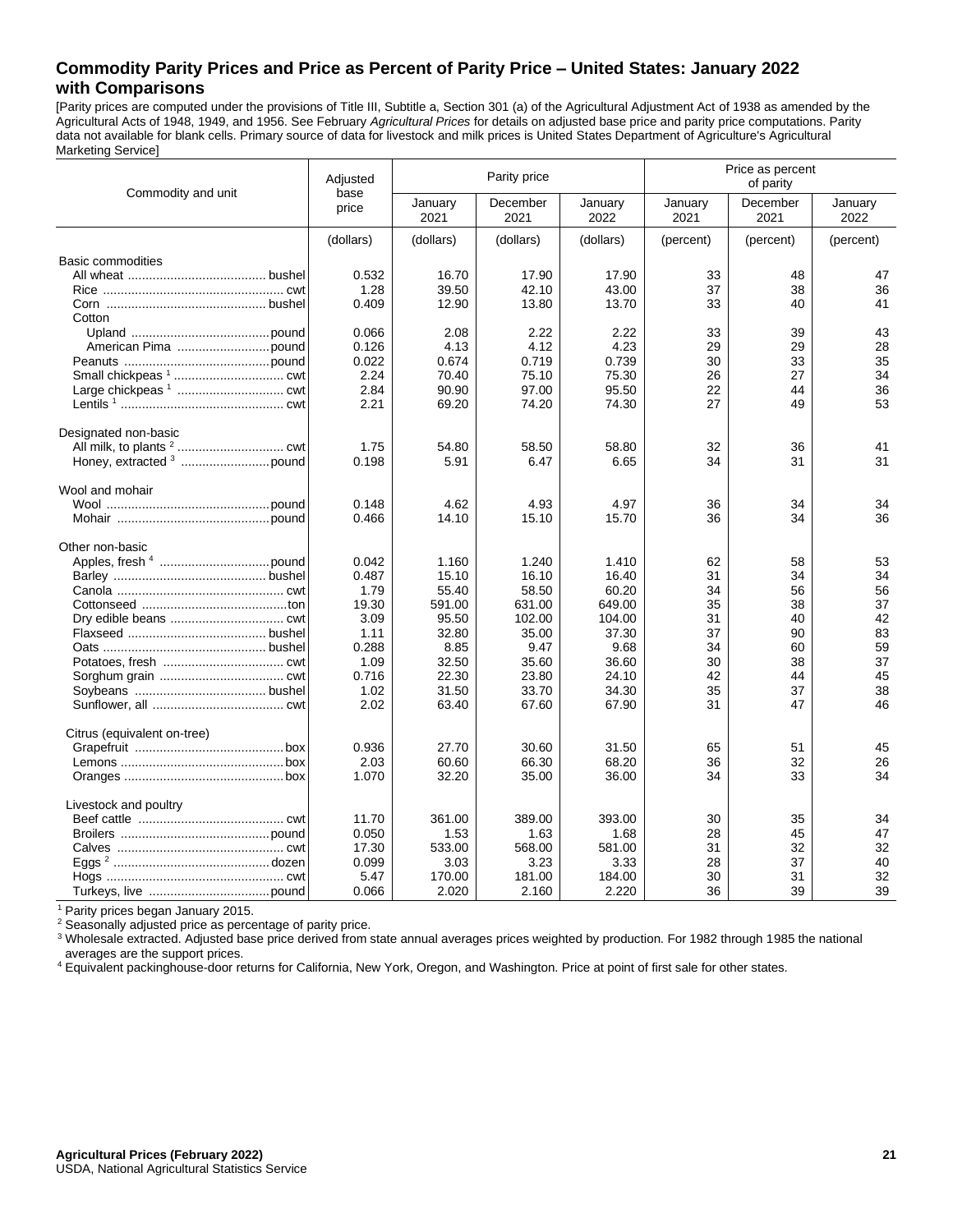## Commodity Parity Prices and Price as Percent of Parity Price – United States: January 2022 with Comparisons

[Parity prices are computed under the provisions of Title III, Subtitle a, Section 301 (a) of the Agricultural Adjustment Act of 1938 as amended by the Agricultural Acts of 1948, 1949, and 1956. See February *Agricultural Prices* for details on adjusted base price and parity price computations. Parity data not available for blank cells. Primary source of data for livestock and milk prices is United States Department of Agriculture's Agricultural Marketing Service]

| Commodity and unit | Adjusted base price | Parity price | | | Price as percent of parity | | |
|---|---|---|---|---|---|---|---|
| | | January 2021 | December 2021 | January 2022 | January 2021 | December 2021 | January 2022 |
| | (dollars) | (dollars) | (dollars) | (dollars) | (percent) | (percent) | (percent) |
| **Basic commodities** | | | | | | | |
| All wheat ........ bushel | 0.532 | 16.70 | 17.90 | 17.90 | 33 | 48 | 47 |
| Rice ........ cwt | 1.28 | 39.50 | 42.10 | 43.00 | 37 | 38 | 36 |
| Corn ........ bushel | 0.409 | 12.90 | 13.80 | 13.70 | 33 | 40 | 41 |
| Cotton | | | | | | | |
| Upland ........ pound | 0.066 | 2.08 | 2.22 | 2.22 | 33 | 39 | 43 |
| American Pima ........ pound | 0.126 | 4.13 | 4.12 | 4.23 | 29 | 29 | 28 |
| Peanuts ........ pound | 0.022 | 0.674 | 0.719 | 0.739 | 30 | 33 | 35 |
| Small chickpeas [1] ........ cwt | 2.24 | 70.40 | 75.10 | 75.30 | 26 | 27 | 34 |
| Large chickpeas [1] ........ cwt | 2.84 | 90.90 | 97.00 | 95.50 | 22 | 44 | 36 |
| Lentils [1] ........ cwt | 2.21 | 69.20 | 74.20 | 74.30 | 27 | 49 | 53 |
| **Designated non-basic** | | | | | | | |
| All milk, to plants [2] ........ cwt | 1.75 | 54.80 | 58.50 | 58.80 | 32 | 36 | 41 |
| Honey, extracted [3] ........ pound | 0.198 | 5.91 | 6.47 | 6.65 | 34 | 31 | 31 |
| **Wool and mohair** | | | | | | | |
| Wool ........ pound | 0.148 | 4.62 | 4.93 | 4.97 | 36 | 34 | 34 |
| Mohair ........ pound | 0.466 | 14.10 | 15.10 | 15.70 | 36 | 34 | 36 |
| **Other non-basic** | | | | | | | |
| Apples, fresh [4] ........ pound | 0.042 | 1.160 | 1.240 | 1.410 | 62 | 58 | 53 |
| Barley ........ bushel | 0.487 | 15.10 | 16.10 | 16.40 | 31 | 34 | 34 |
| Canola ........ cwt | 1.79 | 55.40 | 58.50 | 60.20 | 34 | 56 | 56 |
| Cottonseed ........ ton | 19.30 | 591.00 | 631.00 | 649.00 | 35 | 38 | 37 |
| Dry edible beans ........ cwt | 3.09 | 95.50 | 102.00 | 104.00 | 31 | 40 | 42 |
| Flaxseed ........ bushel | 1.11 | 32.80 | 35.00 | 37.30 | 37 | 90 | 83 |
| Oats ........ bushel | 0.288 | 8.85 | 9.47 | 9.68 | 34 | 60 | 59 |
| Potatoes, fresh ........ cwt | 1.09 | 32.50 | 35.60 | 36.60 | 30 | 38 | 37 |
| Sorghum grain ........ cwt | 0.716 | 22.30 | 23.80 | 24.10 | 42 | 44 | 45 |
| Soybeans ........ bushel | 1.02 | 31.50 | 33.70 | 34.30 | 35 | 37 | 38 |
| Sunflower, all ........ cwt | 2.02 | 63.40 | 67.60 | 67.90 | 31 | 47 | 46 |
| **Citrus (equivalent on-tree)** | | | | | | | |
| Grapefruit ........ box | 0.936 | 27.70 | 30.60 | 31.50 | 65 | 51 | 45 |
| Lemons ........ box | 2.03 | 60.60 | 66.30 | 68.20 | 36 | 32 | 26 |
| Oranges ........ box | 1.070 | 32.20 | 35.00 | 36.00 | 34 | 33 | 34 |
| **Livestock and poultry** | | | | | | | |
| Beef cattle ........ cwt | 11.70 | 361.00 | 389.00 | 393.00 | 30 | 35 | 34 |
| Broilers ........ pound | 0.050 | 1.53 | 1.63 | 1.68 | 28 | 45 | 47 |
| Calves ........ cwt | 17.30 | 533.00 | 568.00 | 581.00 | 31 | 32 | 32 |
| Eggs [2] ........ dozen | 0.099 | 3.03 | 3.23 | 3.33 | 28 | 37 | 40 |
| Hogs ........ cwt | 5.47 | 170.00 | 181.00 | 184.00 | 30 | 31 | 32 |
| Turkeys, live ........ pound | 0.066 | 2.020 | 2.160 | 2.220 | 36 | 39 | 39 |

[1] Parity prices began January 2015.
[2] Seasonally adjusted price as percentage of parity price.
[3] Wholesale extracted. Adjusted base price derived from state annual averages prices weighted by production. For 1982 through 1985 the national averages are the support prices.
[4] Equivalent packinghouse-door returns for California, New York, Oregon, and Washington. Price at point of first sale for other states.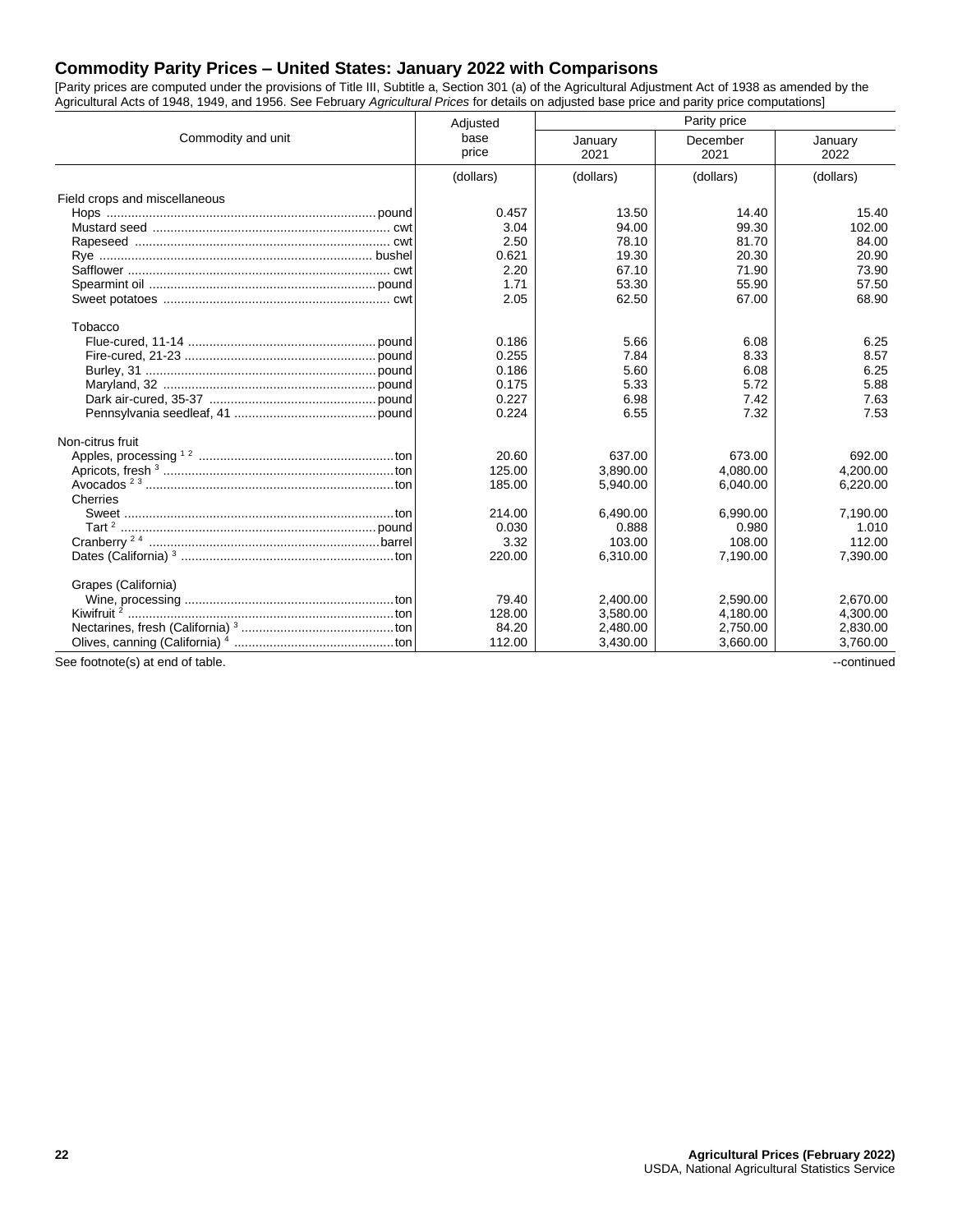## Commodity Parity Prices – United States: January 2022 with Comparisons

[Parity prices are computed under the provisions of Title III, Subtitle a, Section 301 (a) of the Agricultural Adjustment Act of 1938 as amended by the Agricultural Acts of 1948, 1949, and 1956. See February *Agricultural Prices* for details on adjusted base price and parity price computations]

| Commodity and unit | Adjusted base price | Parity price | | |
|---|---|---|---|---|
| | | January 2021 | December 2021 | January 2022 |
| | (dollars) | (dollars) | (dollars) | (dollars) |
| Field crops and miscellaneous | | | | |
| Hops ............ pound | 0.457 | 13.50 | 14.40 | 15.40 |
| Mustard seed ............ cwt | 3.04 | 94.00 | 99.30 | 102.00 |
| Rapeseed ............ cwt | 2.50 | 78.10 | 81.70 | 84.00 |
| Rye ............ bushel | 0.621 | 19.30 | 20.30 | 20.90 |
| Safflower ............ cwt | 2.20 | 67.10 | 71.90 | 73.90 |
| Spearmint oil ............ pound | 1.71 | 53.30 | 55.90 | 57.50 |
| Sweet potatoes ............ cwt | 2.05 | 62.50 | 67.00 | 68.90 |
| Tobacco | | | | |
| Flue-cured, 11-14 ............ pound | 0.186 | 5.66 | 6.08 | 6.25 |
| Fire-cured, 21-23 ............ pound | 0.255 | 7.84 | 8.33 | 8.57 |
| Burley, 31 ............ pound | 0.186 | 5.60 | 6.08 | 6.25 |
| Maryland, 32 ............ pound | 0.175 | 5.33 | 5.72 | 5.88 |
| Dark air-cured, 35-37 ............ pound | 0.227 | 6.98 | 7.42 | 7.63 |
| Pennsylvania seedleaf, 41 ............ pound | 0.224 | 6.55 | 7.32 | 7.53 |
| Non-citrus fruit | | | | |
| Apples, processing [1 2] ............ ton | 20.60 | 637.00 | 673.00 | 692.00 |
| Apricots, fresh [3] ............ ton | 125.00 | 3,890.00 | 4,080.00 | 4,200.00 |
| Avocados [2 3] ............ ton | 185.00 | 5,940.00 | 6,040.00 | 6,220.00 |
| Cherries | | | | |
| Sweet ............ ton | 214.00 | 6,490.00 | 6,990.00 | 7,190.00 |
| Tart [2] ............ pound | 0.030 | 0.888 | 0.980 | 1.010 |
| Cranberry [2 4] ............ barrel | 3.32 | 103.00 | 108.00 | 112.00 |
| Dates (California) [3] ............ ton | 220.00 | 6,310.00 | 7,190.00 | 7,390.00 |
| Grapes (California) | | | | |
| Wine, processing ............ ton | 79.40 | 2,400.00 | 2,590.00 | 2,670.00 |
| Kiwifruit [2] ............ ton | 128.00 | 3,580.00 | 4,180.00 | 4,300.00 |
| Nectarines, fresh (California) [3] ............ ton | 84.20 | 2,480.00 | 2,750.00 | 2,830.00 |
| Olives, canning (California) [4] ............ ton | 112.00 | 3,430.00 | 3,660.00 | 3,760.00 |

See footnote(s) at end of table.

--continued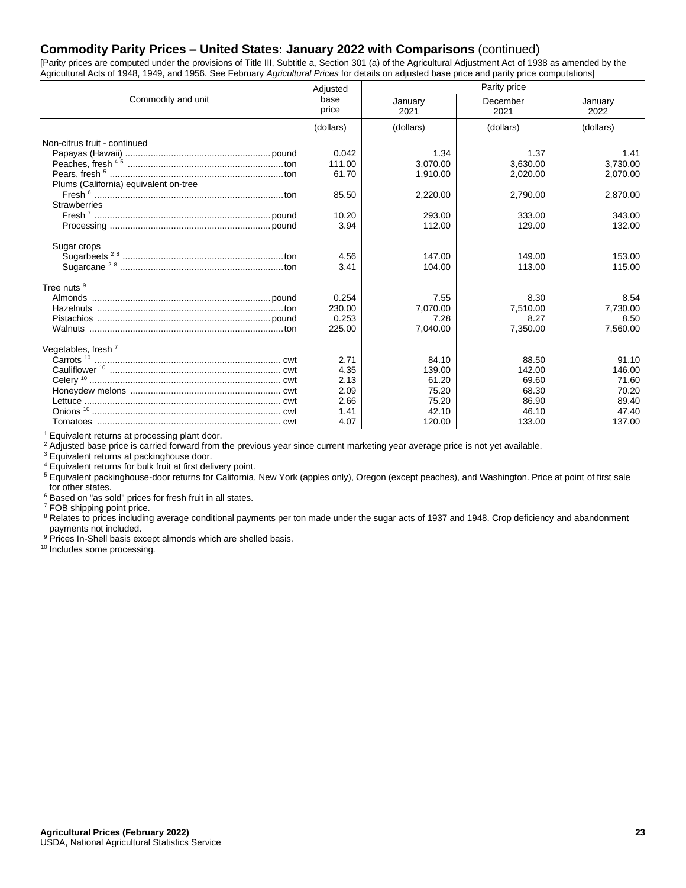## Commodity Parity Prices – United States: January 2022 with Comparisons (continued)

[Parity prices are computed under the provisions of Title III, Subtitle a, Section 301 (a) of the Agricultural Adjustment Act of 1938 as amended by the Agricultural Acts of 1948, 1949, and 1956. See February *Agricultural Prices* for details on adjusted base price and parity price computations]

| Commodity and unit | Adjusted base price | Parity price | | |
|---|---|---|---|---|
| | | January 2021 | December 2021 | January 2022 |
| | (dollars) | (dollars) | (dollars) | (dollars) |
| Non-citrus fruit - continued | | | | |
| Papayas (Hawaii) ............ pound | 0.042 | 1.34 | 1.37 | 1.41 |
| Peaches, fresh [4] [5] ............ ton | 111.00 | 3,070.00 | 3,630.00 | 3,730.00 |
| Pears, fresh [5] ............ ton | 61.70 | 1,910.00 | 2,020.00 | 2,070.00 |
| Plums (California) equivalent on-tree | | | | |
| Fresh [6] ............ ton | 85.50 | 2,220.00 | 2,790.00 | 2,870.00 |
| Strawberries | | | | |
| Fresh [7] ............ pound | 10.20 | 293.00 | 333.00 | 343.00 |
| Processing ............ pound | 3.94 | 112.00 | 129.00 | 132.00 |
| | | | | |
| Sugar crops | | | | |
| Sugarbeets [2] [8] ............ ton | 4.56 | 147.00 | 149.00 | 153.00 |
| Sugarcane [2] [8] ............ ton | 3.41 | 104.00 | 113.00 | 115.00 |
| | | | | |
| Tree nuts [9] | | | | |
| Almonds ............ pound | 0.254 | 7.55 | 8.30 | 8.54 |
| Hazelnuts ............ ton | 230.00 | 7,070.00 | 7,510.00 | 7,730.00 |
| Pistachios ............ pound | 0.253 | 7.28 | 8.27 | 8.50 |
| Walnuts ............ ton | 225.00 | 7,040.00 | 7,350.00 | 7,560.00 |
| | | | | |
| Vegetables, fresh [7] | | | | |
| Carrots [10] ............ cwt | 2.71 | 84.10 | 88.50 | 91.10 |
| Cauliflower [10] ............ cwt | 4.35 | 139.00 | 142.00 | 146.00 |
| Celery [10] ............ cwt | 2.13 | 61.20 | 69.60 | 71.60 |
| Honeydew melons ............ cwt | 2.09 | 75.20 | 68.30 | 70.20 |
| Lettuce ............ cwt | 2.66 | 75.20 | 86.90 | 89.40 |
| Onions [10] ............ cwt | 1.41 | 42.10 | 46.10 | 47.40 |
| Tomatoes ............ cwt | 4.07 | 120.00 | 133.00 | 137.00 |

[1] Equivalent returns at processing plant door.
[2] Adjusted base price is carried forward from the previous year since current marketing year average price is not yet available.
[3] Equivalent returns at packinghouse door.
[4] Equivalent returns for bulk fruit at first delivery point.
[5] Equivalent packinghouse-door returns for California, New York (apples only), Oregon (except peaches), and Washington. Price at point of first sale for other states.
[6] Based on "as sold" prices for fresh fruit in all states.
[7] FOB shipping point price.
[8] Relates to prices including average conditional payments per ton made under the sugar acts of 1937 and 1948. Crop deficiency and abandonment payments not included.
[9] Prices In-Shell basis except almonds which are shelled basis.
[10] Includes some processing.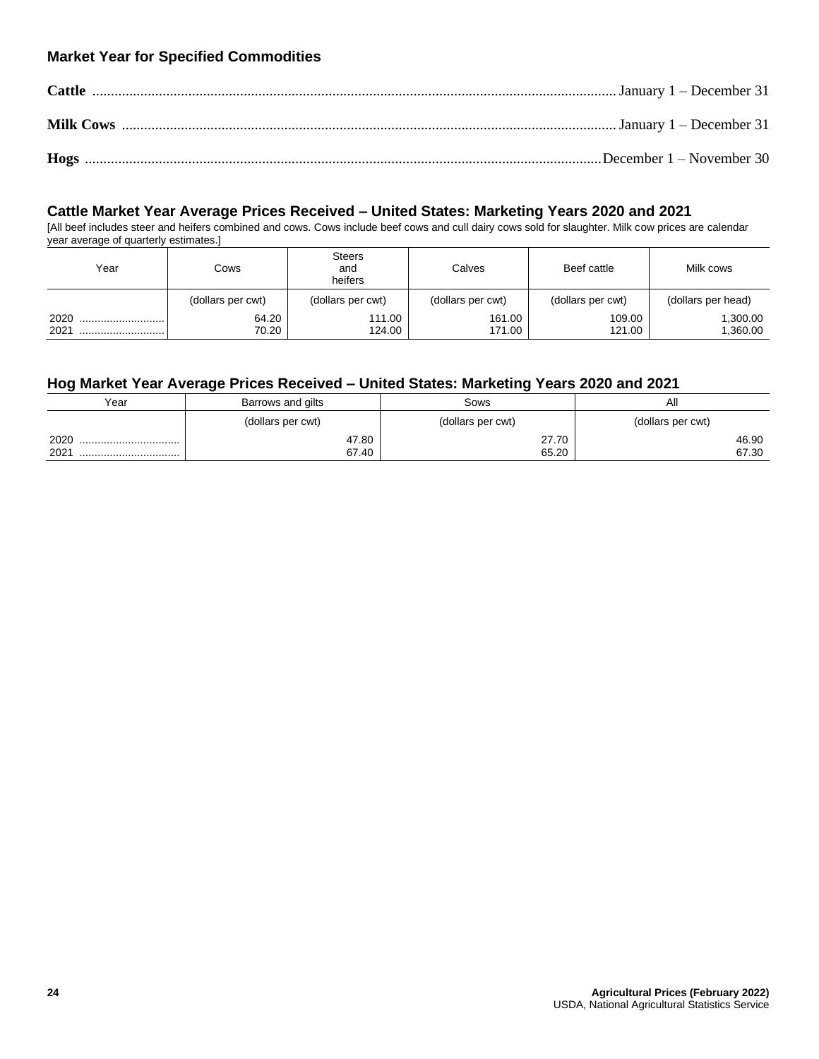### Market Year for Specified Commodities

**Cattle** ............................................................................................................................................ January 1 – December 31

**Milk Cows** ..................................................................................................................................... January 1 – December 31

**Hogs** ........................................................................................................................................... December 1 – November 30

### Cattle Market Year Average Prices Received – United States: Marketing Years 2020 and 2021

[All beef includes steer and heifers combined and cows. Cows include beef cows and cull dairy cows sold for slaughter. Milk cow prices are calendar year average of quarterly estimates.]

| Year | Cows | Steers and heifers | Calves | Beef cattle | Milk cows |
|---|---|---|---|---|---|
| | (dollars per cwt) | (dollars per cwt) | (dollars per cwt) | (dollars per cwt) | (dollars per head) |
| 2020 | 64.20 | 111.00 | 161.00 | 109.00 | 1,300.00 |
| 2021 | 70.20 | 124.00 | 171.00 | 121.00 | 1,360.00 |

### Hog Market Year Average Prices Received – United States: Marketing Years 2020 and 2021

| Year | Barrows and gilts | Sows | All |
|---|---|---|---|
| | (dollars per cwt) | (dollars per cwt) | (dollars per cwt) |
| 2020 | 47.80 | 27.70 | 46.90 |
| 2021 | 67.40 | 65.20 | 67.30 |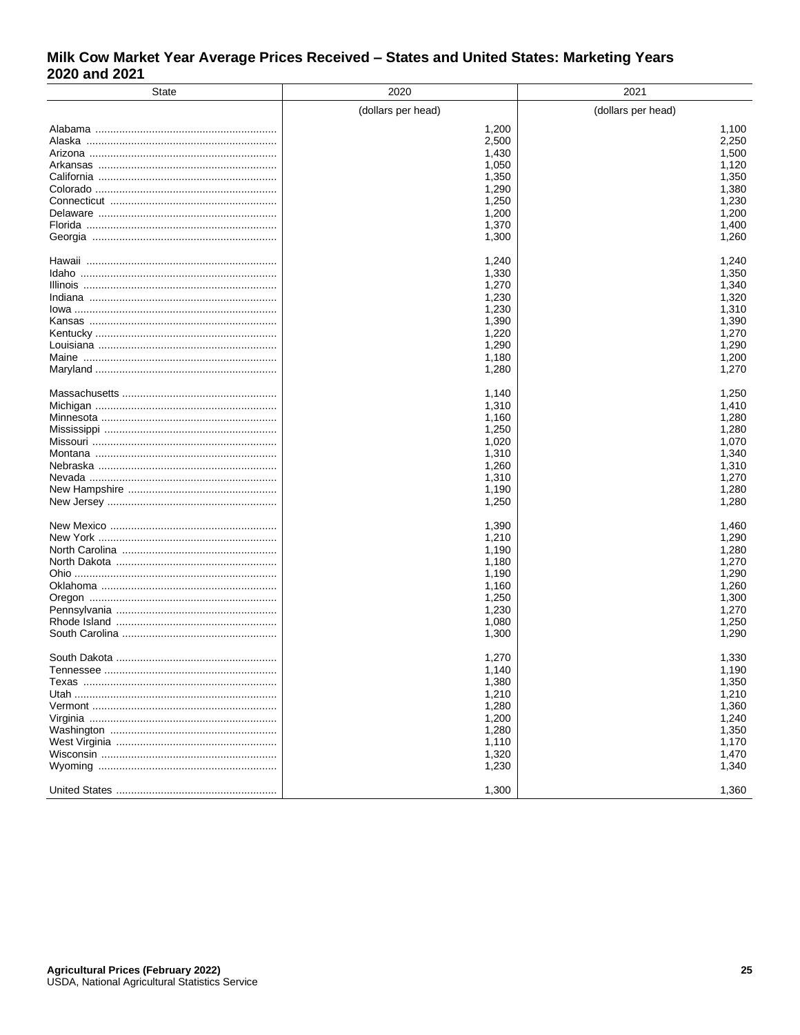## Milk Cow Market Year Average Prices Received – States and United States: Marketing Years 2020 and 2021

| State | 2020 | 2021 |
| --- | --- | --- |
| | (dollars per head) | (dollars per head) |
| Alabama | 1,200 | 1,100 |
| Alaska | 2,500 | 2,250 |
| Arizona | 1,430 | 1,500 |
| Arkansas | 1,050 | 1,120 |
| California | 1,350 | 1,350 |
| Colorado | 1,290 | 1,380 |
| Connecticut | 1,250 | 1,230 |
| Delaware | 1,200 | 1,200 |
| Florida | 1,370 | 1,400 |
| Georgia | 1,300 | 1,260 |
| | | |
| Hawaii | 1,240 | 1,240 |
| Idaho | 1,330 | 1,350 |
| Illinois | 1,270 | 1,340 |
| Indiana | 1,230 | 1,320 |
| Iowa | 1,230 | 1,310 |
| Kansas | 1,390 | 1,390 |
| Kentucky | 1,220 | 1,270 |
| Louisiana | 1,290 | 1,290 |
| Maine | 1,180 | 1,200 |
| Maryland | 1,280 | 1,270 |
| | | |
| Massachusetts | 1,140 | 1,250 |
| Michigan | 1,310 | 1,410 |
| Minnesota | 1,160 | 1,280 |
| Mississippi | 1,250 | 1,280 |
| Missouri | 1,020 | 1,070 |
| Montana | 1,310 | 1,340 |
| Nebraska | 1,260 | 1,310 |
| Nevada | 1,310 | 1,270 |
| New Hampshire | 1,190 | 1,280 |
| New Jersey | 1,250 | 1,280 |
| | | |
| New Mexico | 1,390 | 1,460 |
| New York | 1,210 | 1,290 |
| North Carolina | 1,190 | 1,280 |
| North Dakota | 1,180 | 1,270 |
| Ohio | 1,190 | 1,290 |
| Oklahoma | 1,160 | 1,260 |
| Oregon | 1,250 | 1,300 |
| Pennsylvania | 1,230 | 1,270 |
| Rhode Island | 1,080 | 1,250 |
| South Carolina | 1,300 | 1,290 |
| | | |
| South Dakota | 1,270 | 1,330 |
| Tennessee | 1,140 | 1,190 |
| Texas | 1,380 | 1,350 |
| Utah | 1,210 | 1,210 |
| Vermont | 1,280 | 1,360 |
| Virginia | 1,200 | 1,240 |
| Washington | 1,280 | 1,350 |
| West Virginia | 1,110 | 1,170 |
| Wisconsin | 1,320 | 1,470 |
| Wyoming | 1,230 | 1,340 |
| | | |
| United States | 1,300 | 1,360 |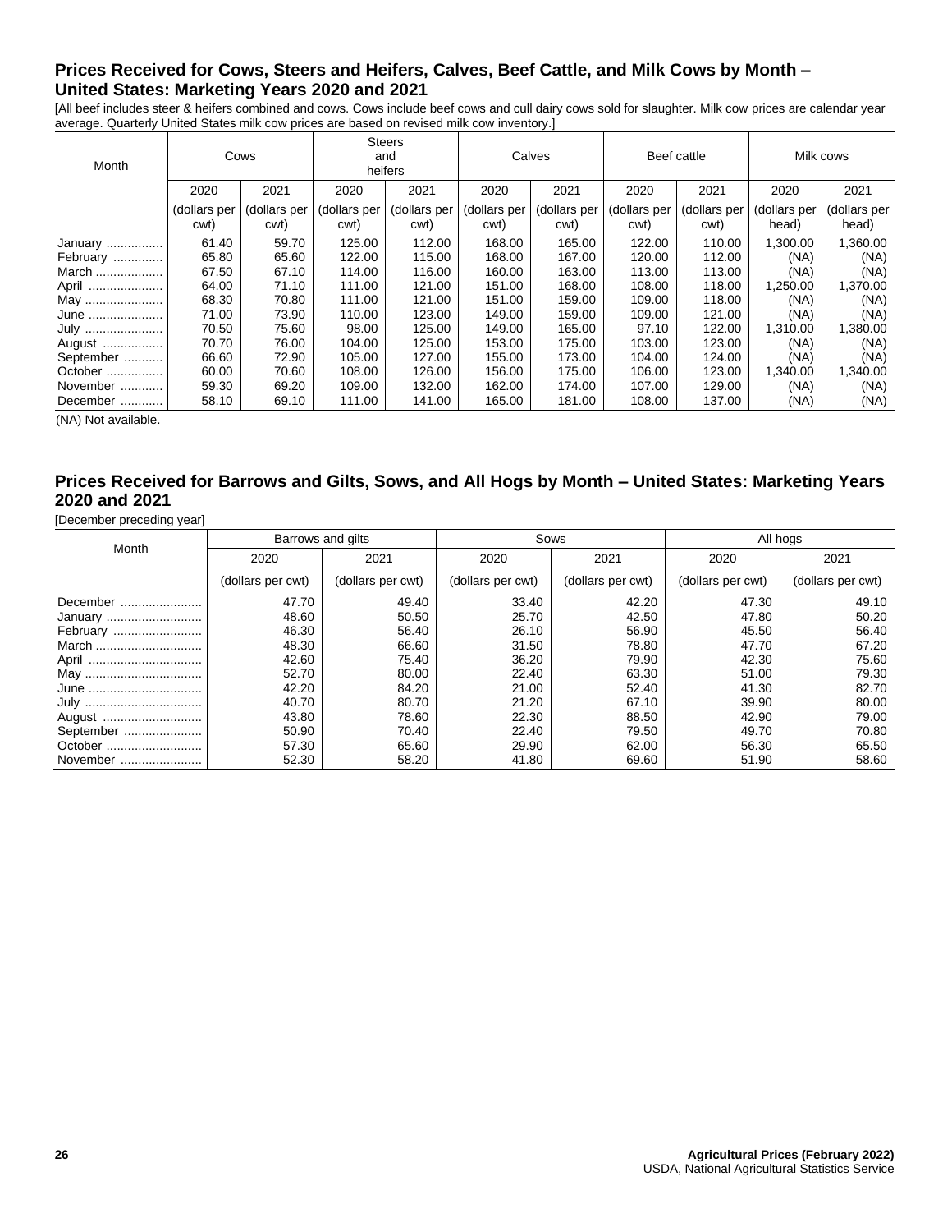## Prices Received for Cows, Steers and Heifers, Calves, Beef Cattle, and Milk Cows by Month – United States: Marketing Years 2020 and 2021

[All beef includes steer & heifers combined and cows. Cows include beef cows and cull dairy cows sold for slaughter. Milk cow prices are calendar year average. Quarterly United States milk cow prices are based on revised milk cow inventory.]

| Month | Cows | | Steers and heifers | | Calves | | Beef cattle | | Milk cows | |
|---|---|---|---|---|---|---|---|---|---|---|
| | 2020 | 2021 | 2020 | 2021 | 2020 | 2021 | 2020 | 2021 | 2020 | 2021 |
| | (dollars per cwt) | (dollars per cwt) | (dollars per cwt) | (dollars per cwt) | (dollars per cwt) | (dollars per cwt) | (dollars per cwt) | (dollars per cwt) | (dollars per head) | (dollars per head) |
| January | 61.40 | 59.70 | 125.00 | 112.00 | 168.00 | 165.00 | 122.00 | 110.00 | 1,300.00 | 1,360.00 |
| February | 65.80 | 65.60 | 122.00 | 115.00 | 168.00 | 167.00 | 120.00 | 112.00 | (NA) | (NA) |
| March | 67.50 | 67.10 | 114.00 | 116.00 | 160.00 | 163.00 | 113.00 | 113.00 | (NA) | (NA) |
| April | 64.00 | 71.10 | 111.00 | 121.00 | 151.00 | 168.00 | 108.00 | 118.00 | 1,250.00 | 1,370.00 |
| May | 68.30 | 70.80 | 111.00 | 121.00 | 151.00 | 159.00 | 109.00 | 118.00 | (NA) | (NA) |
| June | 71.00 | 73.90 | 110.00 | 123.00 | 149.00 | 159.00 | 109.00 | 121.00 | (NA) | (NA) |
| July | 70.50 | 75.60 | 98.00 | 125.00 | 149.00 | 165.00 | 97.10 | 122.00 | 1,310.00 | 1,380.00 |
| August | 70.70 | 76.00 | 104.00 | 125.00 | 153.00 | 175.00 | 103.00 | 123.00 | (NA) | (NA) |
| September | 66.60 | 72.90 | 105.00 | 127.00 | 155.00 | 173.00 | 104.00 | 124.00 | (NA) | (NA) |
| October | 60.00 | 70.60 | 108.00 | 126.00 | 156.00 | 175.00 | 106.00 | 123.00 | 1,340.00 | 1,340.00 |
| November | 59.30 | 69.20 | 109.00 | 132.00 | 162.00 | 174.00 | 107.00 | 129.00 | (NA) | (NA) |
| December | 58.10 | 69.10 | 111.00 | 141.00 | 165.00 | 181.00 | 108.00 | 137.00 | (NA) | (NA) |

(NA) Not available.

## Prices Received for Barrows and Gilts, Sows, and All Hogs by Month – United States: Marketing Years 2020 and 2021

[December preceding year]

| Month | Barrows and gilts | | Sows | | All hogs | |
|---|---|---|---|---|---|---|
| | 2020 | 2021 | 2020 | 2021 | 2020 | 2021 |
| | (dollars per cwt) | (dollars per cwt) | (dollars per cwt) | (dollars per cwt) | (dollars per cwt) | (dollars per cwt) |
| December | 47.70 | 49.40 | 33.40 | 42.20 | 47.30 | 49.10 |
| January | 48.60 | 50.50 | 25.70 | 42.50 | 47.80 | 50.20 |
| February | 46.30 | 56.40 | 26.10 | 56.90 | 45.50 | 56.40 |
| March | 48.30 | 66.60 | 31.50 | 78.80 | 47.70 | 67.20 |
| April | 42.60 | 75.40 | 36.20 | 79.90 | 42.30 | 75.60 |
| May | 52.70 | 80.00 | 22.40 | 63.30 | 51.00 | 79.30 |
| June | 42.20 | 84.20 | 21.00 | 52.40 | 41.30 | 82.70 |
| July | 40.70 | 80.70 | 21.20 | 67.10 | 39.90 | 80.00 |
| August | 43.80 | 78.60 | 22.30 | 88.50 | 42.90 | 79.00 |
| September | 50.90 | 70.40 | 22.40 | 79.50 | 49.70 | 70.80 |
| October | 57.30 | 65.60 | 29.90 | 62.00 | 56.30 | 65.50 |
| November | 52.30 | 58.20 | 41.80 | 69.60 | 51.90 | 58.60 |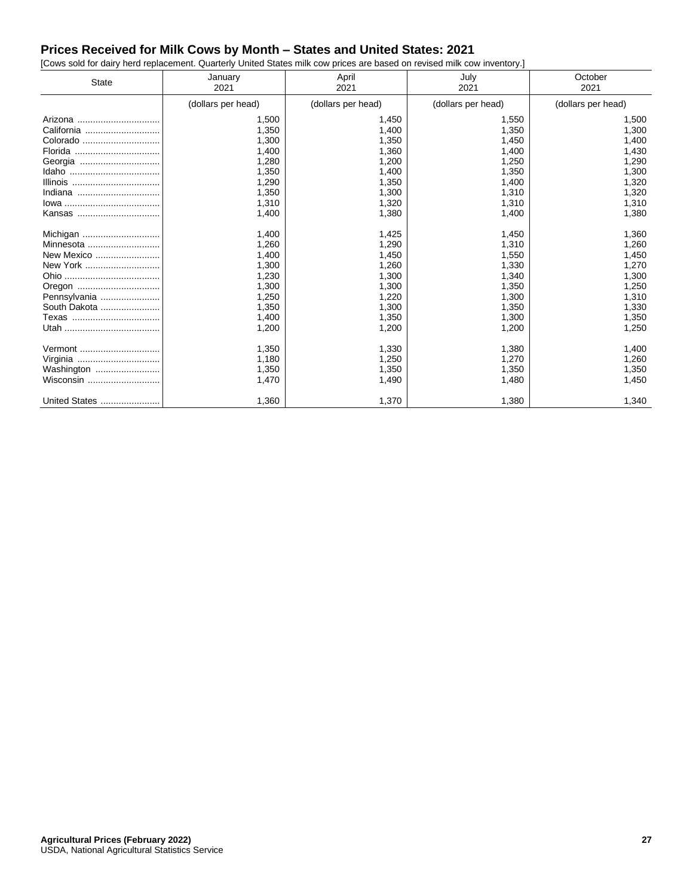## Prices Received for Milk Cows by Month – States and United States: 2021

[Cows sold for dairy herd replacement. Quarterly United States milk cow prices are based on revised milk cow inventory.]

| State | January 2021 | April 2021 | July 2021 | October 2021 |
|---|---|---|---|---|
| | (dollars per head) | (dollars per head) | (dollars per head) | (dollars per head) |
| Arizona | 1,500 | 1,450 | 1,550 | 1,500 |
| California | 1,350 | 1,400 | 1,350 | 1,300 |
| Colorado | 1,300 | 1,350 | 1,450 | 1,400 |
| Florida | 1,400 | 1,360 | 1,400 | 1,430 |
| Georgia | 1,280 | 1,200 | 1,250 | 1,290 |
| Idaho | 1,350 | 1,400 | 1,350 | 1,300 |
| Illinois | 1,290 | 1,350 | 1,400 | 1,320 |
| Indiana | 1,350 | 1,300 | 1,310 | 1,320 |
| Iowa | 1,310 | 1,320 | 1,310 | 1,310 |
| Kansas | 1,400 | 1,380 | 1,400 | 1,380 |
| Michigan | 1,400 | 1,425 | 1,450 | 1,360 |
| Minnesota | 1,260 | 1,290 | 1,310 | 1,260 |
| New Mexico | 1,400 | 1,450 | 1,550 | 1,450 |
| New York | 1,300 | 1,260 | 1,330 | 1,270 |
| Ohio | 1,230 | 1,300 | 1,340 | 1,300 |
| Oregon | 1,300 | 1,300 | 1,350 | 1,250 |
| Pennsylvania | 1,250 | 1,220 | 1,300 | 1,310 |
| South Dakota | 1,350 | 1,300 | 1,350 | 1,330 |
| Texas | 1,400 | 1,350 | 1,300 | 1,350 |
| Utah | 1,200 | 1,200 | 1,200 | 1,250 |
| Vermont | 1,350 | 1,330 | 1,380 | 1,400 |
| Virginia | 1,180 | 1,250 | 1,270 | 1,260 |
| Washington | 1,350 | 1,350 | 1,350 | 1,350 |
| Wisconsin | 1,470 | 1,490 | 1,480 | 1,450 |
| United States | 1,360 | 1,370 | 1,380 | 1,340 |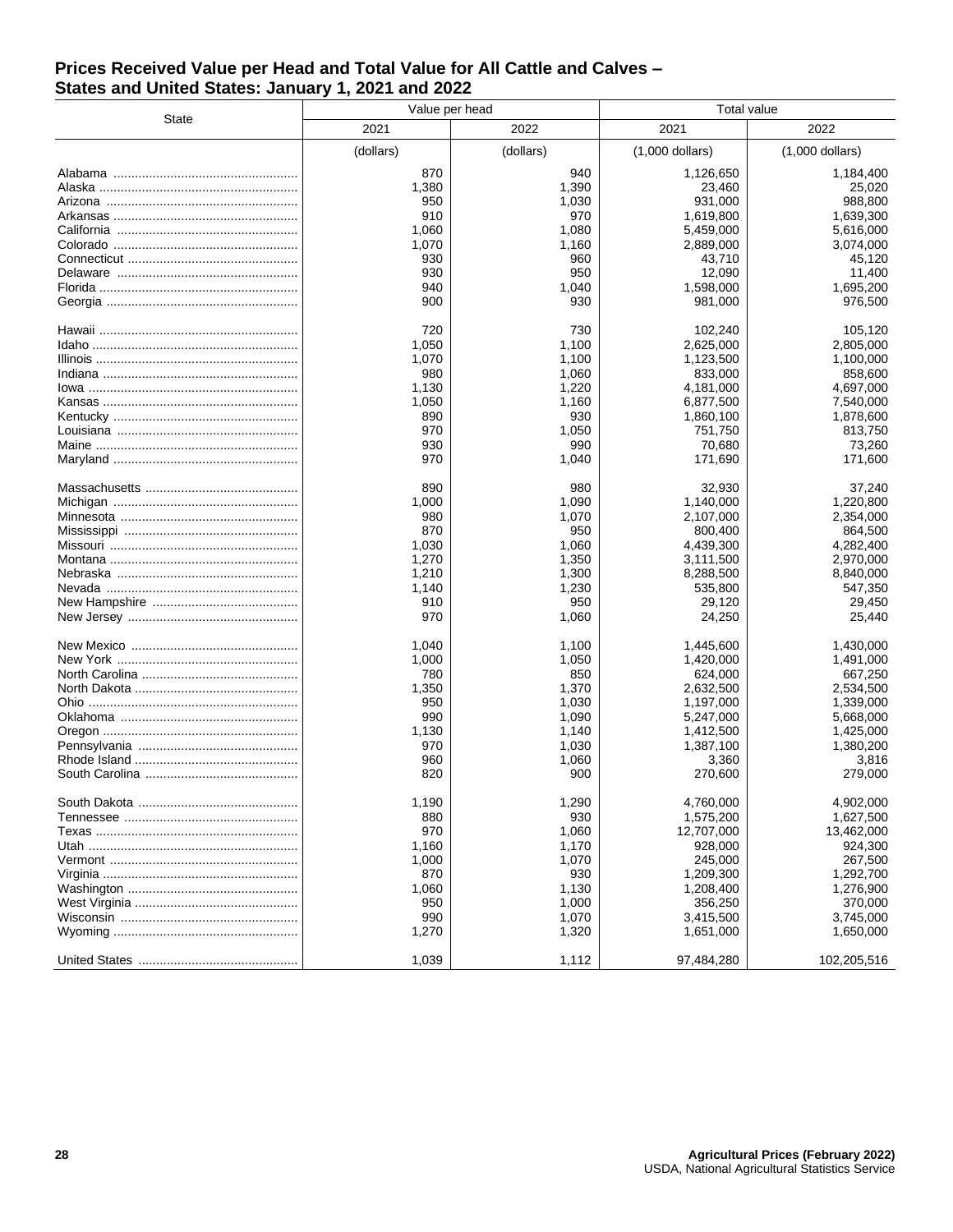## Prices Received Value per Head and Total Value for All Cattle and Calves – States and United States: January 1, 2021 and 2022

| State | Value per head | | Total value | |
|---|---|---|---|---|
| | 2021 | 2022 | 2021 | 2022 |
| | (dollars) | (dollars) | (1,000 dollars) | (1,000 dollars) |
| Alabama | 870 | 940 | 1,126,650 | 1,184,400 |
| Alaska | 1,380 | 1,390 | 23,460 | 25,020 |
| Arizona | 950 | 1,030 | 931,000 | 988,800 |
| Arkansas | 910 | 970 | 1,619,800 | 1,639,300 |
| California | 1,060 | 1,080 | 5,459,000 | 5,616,000 |
| Colorado | 1,070 | 1,160 | 2,889,000 | 3,074,000 |
| Connecticut | 930 | 960 | 43,710 | 45,120 |
| Delaware | 930 | 950 | 12,090 | 11,400 |
| Florida | 940 | 1,040 | 1,598,000 | 1,695,200 |
| Georgia | 900 | 930 | 981,000 | 976,500 |
| Hawaii | 720 | 730 | 102,240 | 105,120 |
| Idaho | 1,050 | 1,100 | 2,625,000 | 2,805,000 |
| Illinois | 1,070 | 1,100 | 1,123,500 | 1,100,000 |
| Indiana | 980 | 1,060 | 833,000 | 858,600 |
| Iowa | 1,130 | 1,220 | 4,181,000 | 4,697,000 |
| Kansas | 1,050 | 1,160 | 6,877,500 | 7,540,000 |
| Kentucky | 890 | 930 | 1,860,100 | 1,878,600 |
| Louisiana | 970 | 1,050 | 751,750 | 813,750 |
| Maine | 930 | 990 | 70,680 | 73,260 |
| Maryland | 970 | 1,040 | 171,690 | 171,600 |
| Massachusetts | 890 | 980 | 32,930 | 37,240 |
| Michigan | 1,000 | 1,090 | 1,140,000 | 1,220,800 |
| Minnesota | 980 | 1,070 | 2,107,000 | 2,354,000 |
| Mississippi | 870 | 950 | 800,400 | 864,500 |
| Missouri | 1,030 | 1,060 | 4,439,300 | 4,282,400 |
| Montana | 1,270 | 1,350 | 3,111,500 | 2,970,000 |
| Nebraska | 1,210 | 1,300 | 8,288,500 | 8,840,000 |
| Nevada | 1,140 | 1,230 | 535,800 | 547,350 |
| New Hampshire | 910 | 950 | 29,120 | 29,450 |
| New Jersey | 970 | 1,060 | 24,250 | 25,440 |
| New Mexico | 1,040 | 1,100 | 1,445,600 | 1,430,000 |
| New York | 1,000 | 1,050 | 1,420,000 | 1,491,000 |
| North Carolina | 780 | 850 | 624,000 | 667,250 |
| North Dakota | 1,350 | 1,370 | 2,632,500 | 2,534,500 |
| Ohio | 950 | 1,030 | 1,197,000 | 1,339,000 |
| Oklahoma | 990 | 1,090 | 5,247,000 | 5,668,000 |
| Oregon | 1,130 | 1,140 | 1,412,500 | 1,425,000 |
| Pennsylvania | 970 | 1,030 | 1,387,100 | 1,380,200 |
| Rhode Island | 960 | 1,060 | 3,360 | 3,816 |
| South Carolina | 820 | 900 | 270,600 | 279,000 |
| South Dakota | 1,190 | 1,290 | 4,760,000 | 4,902,000 |
| Tennessee | 880 | 930 | 1,575,200 | 1,627,500 |
| Texas | 970 | 1,060 | 12,707,000 | 13,462,000 |
| Utah | 1,160 | 1,170 | 928,000 | 924,300 |
| Vermont | 1,000 | 1,070 | 245,000 | 267,500 |
| Virginia | 870 | 930 | 1,209,300 | 1,292,700 |
| Washington | 1,060 | 1,130 | 1,208,400 | 1,276,900 |
| West Virginia | 950 | 1,000 | 356,250 | 370,000 |
| Wisconsin | 990 | 1,070 | 3,415,500 | 3,745,000 |
| Wyoming | 1,270 | 1,320 | 1,651,000 | 1,650,000 |
| United States | 1,039 | 1,112 | 97,484,280 | 102,205,516 |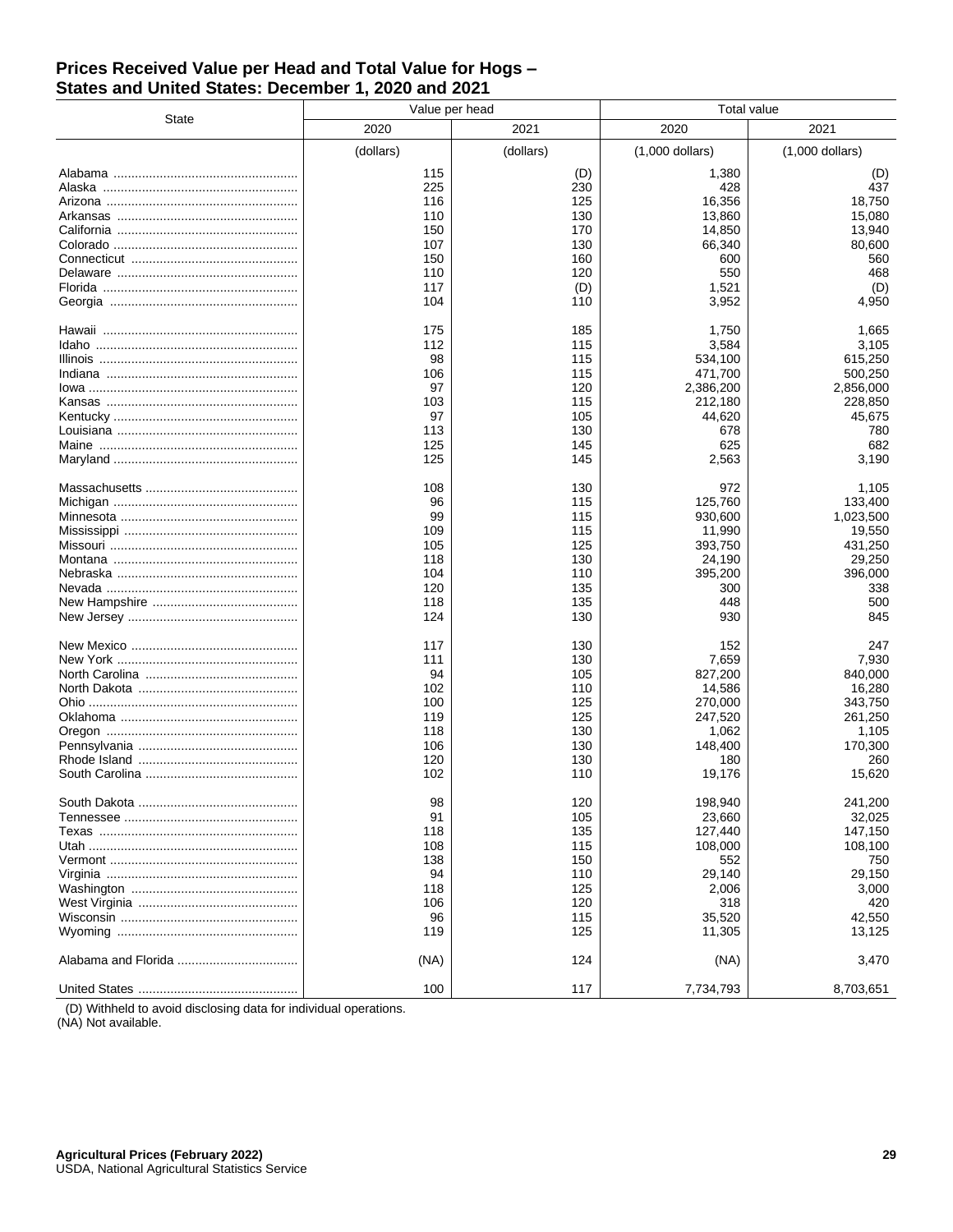## Prices Received Value per Head and Total Value for Hogs – States and United States: December 1, 2020 and 2021

| State | Value per head | | Total value | |
|---|---|---|---|---|
| | 2020 | 2021 | 2020 | 2021 |
| | (dollars) | (dollars) | (1,000 dollars) | (1,000 dollars) |
| Alabama | 115 | (D) | 1,380 | (D) |
| Alaska | 225 | 230 | 428 | 437 |
| Arizona | 116 | 125 | 16,356 | 18,750 |
| Arkansas | 110 | 130 | 13,860 | 15,080 |
| California | 150 | 170 | 14,850 | 13,940 |
| Colorado | 107 | 130 | 66,340 | 80,600 |
| Connecticut | 150 | 160 | 600 | 560 |
| Delaware | 110 | 120 | 550 | 468 |
| Florida | 117 | (D) | 1,521 | (D) |
| Georgia | 104 | 110 | 3,952 | 4,950 |
| Hawaii | 175 | 185 | 1,750 | 1,665 |
| Idaho | 112 | 115 | 3,584 | 3,105 |
| Illinois | 98 | 115 | 534,100 | 615,250 |
| Indiana | 106 | 115 | 471,700 | 500,250 |
| Iowa | 97 | 120 | 2,386,200 | 2,856,000 |
| Kansas | 103 | 115 | 212,180 | 228,850 |
| Kentucky | 97 | 105 | 44,620 | 45,675 |
| Louisiana | 113 | 130 | 678 | 780 |
| Maine | 125 | 145 | 625 | 682 |
| Maryland | 125 | 145 | 2,563 | 3,190 |
| Massachusetts | 108 | 130 | 972 | 1,105 |
| Michigan | 96 | 115 | 125,760 | 133,400 |
| Minnesota | 99 | 115 | 930,600 | 1,023,500 |
| Mississippi | 109 | 115 | 11,990 | 19,550 |
| Missouri | 105 | 125 | 393,750 | 431,250 |
| Montana | 118 | 130 | 24,190 | 29,250 |
| Nebraska | 104 | 110 | 395,200 | 396,000 |
| Nevada | 120 | 135 | 300 | 338 |
| New Hampshire | 118 | 135 | 448 | 500 |
| New Jersey | 124 | 130 | 930 | 845 |
| New Mexico | 117 | 130 | 152 | 247 |
| New York | 111 | 130 | 7,659 | 7,930 |
| North Carolina | 94 | 105 | 827,200 | 840,000 |
| North Dakota | 102 | 110 | 14,586 | 16,280 |
| Ohio | 100 | 125 | 270,000 | 343,750 |
| Oklahoma | 119 | 125 | 247,520 | 261,250 |
| Oregon | 118 | 130 | 1,062 | 1,105 |
| Pennsylvania | 106 | 130 | 148,400 | 170,300 |
| Rhode Island | 120 | 130 | 180 | 260 |
| South Carolina | 102 | 110 | 19,176 | 15,620 |
| South Dakota | 98 | 120 | 198,940 | 241,200 |
| Tennessee | 91 | 105 | 23,660 | 32,025 |
| Texas | 118 | 135 | 127,440 | 147,150 |
| Utah | 108 | 115 | 108,000 | 108,100 |
| Vermont | 138 | 150 | 552 | 750 |
| Virginia | 94 | 110 | 29,140 | 29,150 |
| Washington | 118 | 125 | 2,006 | 3,000 |
| West Virginia | 106 | 120 | 318 | 420 |
| Wisconsin | 96 | 115 | 35,520 | 42,550 |
| Wyoming | 119 | 125 | 11,305 | 13,125 |
| Alabama and Florida | (NA) | 124 | (NA) | 3,470 |
| United States | 100 | 117 | 7,734,793 | 8,703,651 |

(D) Withheld to avoid disclosing data for individual operations.
(NA) Not available.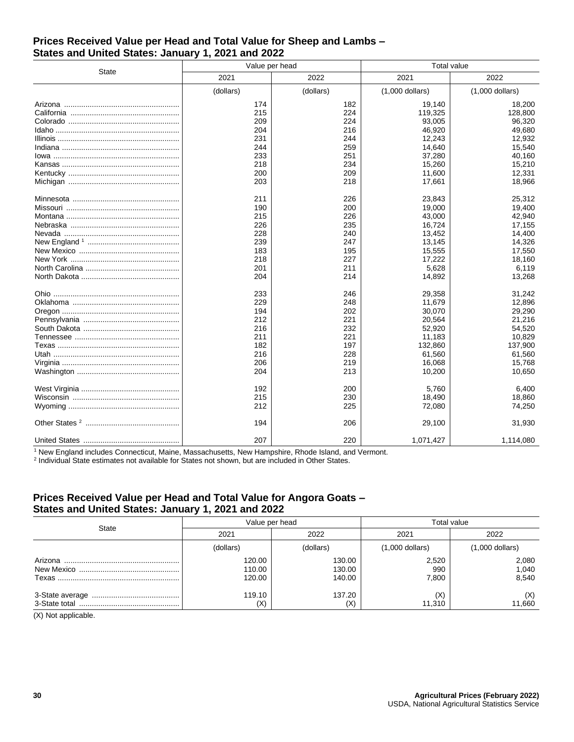## Prices Received Value per Head and Total Value for Sheep and Lambs – States and United States: January 1, 2021 and 2022

| State | Value per head | | Total value | |
|---|---|---|---|---|
| | 2021 | 2022 | 2021 | 2022 |
| | (dollars) | (dollars) | (1,000 dollars) | (1,000 dollars) |
| Arizona | 174 | 182 | 19,140 | 18,200 |
| California | 215 | 224 | 119,325 | 128,800 |
| Colorado | 209 | 224 | 93,005 | 96,320 |
| Idaho | 204 | 216 | 46,920 | 49,680 |
| Illinois | 231 | 244 | 12,243 | 12,932 |
| Indiana | 244 | 259 | 14,640 | 15,540 |
| Iowa | 233 | 251 | 37,280 | 40,160 |
| Kansas | 218 | 234 | 15,260 | 15,210 |
| Kentucky | 200 | 209 | 11,600 | 12,331 |
| Michigan | 203 | 218 | 17,661 | 18,966 |
| Minnesota | 211 | 226 | 23,843 | 25,312 |
| Missouri | 190 | 200 | 19,000 | 19,400 |
| Montana | 215 | 226 | 43,000 | 42,940 |
| Nebraska | 226 | 235 | 16,724 | 17,155 |
| Nevada | 228 | 240 | 13,452 | 14,400 |
| New England [1] | 239 | 247 | 13,145 | 14,326 |
| New Mexico | 183 | 195 | 15,555 | 17,550 |
| New York | 218 | 227 | 17,222 | 18,160 |
| North Carolina | 201 | 211 | 5,628 | 6,119 |
| North Dakota | 204 | 214 | 14,892 | 13,268 |
| Ohio | 233 | 246 | 29,358 | 31,242 |
| Oklahoma | 229 | 248 | 11,679 | 12,896 |
| Oregon | 194 | 202 | 30,070 | 29,290 |
| Pennsylvania | 212 | 221 | 20,564 | 21,216 |
| South Dakota | 216 | 232 | 52,920 | 54,520 |
| Tennessee | 211 | 221 | 11,183 | 10,829 |
| Texas | 182 | 197 | 132,860 | 137,900 |
| Utah | 216 | 228 | 61,560 | 61,560 |
| Virginia | 206 | 219 | 16,068 | 15,768 |
| Washington | 204 | 213 | 10,200 | 10,650 |
| West Virginia | 192 | 200 | 5,760 | 6,400 |
| Wisconsin | 215 | 230 | 18,490 | 18,860 |
| Wyoming | 212 | 225 | 72,080 | 74,250 |
| Other States [2] | 194 | 206 | 29,100 | 31,930 |
| United States | 207 | 220 | 1,071,427 | 1,114,080 |

[1] New England includes Connecticut, Maine, Massachusetts, New Hampshire, Rhode Island, and Vermont.
[2] Individual State estimates not available for States not shown, but are included in Other States.

## Prices Received Value per Head and Total Value for Angora Goats – States and United States: January 1, 2021 and 2022

| State | Value per head | | Total value | |
|---|---|---|---|---|
| | 2021 | 2022 | 2021 | 2022 |
| | (dollars) | (dollars) | (1,000 dollars) | (1,000 dollars) |
| Arizona | 120.00 | 130.00 | 2,520 | 2,080 |
| New Mexico | 110.00 | 130.00 | 990 | 1,040 |
| Texas | 120.00 | 140.00 | 7,800 | 8,540 |
| 3-State average | 119.10 | 137.20 | (X) | (X) |
| 3-State total | (X) | (X) | 11,310 | 11,660 |

(X) Not applicable.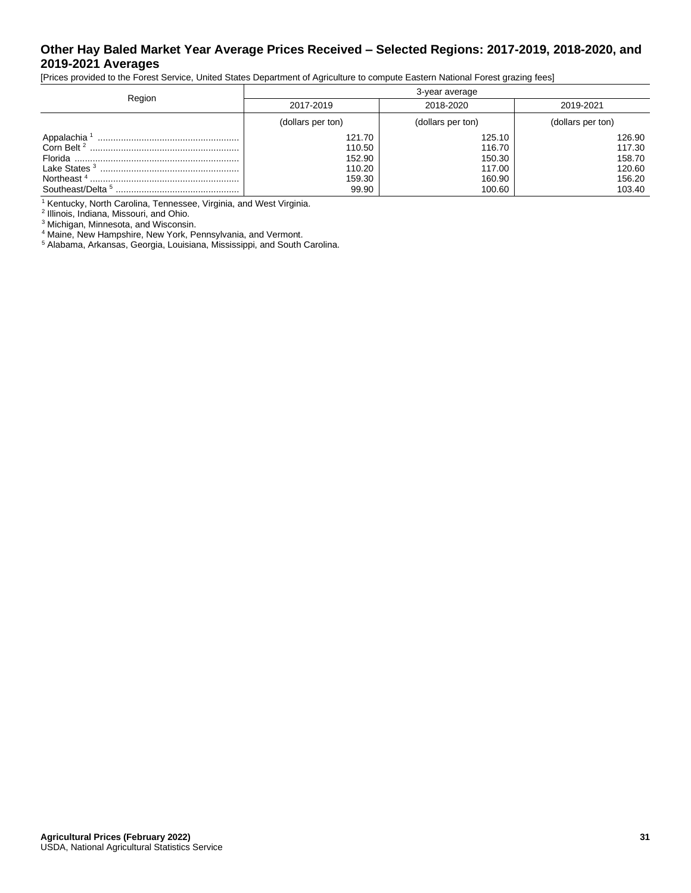## Other Hay Baled Market Year Average Prices Received – Selected Regions: 2017-2019, 2018-2020, and 2019-2021 Averages

[Prices provided to the Forest Service, United States Department of Agriculture to compute Eastern National Forest grazing fees]

| Region | 3-year average | | |
|---|---|---|---|
| | 2017-2019 | 2018-2020 | 2019-2021 |
| | (dollars per ton) | (dollars per ton) | (dollars per ton) |
| Appalachia [1] | 121.70 | 125.10 | 126.90 |
| Corn Belt [2] | 110.50 | 116.70 | 117.30 |
| Florida | 152.90 | 150.30 | 158.70 |
| Lake States [3] | 110.20 | 117.00 | 120.60 |
| Northeast [4] | 159.30 | 160.90 | 156.20 |
| Southeast/Delta [5] | 99.90 | 100.60 | 103.40 |

[1] Kentucky, North Carolina, Tennessee, Virginia, and West Virginia.
[2] Illinois, Indiana, Missouri, and Ohio.
[3] Michigan, Minnesota, and Wisconsin.
[4] Maine, New Hampshire, New York, Pennsylvania, and Vermont.
[5] Alabama, Arkansas, Georgia, Louisiana, Mississippi, and South Carolina.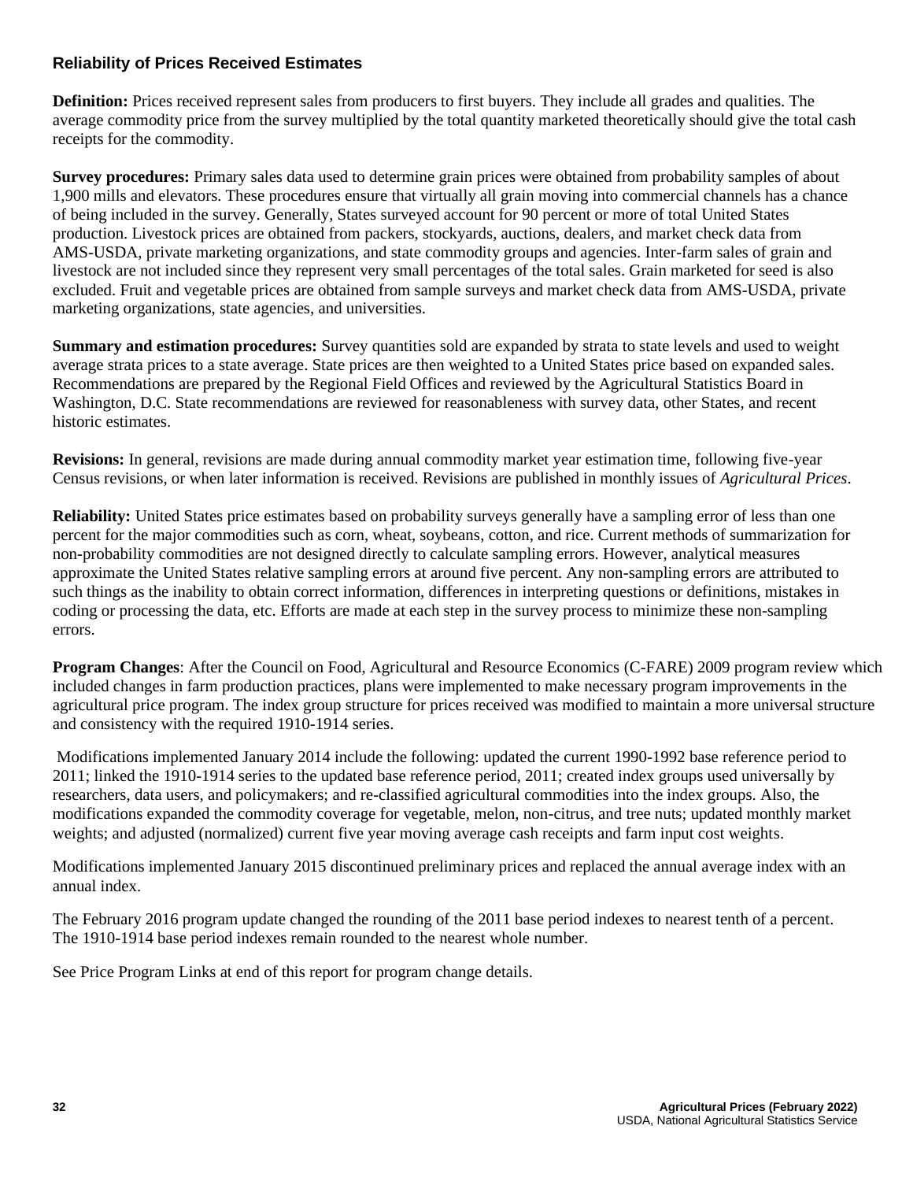## Reliability of Prices Received Estimates

**Definition:** Prices received represent sales from producers to first buyers. They include all grades and qualities. The average commodity price from the survey multiplied by the total quantity marketed theoretically should give the total cash receipts for the commodity.

**Survey procedures:** Primary sales data used to determine grain prices were obtained from probability samples of about 1,900 mills and elevators. These procedures ensure that virtually all grain moving into commercial channels has a chance of being included in the survey. Generally, States surveyed account for 90 percent or more of total United States production. Livestock prices are obtained from packers, stockyards, auctions, dealers, and market check data from AMS-USDA, private marketing organizations, and state commodity groups and agencies. Inter-farm sales of grain and livestock are not included since they represent very small percentages of the total sales. Grain marketed for seed is also excluded. Fruit and vegetable prices are obtained from sample surveys and market check data from AMS-USDA, private marketing organizations, state agencies, and universities.

**Summary and estimation procedures:** Survey quantities sold are expanded by strata to state levels and used to weight average strata prices to a state average. State prices are then weighted to a United States price based on expanded sales. Recommendations are prepared by the Regional Field Offices and reviewed by the Agricultural Statistics Board in Washington, D.C. State recommendations are reviewed for reasonableness with survey data, other States, and recent historic estimates.

**Revisions:** In general, revisions are made during annual commodity market year estimation time, following five-year Census revisions, or when later information is received. Revisions are published in monthly issues of *Agricultural Prices*.

**Reliability:** United States price estimates based on probability surveys generally have a sampling error of less than one percent for the major commodities such as corn, wheat, soybeans, cotton, and rice. Current methods of summarization for non-probability commodities are not designed directly to calculate sampling errors. However, analytical measures approximate the United States relative sampling errors at around five percent. Any non-sampling errors are attributed to such things as the inability to obtain correct information, differences in interpreting questions or definitions, mistakes in coding or processing the data, etc. Efforts are made at each step in the survey process to minimize these non-sampling errors.

**Program Changes**: After the Council on Food, Agricultural and Resource Economics (C-FARE) 2009 program review which included changes in farm production practices, plans were implemented to make necessary program improvements in the agricultural price program. The index group structure for prices received was modified to maintain a more universal structure and consistency with the required 1910-1914 series.

Modifications implemented January 2014 include the following: updated the current 1990-1992 base reference period to 2011; linked the 1910-1914 series to the updated base reference period, 2011; created index groups used universally by researchers, data users, and policymakers; and re-classified agricultural commodities into the index groups. Also, the modifications expanded the commodity coverage for vegetable, melon, non-citrus, and tree nuts; updated monthly market weights; and adjusted (normalized) current five year moving average cash receipts and farm input cost weights.

Modifications implemented January 2015 discontinued preliminary prices and replaced the annual average index with an annual index.

The February 2016 program update changed the rounding of the 2011 base period indexes to nearest tenth of a percent. The 1910-1914 base period indexes remain rounded to the nearest whole number.

See Price Program Links at end of this report for program change details.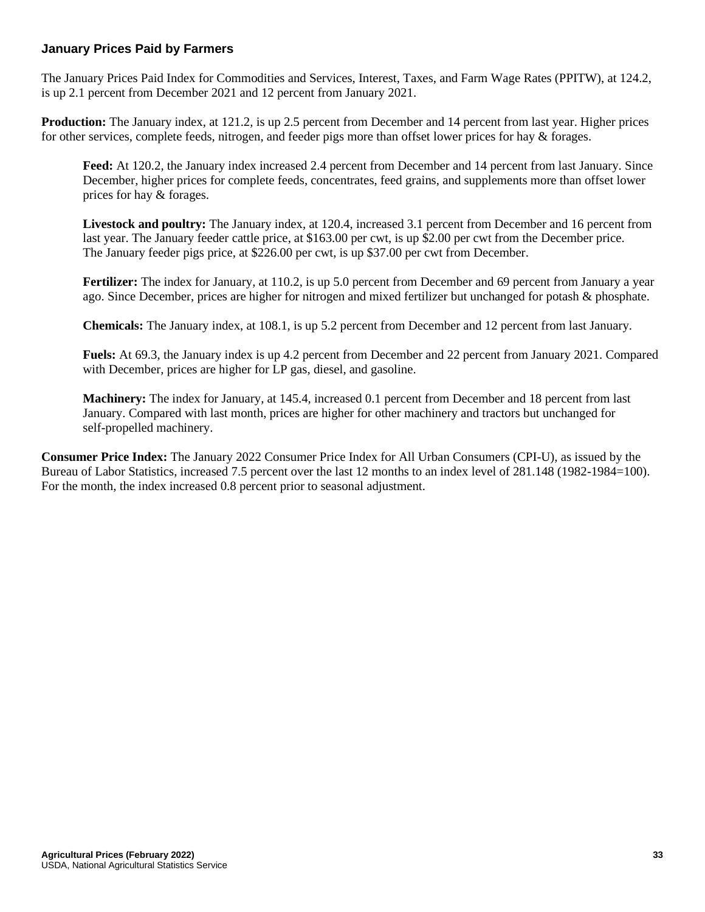## January Prices Paid by Farmers

The January Prices Paid Index for Commodities and Services, Interest, Taxes, and Farm Wage Rates (PPITW), at 124.2, is up 2.1 percent from December 2021 and 12 percent from January 2021.

**Production:** The January index, at 121.2, is up 2.5 percent from December and 14 percent from last year. Higher prices for other services, complete feeds, nitrogen, and feeder pigs more than offset lower prices for hay & forages.

**Feed:** At 120.2, the January index increased 2.4 percent from December and 14 percent from last January. Since December, higher prices for complete feeds, concentrates, feed grains, and supplements more than offset lower prices for hay & forages.

**Livestock and poultry:** The January index, at 120.4, increased 3.1 percent from December and 16 percent from last year. The January feeder cattle price, at $163.00 per cwt, is up $2.00 per cwt from the December price. The January feeder pigs price, at $226.00 per cwt, is up $37.00 per cwt from December.

**Fertilizer:** The index for January, at 110.2, is up 5.0 percent from December and 69 percent from January a year ago. Since December, prices are higher for nitrogen and mixed fertilizer but unchanged for potash & phosphate.

**Chemicals:** The January index, at 108.1, is up 5.2 percent from December and 12 percent from last January.

**Fuels:** At 69.3, the January index is up 4.2 percent from December and 22 percent from January 2021. Compared with December, prices are higher for LP gas, diesel, and gasoline.

**Machinery:** The index for January, at 145.4, increased 0.1 percent from December and 18 percent from last January. Compared with last month, prices are higher for other machinery and tractors but unchanged for self-propelled machinery.

**Consumer Price Index:** The January 2022 Consumer Price Index for All Urban Consumers (CPI-U), as issued by the Bureau of Labor Statistics, increased 7.5 percent over the last 12 months to an index level of 281.148 (1982-1984=100). For the month, the index increased 0.8 percent prior to seasonal adjustment.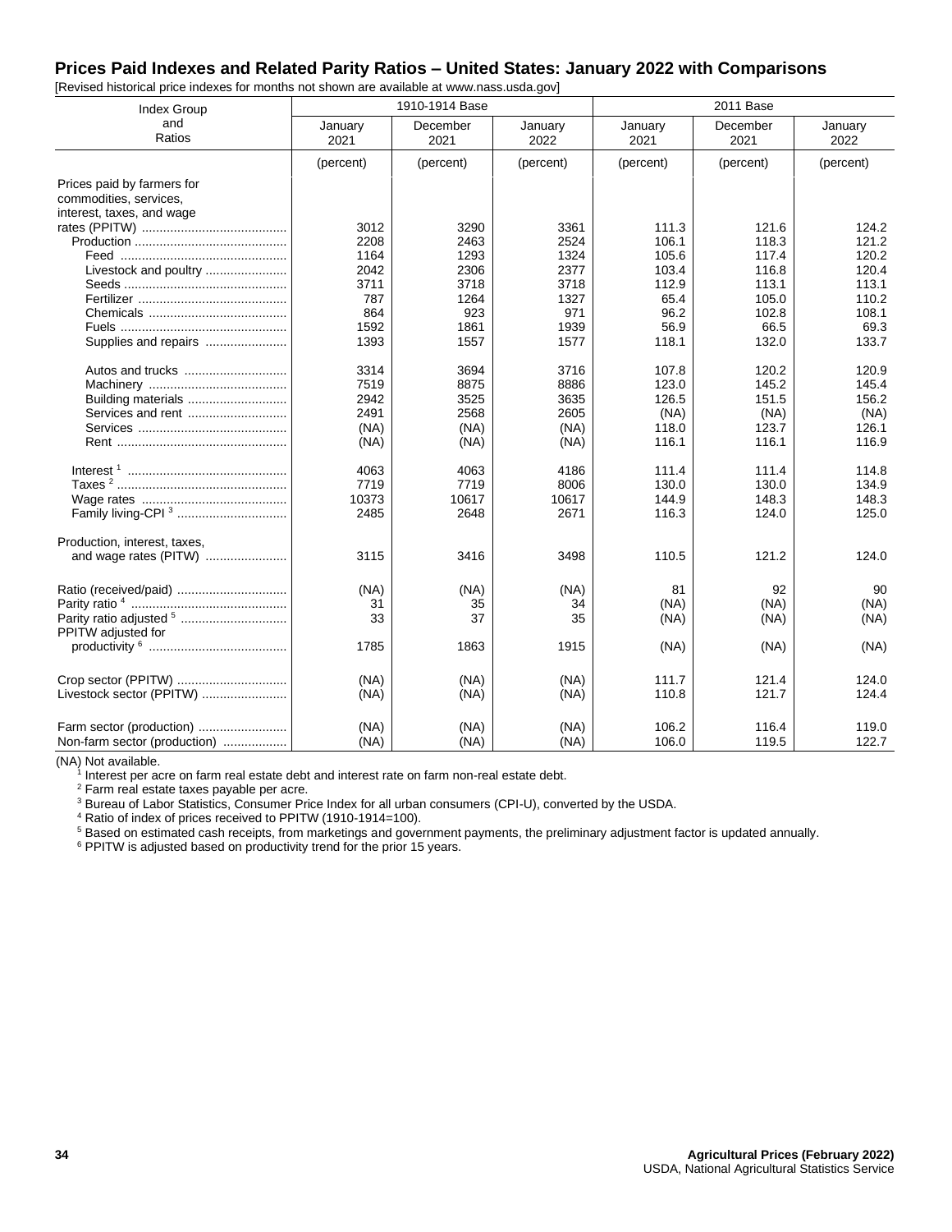## Prices Paid Indexes and Related Parity Ratios – United States: January 2022 with Comparisons

[Revised historical price indexes for months not shown are available at www.nass.usda.gov]

| Index Group and Ratios | 1910-1914 Base | | | 2011 Base | | |
|---|---|---|---|---|---|---|
| | January 2021 | December 2021 | January 2022 | January 2021 | December 2021 | January 2022 |
| | (percent) | (percent) | (percent) | (percent) | (percent) | (percent) |
| Prices paid by farmers for commodities, services, interest, taxes, and wage rates (PPITW) | 3012 | 3290 | 3361 | 111.3 | 121.6 | 124.2 |
| Production | 2208 | 2463 | 2524 | 106.1 | 118.3 | 121.2 |
| Feed | 1164 | 1293 | 1324 | 105.6 | 117.4 | 120.2 |
| Livestock and poultry | 2042 | 2306 | 2377 | 103.4 | 116.8 | 120.4 |
| Seeds | 3711 | 3718 | 3718 | 112.9 | 113.1 | 113.1 |
| Fertilizer | 787 | 1264 | 1327 | 65.4 | 105.0 | 110.2 |
| Chemicals | 864 | 923 | 971 | 96.2 | 102.8 | 108.1 |
| Fuels | 1592 | 1861 | 1939 | 56.9 | 66.5 | 69.3 |
| Supplies and repairs | 1393 | 1557 | 1577 | 118.1 | 132.0 | 133.7 |
| Autos and trucks | 3314 | 3694 | 3716 | 107.8 | 120.2 | 120.9 |
| Machinery | 7519 | 8875 | 8886 | 123.0 | 145.2 | 145.4 |
| Building materials | 2942 | 3525 | 3635 | 126.5 | 151.5 | 156.2 |
| Services and rent | 2491 | 2568 | 2605 | (NA) | (NA) | (NA) |
| Services | (NA) | (NA) | (NA) | 118.0 | 123.7 | 126.1 |
| Rent | (NA) | (NA) | (NA) | 116.1 | 116.1 | 116.9 |
| Interest [1] | 4063 | 4063 | 4186 | 111.4 | 111.4 | 114.8 |
| Taxes [2] | 7719 | 7719 | 8006 | 130.0 | 130.0 | 134.9 |
| Wage rates | 10373 | 10617 | 10617 | 144.9 | 148.3 | 148.3 |
| Family living-CPI [3] | 2485 | 2648 | 2671 | 116.3 | 124.0 | 125.0 |
| Production, interest, taxes, and wage rates (PITW) | 3115 | 3416 | 3498 | 110.5 | 121.2 | 124.0 |
| Ratio (received/paid) | (NA) | (NA) | (NA) | 81 | 92 | 90 |
| Parity ratio [4] | 31 | 35 | 34 | (NA) | (NA) | (NA) |
| Parity ratio adjusted [5] | 33 | 37 | 35 | (NA) | (NA) | (NA) |
| PPITW adjusted for productivity [6] | 1785 | 1863 | 1915 | (NA) | (NA) | (NA) |
| Crop sector (PPITW) | (NA) | (NA) | (NA) | 111.7 | 121.4 | 124.0 |
| Livestock sector (PPITW) | (NA) | (NA) | (NA) | 110.8 | 121.7 | 124.4 |
| Farm sector (production) | (NA) | (NA) | (NA) | 106.2 | 116.4 | 119.0 |
| Non-farm sector (production) | (NA) | (NA) | (NA) | 106.0 | 119.5 | 122.7 |

(NA) Not available.

[1] Interest per acre on farm real estate debt and interest rate on farm non-real estate debt.

[2] Farm real estate taxes payable per acre.

[3] Bureau of Labor Statistics, Consumer Price Index for all urban consumers (CPI-U), converted by the USDA.

[4] Ratio of index of prices received to PPITW (1910-1914=100).

[5] Based on estimated cash receipts, from marketings and government payments, the preliminary adjustment factor is updated annually.

[6] PPITW is adjusted based on productivity trend for the prior 15 years.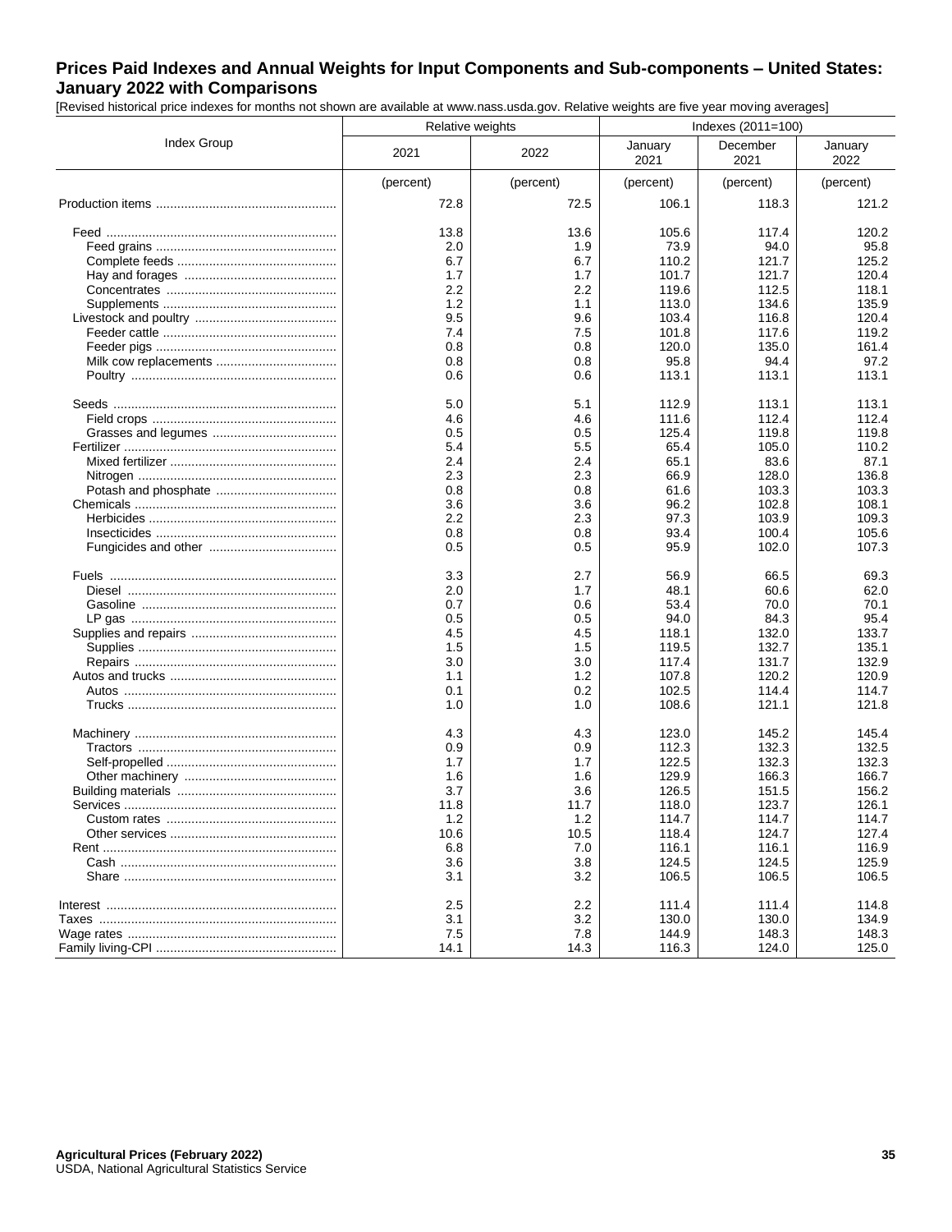## Prices Paid Indexes and Annual Weights for Input Components and Sub-components – United States: January 2022 with Comparisons

[Revised historical price indexes for months not shown are available at www.nass.usda.gov. Relative weights are five year moving averages]

| Index Group | Relative weights | | Indexes (2011=100) | | |
|---|---|---|---|---|---|
| | 2021 | 2022 | January 2021 | December 2021 | January 2022 |
| | (percent) | (percent) | (percent) | (percent) | (percent) |
| Production items | 72.8 | 72.5 | 106.1 | 118.3 | 121.2 |
| Feed | 13.8 | 13.6 | 105.6 | 117.4 | 120.2 |
| Feed grains | 2.0 | 1.9 | 73.9 | 94.0 | 95.8 |
| Complete feeds | 6.7 | 6.7 | 110.2 | 121.7 | 125.2 |
| Hay and forages | 1.7 | 1.7 | 101.7 | 121.7 | 120.4 |
| Concentrates | 2.2 | 2.2 | 119.6 | 112.5 | 118.1 |
| Supplements | 1.2 | 1.1 | 113.0 | 134.6 | 135.9 |
| Livestock and poultry | 9.5 | 9.6 | 103.4 | 116.8 | 120.4 |
| Feeder cattle | 7.4 | 7.5 | 101.8 | 117.6 | 119.2 |
| Feeder pigs | 0.8 | 0.8 | 120.0 | 135.0 | 161.4 |
| Milk cow replacements | 0.8 | 0.8 | 95.8 | 94.4 | 97.2 |
| Poultry | 0.6 | 0.6 | 113.1 | 113.1 | 113.1 |
| Seeds | 5.0 | 5.1 | 112.9 | 113.1 | 113.1 |
| Field crops | 4.6 | 4.6 | 111.6 | 112.4 | 112.4 |
| Grasses and legumes | 0.5 | 0.5 | 125.4 | 119.8 | 119.8 |
| Fertilizer | 5.4 | 5.5 | 65.4 | 105.0 | 110.2 |
| Mixed fertilizer | 2.4 | 2.4 | 65.1 | 83.6 | 87.1 |
| Nitrogen | 2.3 | 2.3 | 66.9 | 128.0 | 136.8 |
| Potash and phosphate | 0.8 | 0.8 | 61.6 | 103.3 | 103.3 |
| Chemicals | 3.6 | 3.6 | 96.2 | 102.8 | 108.1 |
| Herbicides | 2.2 | 2.3 | 97.3 | 103.9 | 109.3 |
| Insecticides | 0.8 | 0.8 | 93.4 | 100.4 | 105.6 |
| Fungicides and other | 0.5 | 0.5 | 95.9 | 102.0 | 107.3 |
| Fuels | 3.3 | 2.7 | 56.9 | 66.5 | 69.3 |
| Diesel | 2.0 | 1.7 | 48.1 | 60.6 | 62.0 |
| Gasoline | 0.7 | 0.6 | 53.4 | 70.0 | 70.1 |
| LP gas | 0.5 | 0.5 | 94.0 | 84.3 | 95.4 |
| Supplies and repairs | 4.5 | 4.5 | 118.1 | 132.0 | 133.7 |
| Supplies | 1.5 | 1.5 | 119.5 | 132.7 | 135.1 |
| Repairs | 3.0 | 3.0 | 117.4 | 131.7 | 132.9 |
| Autos and trucks | 1.1 | 1.2 | 107.8 | 120.2 | 120.9 |
| Autos | 0.1 | 0.2 | 102.5 | 114.4 | 114.7 |
| Trucks | 1.0 | 1.0 | 108.6 | 121.1 | 121.8 |
| Machinery | 4.3 | 4.3 | 123.0 | 145.2 | 145.4 |
| Tractors | 0.9 | 0.9 | 112.3 | 132.3 | 132.5 |
| Self-propelled | 1.7 | 1.7 | 122.5 | 132.3 | 132.3 |
| Other machinery | 1.6 | 1.6 | 129.9 | 166.3 | 166.7 |
| Building materials | 3.7 | 3.6 | 126.5 | 151.5 | 156.2 |
| Services | 11.8 | 11.7 | 118.0 | 123.7 | 126.1 |
| Custom rates | 1.2 | 1.2 | 114.7 | 114.7 | 114.7 |
| Other services | 10.6 | 10.5 | 118.4 | 124.7 | 127.4 |
| Rent | 6.8 | 7.0 | 116.1 | 116.1 | 116.9 |
| Cash | 3.6 | 3.8 | 124.5 | 124.5 | 125.9 |
| Share | 3.1 | 3.2 | 106.5 | 106.5 | 106.5 |
| Interest | 2.5 | 2.2 | 111.4 | 111.4 | 114.8 |
| Taxes | 3.1 | 3.2 | 130.0 | 130.0 | 134.9 |
| Wage rates | 7.5 | 7.8 | 144.9 | 148.3 | 148.3 |
| Family living-CPI | 14.1 | 14.3 | 116.3 | 124.0 | 125.0 |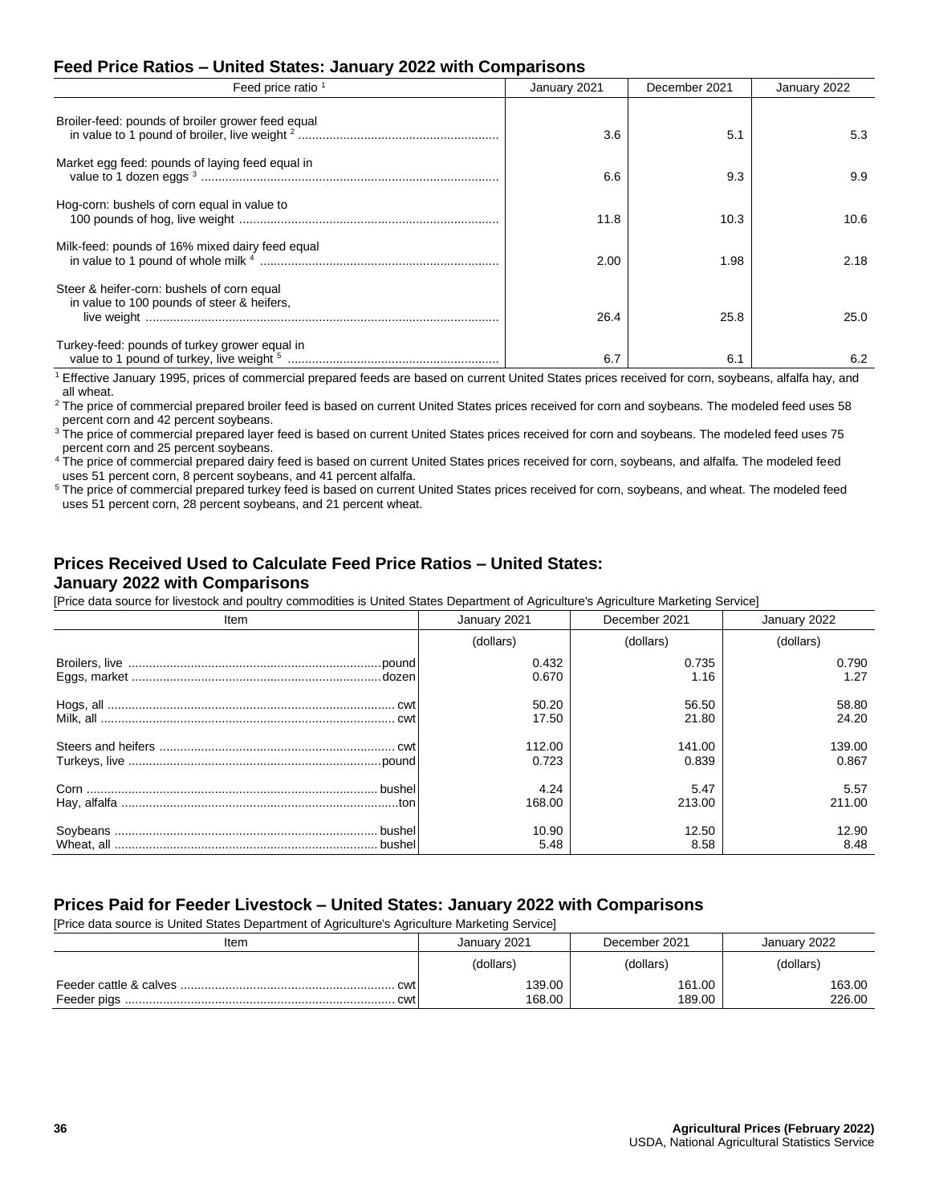## Feed Price Ratios – United States: January 2022 with Comparisons

| Feed price ratio [1] | January 2021 | December 2021 | January 2022 |
|---|---|---|---|
| Broiler-feed: pounds of broiler grower feed equal in value to 1 pound of broiler, live weight [2] | 3.6 | 5.1 | 5.3 |
| Market egg feed: pounds of laying feed equal in value to 1 dozen eggs [3] | 6.6 | 9.3 | 9.9 |
| Hog-corn: bushels of corn equal in value to 100 pounds of hog, live weight | 11.8 | 10.3 | 10.6 |
| Milk-feed: pounds of 16% mixed dairy feed equal in value to 1 pound of whole milk [4] | 2.00 | 1.98 | 2.18 |
| Steer & heifer-corn: bushels of corn equal in value to 100 pounds of steer & heifers, live weight | 26.4 | 25.8 | 25.0 |
| Turkey-feed: pounds of turkey grower equal in value to 1 pound of turkey, live weight [5] | 6.7 | 6.1 | 6.2 |

[1] Effective January 1995, prices of commercial prepared feeds are based on current United States prices received for corn, soybeans, alfalfa hay, and all wheat.
[2] The price of commercial prepared broiler feed is based on current United States prices received for corn and soybeans. The modeled feed uses 58 percent corn and 42 percent soybeans.
[3] The price of commercial prepared layer feed is based on current United States prices received for corn and soybeans. The modeled feed uses 75 percent corn and 25 percent soybeans.
[4] The price of commercial prepared dairy feed is based on current United States prices received for corn, soybeans, and alfalfa. The modeled feed uses 51 percent corn, 8 percent soybeans, and 41 percent alfalfa.
[5] The price of commercial prepared turkey feed is based on current United States prices received for corn, soybeans, and wheat. The modeled feed uses 51 percent corn, 28 percent soybeans, and 21 percent wheat.

## Prices Received Used to Calculate Feed Price Ratios – United States: January 2022 with Comparisons

[Price data source for livestock and poultry commodities is United States Department of Agriculture's Agriculture Marketing Service]

| Item | January 2021 | December 2021 | January 2022 |
|---|---|---|---|
| | (dollars) | (dollars) | (dollars) |
| Broilers, live ........ pound | 0.432 | 0.735 | 0.790 |
| Eggs, market ........ dozen | 0.670 | 1.16 | 1.27 |
| Hogs, all ........ cwt | 50.20 | 56.50 | 58.80 |
| Milk, all ........ cwt | 17.50 | 21.80 | 24.20 |
| Steers and heifers ........ cwt | 112.00 | 141.00 | 139.00 |
| Turkeys, live ........ pound | 0.723 | 0.839 | 0.867 |
| Corn ........ bushel | 4.24 | 5.47 | 5.57 |
| Hay, alfalfa ........ ton | 168.00 | 213.00 | 211.00 |
| Soybeans ........ bushel | 10.90 | 12.50 | 12.90 |
| Wheat, all ........ bushel | 5.48 | 8.58 | 8.48 |

## Prices Paid for Feeder Livestock – United States: January 2022 with Comparisons

[Price data source is United States Department of Agriculture's Agriculture Marketing Service]

| Item | January 2021 | December 2021 | January 2022 |
|---|---|---|---|
| | (dollars) | (dollars) | (dollars) |
| Feeder cattle & calves ........ cwt | 139.00 | 161.00 | 163.00 |
| Feeder pigs ........ cwt | 168.00 | 189.00 | 226.00 |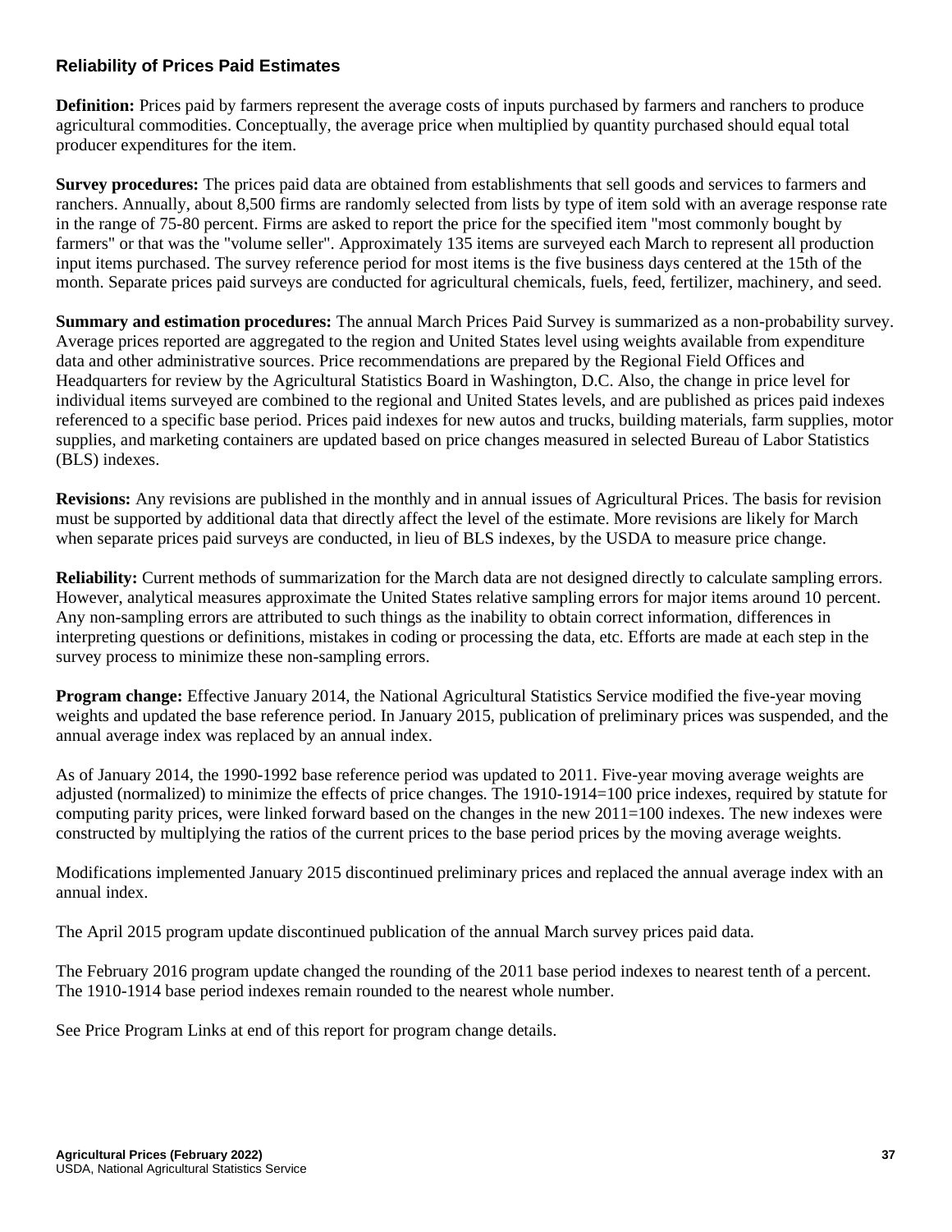## Reliability of Prices Paid Estimates

**Definition:** Prices paid by farmers represent the average costs of inputs purchased by farmers and ranchers to produce agricultural commodities. Conceptually, the average price when multiplied by quantity purchased should equal total producer expenditures for the item.

**Survey procedures:** The prices paid data are obtained from establishments that sell goods and services to farmers and ranchers. Annually, about 8,500 firms are randomly selected from lists by type of item sold with an average response rate in the range of 75-80 percent. Firms are asked to report the price for the specified item "most commonly bought by farmers" or that was the "volume seller". Approximately 135 items are surveyed each March to represent all production input items purchased. The survey reference period for most items is the five business days centered at the 15th of the month. Separate prices paid surveys are conducted for agricultural chemicals, fuels, feed, fertilizer, machinery, and seed.

**Summary and estimation procedures:** The annual March Prices Paid Survey is summarized as a non-probability survey. Average prices reported are aggregated to the region and United States level using weights available from expenditure data and other administrative sources. Price recommendations are prepared by the Regional Field Offices and Headquarters for review by the Agricultural Statistics Board in Washington, D.C. Also, the change in price level for individual items surveyed are combined to the regional and United States levels, and are published as prices paid indexes referenced to a specific base period. Prices paid indexes for new autos and trucks, building materials, farm supplies, motor supplies, and marketing containers are updated based on price changes measured in selected Bureau of Labor Statistics (BLS) indexes.

**Revisions:** Any revisions are published in the monthly and in annual issues of Agricultural Prices. The basis for revision must be supported by additional data that directly affect the level of the estimate. More revisions are likely for March when separate prices paid surveys are conducted, in lieu of BLS indexes, by the USDA to measure price change.

**Reliability:** Current methods of summarization for the March data are not designed directly to calculate sampling errors. However, analytical measures approximate the United States relative sampling errors for major items around 10 percent. Any non-sampling errors are attributed to such things as the inability to obtain correct information, differences in interpreting questions or definitions, mistakes in coding or processing the data, etc. Efforts are made at each step in the survey process to minimize these non-sampling errors.

**Program change:** Effective January 2014, the National Agricultural Statistics Service modified the five-year moving weights and updated the base reference period. In January 2015, publication of preliminary prices was suspended, and the annual average index was replaced by an annual index.

As of January 2014, the 1990-1992 base reference period was updated to 2011. Five-year moving average weights are adjusted (normalized) to minimize the effects of price changes. The 1910-1914=100 price indexes, required by statute for computing parity prices, were linked forward based on the changes in the new 2011=100 indexes. The new indexes were constructed by multiplying the ratios of the current prices to the base period prices by the moving average weights.

Modifications implemented January 2015 discontinued preliminary prices and replaced the annual average index with an annual index.

The April 2015 program update discontinued publication of the annual March survey prices paid data.

The February 2016 program update changed the rounding of the 2011 base period indexes to nearest tenth of a percent. The 1910-1914 base period indexes remain rounded to the nearest whole number.

See Price Program Links at end of this report for program change details.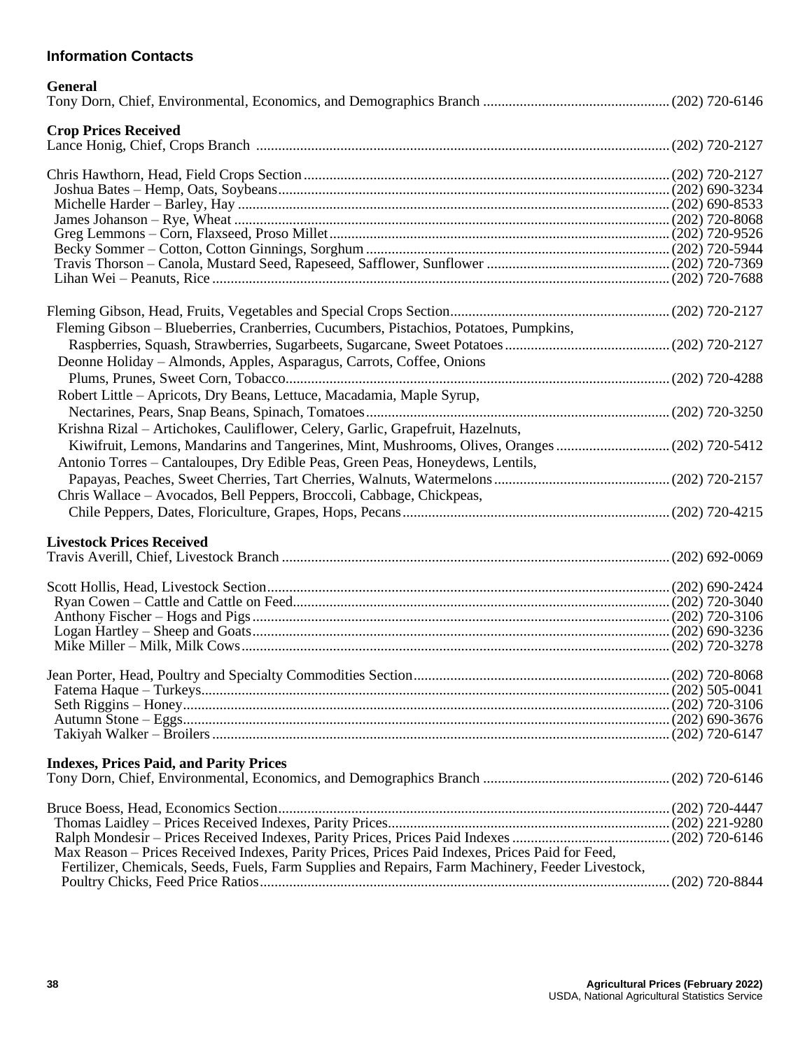## Information Contacts

### General

Tony Dorn, Chief, Environmental, Economics, and Demographics Branch .................................................. (202) 720-6146

### Crop Prices Received

Lance Honig, Chief, Crops Branch ................................................................................................................ (202) 720-2127

Chris Hawthorn, Head, Field Crops Section ..................................................................................................... (202) 720-2127
- Joshua Bates – Hemp, Oats, Soybeans .......................................................................................................... (202) 690-3234
- Michelle Harder – Barley, Hay ...................................................................................................................... (202) 690-8533
- James Johanson – Rye, Wheat ..................................................................................................................... (202) 720-8068
- Greg Lemmons – Corn, Flaxseed, Proso Millet ............................................................................................ (202) 720-9526
- Becky Sommer – Cotton, Cotton Ginnings, Sorghum ................................................................................... (202) 720-5944
- Travis Thorson – Canola, Mustard Seed, Rapeseed, Safflower, Sunflower .................................................. (202) 720-7369
- Lihan Wei – Peanuts, Rice ............................................................................................................................ (202) 720-7688

Fleming Gibson, Head, Fruits, Vegetables and Special Crops Section ............................................................ (202) 720-2127
- Fleming Gibson – Blueberries, Cranberries, Cucumbers, Pistachios, Potatoes, Pumpkins, Raspberries, Squash, Strawberries, Sugarbeets, Sugarcane, Sweet Potatoes ............................................ (202) 720-2127
- Deonne Holiday – Almonds, Apples, Asparagus, Carrots, Coffee, Onions Plums, Prunes, Sweet Corn, Tobacco ......................................................................................................... (202) 720-4288
- Robert Little – Apricots, Dry Beans, Lettuce, Macadamia, Maple Syrup, Nectarines, Pears, Snap Beans, Spinach, Tomatoes .................................................................................. (202) 720-3250
- Krishna Rizal – Artichokes, Cauliflower, Celery, Garlic, Grapefruit, Hazelnuts, Kiwifruit, Lemons, Mandarins and Tangerines, Mint, Mushrooms, Olives, Oranges .............................. (202) 720-5412
- Antonio Torres – Cantaloupes, Dry Edible Peas, Green Peas, Honeydews, Lentils, Papayas, Peaches, Sweet Cherries, Tart Cherries, Walnuts, Watermelons ............................................... (202) 720-2157
- Chris Wallace – Avocados, Bell Peppers, Broccoli, Cabbage, Chickpeas, Chile Peppers, Dates, Floriculture, Grapes, Hops, Pecans ........................................................................ (202) 720-4215

### Livestock Prices Received

Travis Averill, Chief, Livestock Branch ......................................................................................................... (202) 692-0069

Scott Hollis, Head, Livestock Section ............................................................................................................. (202) 690-2424
- Ryan Cowen – Cattle and Cattle on Feed ...................................................................................................... (202) 720-3040
- Anthony Fischer – Hogs and Pigs ................................................................................................................. (202) 720-3106
- Logan Hartley – Sheep and Goats ................................................................................................................. (202) 690-3236
- Mike Miller – Milk, Milk Cows ..................................................................................................................... (202) 720-3278

Jean Porter, Head, Poultry and Specialty Commodities Section ..................................................................... (202) 720-8068
- Fatema Haque – Turkeys ............................................................................................................................... (202) 505-0041
- Seth Riggins – Honey .................................................................................................................................... (202) 720-3106
- Autumn Stone – Eggs .................................................................................................................................... (202) 690-3676
- Takiyah Walker – Broilers ............................................................................................................................ (202) 720-6147

### Indexes, Prices Paid, and Parity Prices

Tony Dorn, Chief, Environmental, Economics, and Demographics Branch .................................................. (202) 720-6146

Bruce Boess, Head, Economics Section .......................................................................................................... (202) 720-4447
- Thomas Laidley – Prices Received Indexes, Parity Prices ............................................................................ (202) 221-9280
- Ralph Mondesir – Prices Received Indexes, Parity Prices, Prices Paid Indexes ........................................... (202) 720-6146
- Max Reason – Prices Received Indexes, Parity Prices, Prices Paid Indexes, Prices Paid for Feed, Fertilizer, Chemicals, Seeds, Fuels, Farm Supplies and Repairs, Farm Machinery, Feeder Livestock, Poultry Chicks, Feed Price Ratios ............................................................................................................... (202) 720-8844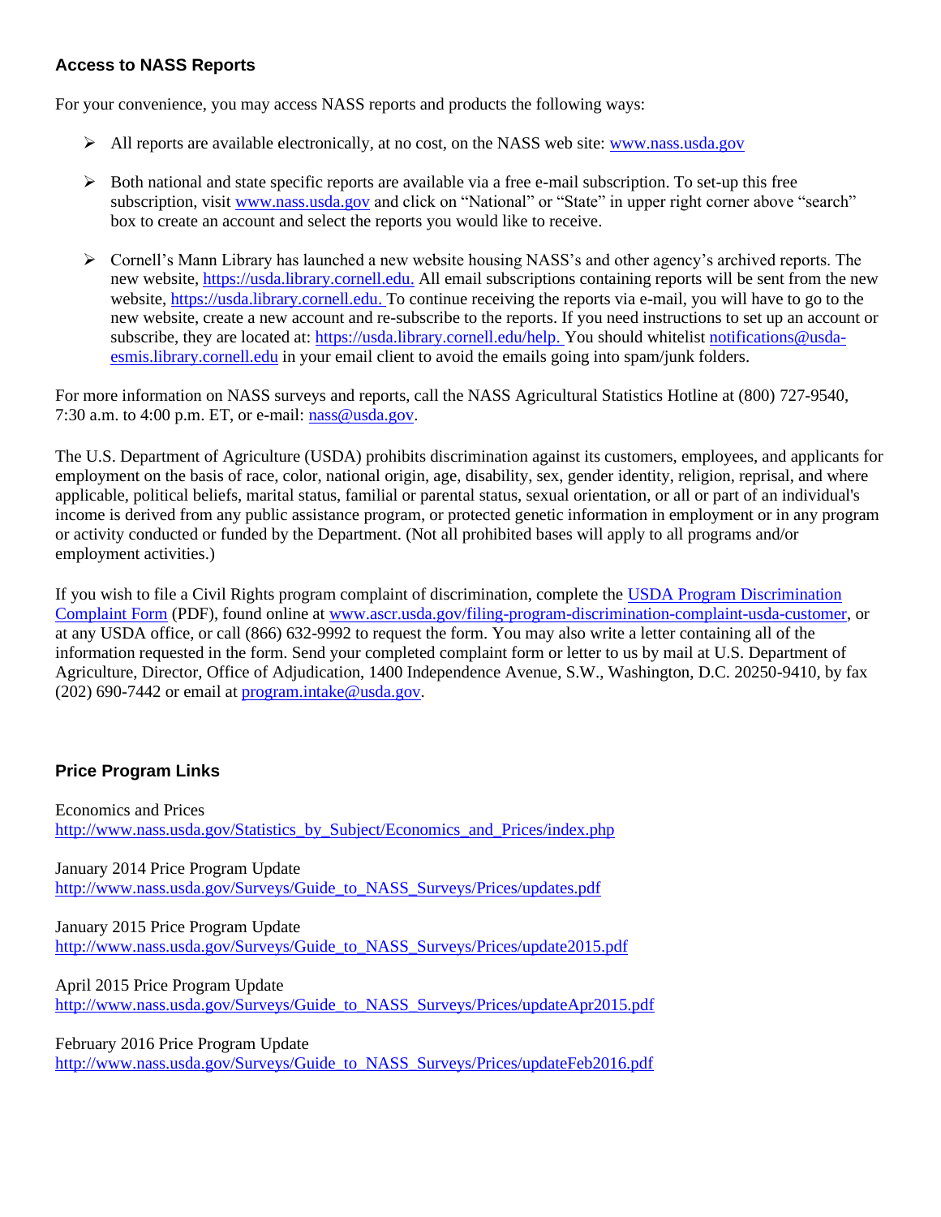## Access to NASS Reports

For your convenience, you may access NASS reports and products the following ways:

- All reports are available electronically, at no cost, on the NASS web site: www.nass.usda.gov

- Both national and state specific reports are available via a free e-mail subscription. To set-up this free subscription, visit www.nass.usda.gov and click on "National" or "State" in upper right corner above "search" box to create an account and select the reports you would like to receive.

- Cornell's Mann Library has launched a new website housing NASS's and other agency's archived reports. The new website, https://usda.library.cornell.edu. All email subscriptions containing reports will be sent from the new website, https://usda.library.cornell.edu. To continue receiving the reports via e-mail, you will have to go to the new website, create a new account and re-subscribe to the reports. If you need instructions to set up an account or subscribe, they are located at: https://usda.library.cornell.edu/help. You should whitelist notifications@usda-esmis.library.cornell.edu in your email client to avoid the emails going into spam/junk folders.

For more information on NASS surveys and reports, call the NASS Agricultural Statistics Hotline at (800) 727-9540, 7:30 a.m. to 4:00 p.m. ET, or e-mail: nass@usda.gov.

The U.S. Department of Agriculture (USDA) prohibits discrimination against its customers, employees, and applicants for employment on the basis of race, color, national origin, age, disability, sex, gender identity, religion, reprisal, and where applicable, political beliefs, marital status, familial or parental status, sexual orientation, or all or part of an individual's income is derived from any public assistance program, or protected genetic information in employment or in any program or activity conducted or funded by the Department. (Not all prohibited bases will apply to all programs and/or employment activities.)

If you wish to file a Civil Rights program complaint of discrimination, complete the USDA Program Discrimination Complaint Form (PDF), found online at www.ascr.usda.gov/filing-program-discrimination-complaint-usda-customer, or at any USDA office, or call (866) 632-9992 to request the form. You may also write a letter containing all of the information requested in the form. Send your completed complaint form or letter to us by mail at U.S. Department of Agriculture, Director, Office of Adjudication, 1400 Independence Avenue, S.W., Washington, D.C. 20250-9410, by fax (202) 690-7442 or email at program.intake@usda.gov.

## Price Program Links

Economics and Prices
http://www.nass.usda.gov/Statistics_by_Subject/Economics_and_Prices/index.php

January 2014 Price Program Update
http://www.nass.usda.gov/Surveys/Guide_to_NASS_Surveys/Prices/updates.pdf

January 2015 Price Program Update
http://www.nass.usda.gov/Surveys/Guide_to_NASS_Surveys/Prices/update2015.pdf

April 2015 Price Program Update
http://www.nass.usda.gov/Surveys/Guide_to_NASS_Surveys/Prices/updateApr2015.pdf

February 2016 Price Program Update
http://www.nass.usda.gov/Surveys/Guide_to_NASS_Surveys/Prices/updateFeb2016.pdf